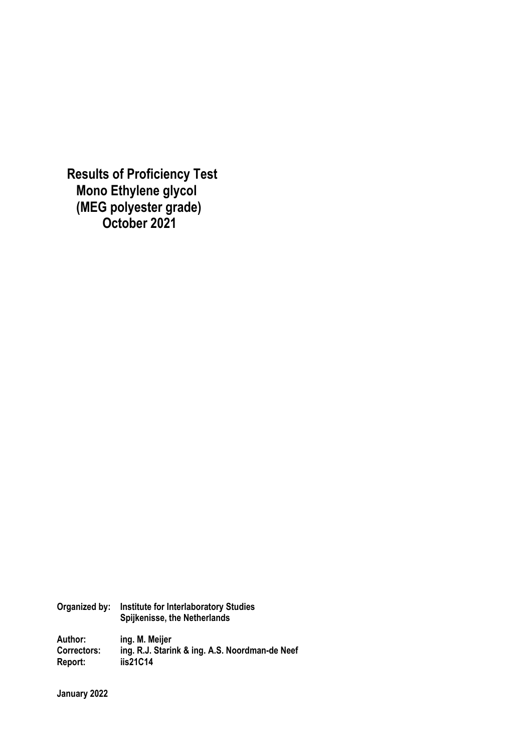# Results of Proficiency Test
# Mono Ethylene glycol
# (MEG polyester grade)
# October 2021

**Organized by:** Institute for Interlaboratory Studies
Spijkenisse, the Netherlands

**Author:** ing. M. Meijer
**Correctors:** ing. R.J. Starink & ing. A.S. Noordman-de Neef
**Report:** iis21C14

**January 2022**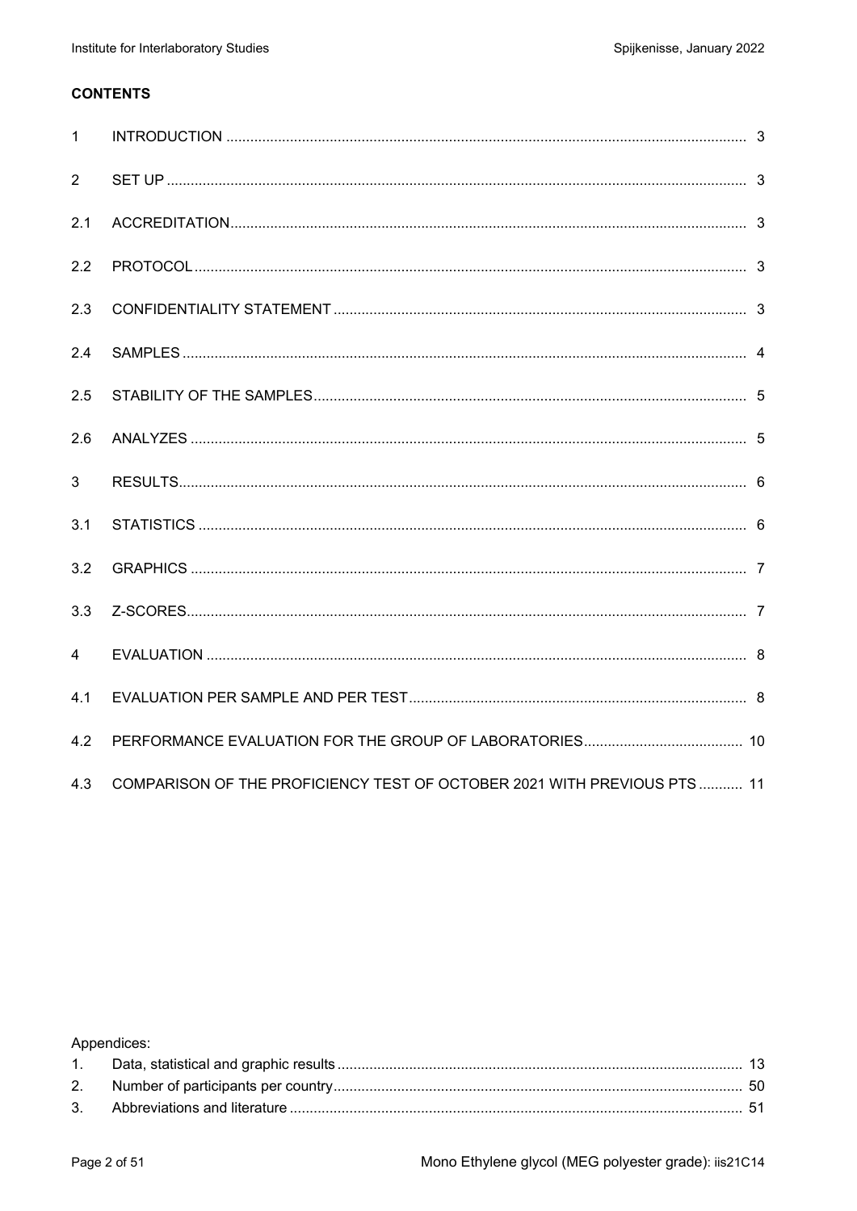**CONTENTS**

| | | |
|---|---|---|
| 1 | INTRODUCTION | 3 |
| 2 | SET UP | 3 |
| 2.1 | ACCREDITATION | 3 |
| 2.2 | PROTOCOL | 3 |
| 2.3 | CONFIDENTIALITY STATEMENT | 3 |
| 2.4 | SAMPLES | 4 |
| 2.5 | STABILITY OF THE SAMPLES | 5 |
| 2.6 | ANALYZES | 5 |
| 3 | RESULTS | 6 |
| 3.1 | STATISTICS | 6 |
| 3.2 | GRAPHICS | 7 |
| 3.3 | Z-SCORES | 7 |
| 4 | EVALUATION | 8 |
| 4.1 | EVALUATION PER SAMPLE AND PER TEST | 8 |
| 4.2 | PERFORMANCE EVALUATION FOR THE GROUP OF LABORATORIES | 10 |
| 4.3 | COMPARISON OF THE PROFICIENCY TEST OF OCTOBER 2021 WITH PREVIOUS PTS | 11 |

Appendices:

| | | |
|---|---|---|
| 1. | Data, statistical and graphic results | 13 |
| 2. | Number of participants per country | 50 |
| 3. | Abbreviations and literature | 51 |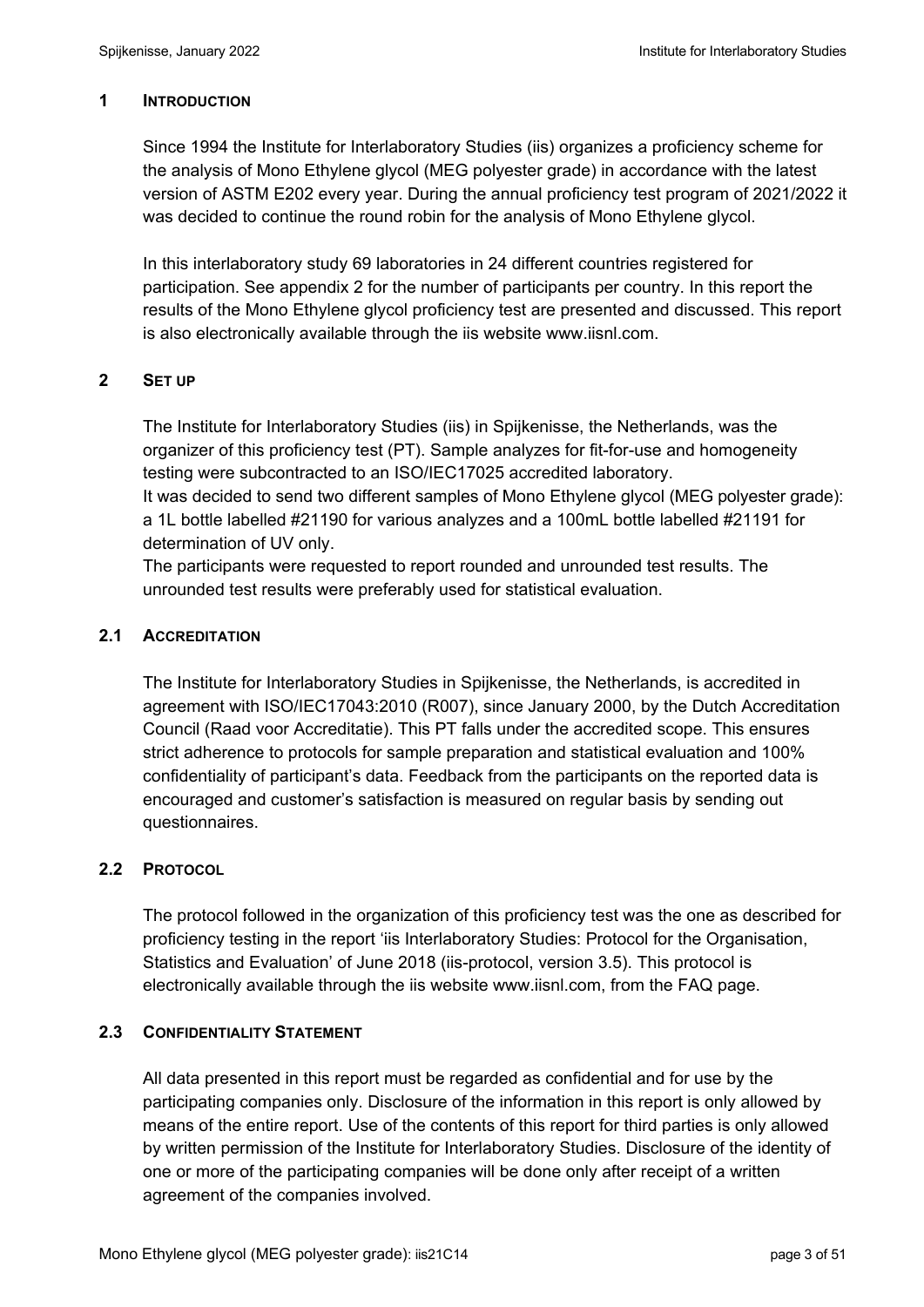## 1 INTRODUCTION

Since 1994 the Institute for Interlaboratory Studies (iis) organizes a proficiency scheme for the analysis of Mono Ethylene glycol (MEG polyester grade) in accordance with the latest version of ASTM E202 every year. During the annual proficiency test program of 2021/2022 it was decided to continue the round robin for the analysis of Mono Ethylene glycol.

In this interlaboratory study 69 laboratories in 24 different countries registered for participation. See appendix 2 for the number of participants per country. In this report the results of the Mono Ethylene glycol proficiency test are presented and discussed. This report is also electronically available through the iis website www.iisnl.com.

## 2 SET UP

The Institute for Interlaboratory Studies (iis) in Spijkenisse, the Netherlands, was the organizer of this proficiency test (PT). Sample analyzes for fit-for-use and homogeneity testing were subcontracted to an ISO/IEC17025 accredited laboratory.
It was decided to send two different samples of Mono Ethylene glycol (MEG polyester grade): a 1L bottle labelled #21190 for various analyzes and a 100mL bottle labelled #21191 for determination of UV only.
The participants were requested to report rounded and unrounded test results. The unrounded test results were preferably used for statistical evaluation.

### 2.1 ACCREDITATION

The Institute for Interlaboratory Studies in Spijkenisse, the Netherlands, is accredited in agreement with ISO/IEC17043:2010 (R007), since January 2000, by the Dutch Accreditation Council (Raad voor Accreditatie). This PT falls under the accredited scope. This ensures strict adherence to protocols for sample preparation and statistical evaluation and 100% confidentiality of participant's data. Feedback from the participants on the reported data is encouraged and customer's satisfaction is measured on regular basis by sending out questionnaires.

### 2.2 PROTOCOL

The protocol followed in the organization of this proficiency test was the one as described for proficiency testing in the report 'iis Interlaboratory Studies: Protocol for the Organisation, Statistics and Evaluation' of June 2018 (iis-protocol, version 3.5). This protocol is electronically available through the iis website www.iisnl.com, from the FAQ page.

### 2.3 CONFIDENTIALITY STATEMENT

All data presented in this report must be regarded as confidential and for use by the participating companies only. Disclosure of the information in this report is only allowed by means of the entire report. Use of the contents of this report for third parties is only allowed by written permission of the Institute for Interlaboratory Studies. Disclosure of the identity of one or more of the participating companies will be done only after receipt of a written agreement of the companies involved.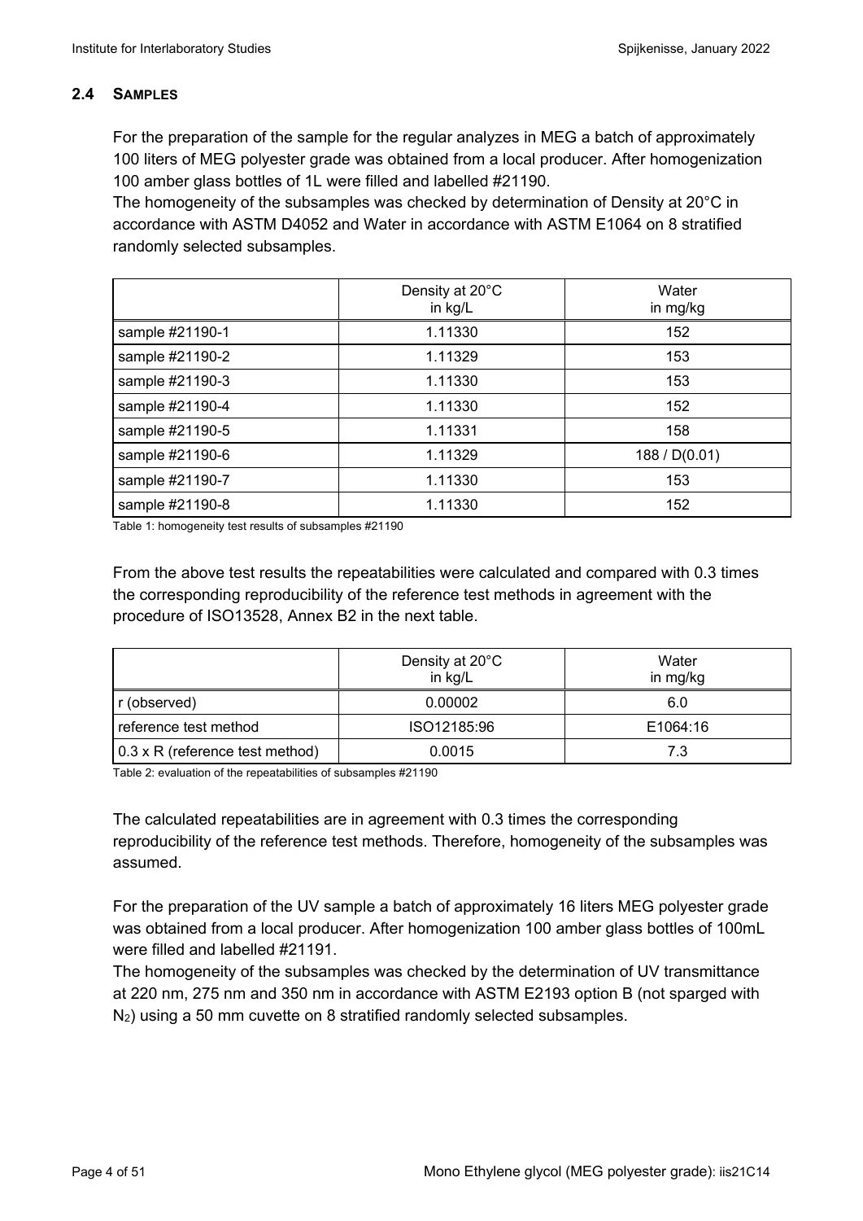## 2.4 SAMPLES

For the preparation of the sample for the regular analyzes in MEG a batch of approximately 100 liters of MEG polyester grade was obtained from a local producer. After homogenization 100 amber glass bottles of 1L were filled and labelled #21190.

The homogeneity of the subsamples was checked by determination of Density at 20°C in accordance with ASTM D4052 and Water in accordance with ASTM E1064 on 8 stratified randomly selected subsamples.

| | Density at 20°C in kg/L | Water in mg/kg |
|---|---|---|
| sample #21190-1 | 1.11330 | 152 |
| sample #21190-2 | 1.11329 | 153 |
| sample #21190-3 | 1.11330 | 153 |
| sample #21190-4 | 1.11330 | 152 |
| sample #21190-5 | 1.11331 | 158 |
| sample #21190-6 | 1.11329 | 188 / D(0.01) |
| sample #21190-7 | 1.11330 | 153 |
| sample #21190-8 | 1.11330 | 152 |

Table 1: homogeneity test results of subsamples #21190

From the above test results the repeatabilities were calculated and compared with 0.3 times the corresponding reproducibility of the reference test methods in agreement with the procedure of ISO13528, Annex B2 in the next table.

| | Density at 20°C in kg/L | Water in mg/kg |
|---|---|---|
| r (observed) | 0.00002 | 6.0 |
| reference test method | ISO12185:96 | E1064:16 |
| 0.3 x R (reference test method) | 0.0015 | 7.3 |

Table 2: evaluation of the repeatabilities of subsamples #21190

The calculated repeatabilities are in agreement with 0.3 times the corresponding reproducibility of the reference test methods. Therefore, homogeneity of the subsamples was assumed.

For the preparation of the UV sample a batch of approximately 16 liters MEG polyester grade was obtained from a local producer. After homogenization 100 amber glass bottles of 100mL were filled and labelled #21191.

The homogeneity of the subsamples was checked by the determination of UV transmittance at 220 nm, 275 nm and 350 nm in accordance with ASTM E2193 option B (not sparged with $N_2$) using a 50 mm cuvette on 8 stratified randomly selected subsamples.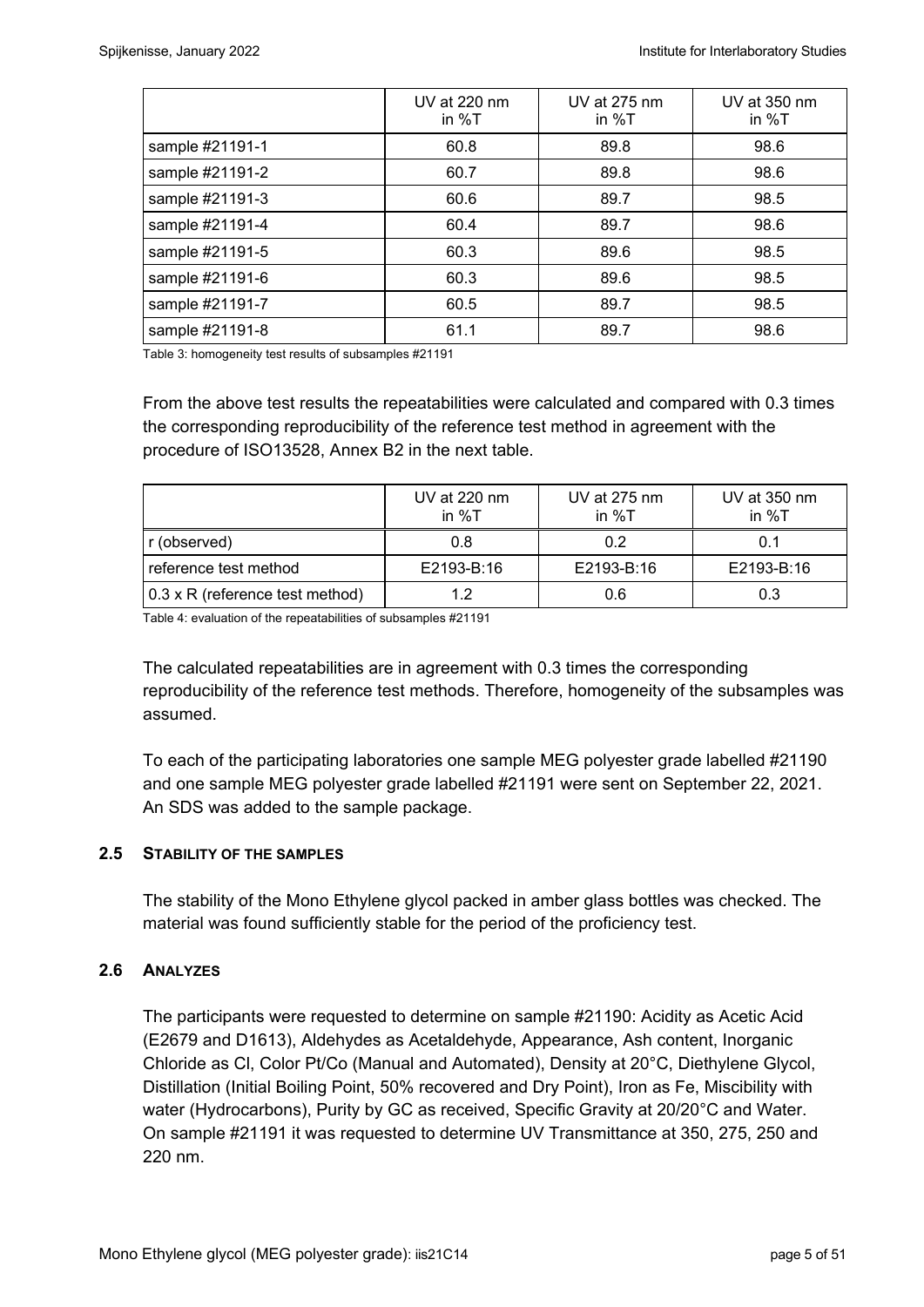|  | UV at 220 nm in %T | UV at 275 nm in %T | UV at 350 nm in %T |
|---|---|---|---|
| sample #21191-1 | 60.8 | 89.8 | 98.6 |
| sample #21191-2 | 60.7 | 89.8 | 98.6 |
| sample #21191-3 | 60.6 | 89.7 | 98.5 |
| sample #21191-4 | 60.4 | 89.7 | 98.6 |
| sample #21191-5 | 60.3 | 89.6 | 98.5 |
| sample #21191-6 | 60.3 | 89.6 | 98.5 |
| sample #21191-7 | 60.5 | 89.7 | 98.5 |
| sample #21191-8 | 61.1 | 89.7 | 98.6 |

Table 3: homogeneity test results of subsamples #21191

From the above test results the repeatabilities were calculated and compared with 0.3 times the corresponding reproducibility of the reference test method in agreement with the procedure of ISO13528, Annex B2 in the next table.

|  | UV at 220 nm in %T | UV at 275 nm in %T | UV at 350 nm in %T |
|---|---|---|---|
| r (observed) | 0.8 | 0.2 | 0.1 |
| reference test method | E2193-B:16 | E2193-B:16 | E2193-B:16 |
| 0.3 x R (reference test method) | 1.2 | 0.6 | 0.3 |

Table 4: evaluation of the repeatabilities of subsamples #21191

The calculated repeatabilities are in agreement with 0.3 times the corresponding reproducibility of the reference test methods. Therefore, homogeneity of the subsamples was assumed.

To each of the participating laboratories one sample MEG polyester grade labelled #21190 and one sample MEG polyester grade labelled #21191 were sent on September 22, 2021. An SDS was added to the sample package.

## 2.5 STABILITY OF THE SAMPLES

The stability of the Mono Ethylene glycol packed in amber glass bottles was checked. The material was found sufficiently stable for the period of the proficiency test.

## 2.6 ANALYZES

The participants were requested to determine on sample #21190: Acidity as Acetic Acid (E2679 and D1613), Aldehydes as Acetaldehyde, Appearance, Ash content, Inorganic Chloride as Cl, Color Pt/Co (Manual and Automated), Density at 20°C, Diethylene Glycol, Distillation (Initial Boiling Point, 50% recovered and Dry Point), Iron as Fe, Miscibility with water (Hydrocarbons), Purity by GC as received, Specific Gravity at 20/20°C and Water. On sample #21191 it was requested to determine UV Transmittance at 350, 275, 250 and 220 nm.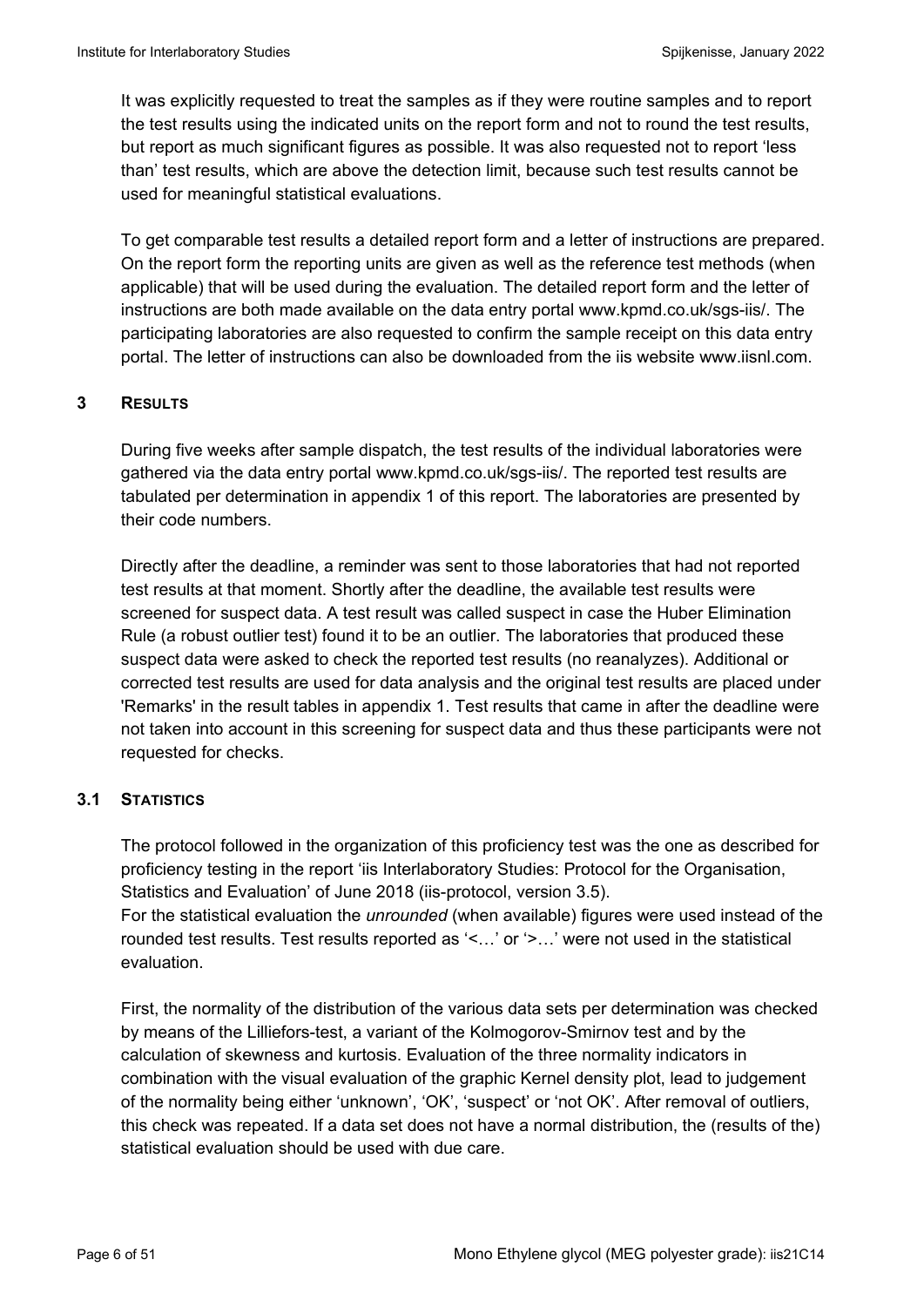It was explicitly requested to treat the samples as if they were routine samples and to report the test results using the indicated units on the report form and not to round the test results, but report as much significant figures as possible. It was also requested not to report 'less than' test results, which are above the detection limit, because such test results cannot be used for meaningful statistical evaluations.

To get comparable test results a detailed report form and a letter of instructions are prepared. On the report form the reporting units are given as well as the reference test methods (when applicable) that will be used during the evaluation. The detailed report form and the letter of instructions are both made available on the data entry portal www.kpmd.co.uk/sgs-iis/. The participating laboratories are also requested to confirm the sample receipt on this data entry portal. The letter of instructions can also be downloaded from the iis website www.iisnl.com.

## 3 RESULTS

During five weeks after sample dispatch, the test results of the individual laboratories were gathered via the data entry portal www.kpmd.co.uk/sgs-iis/. The reported test results are tabulated per determination in appendix 1 of this report. The laboratories are presented by their code numbers.

Directly after the deadline, a reminder was sent to those laboratories that had not reported test results at that moment. Shortly after the deadline, the available test results were screened for suspect data. A test result was called suspect in case the Huber Elimination Rule (a robust outlier test) found it to be an outlier. The laboratories that produced these suspect data were asked to check the reported test results (no reanalyzes). Additional or corrected test results are used for data analysis and the original test results are placed under 'Remarks' in the result tables in appendix 1. Test results that came in after the deadline were not taken into account in this screening for suspect data and thus these participants were not requested for checks.

### 3.1 STATISTICS

The protocol followed in the organization of this proficiency test was the one as described for proficiency testing in the report 'iis Interlaboratory Studies: Protocol for the Organisation, Statistics and Evaluation' of June 2018 (iis-protocol, version 3.5).
For the statistical evaluation the *unrounded* (when available) figures were used instead of the rounded test results. Test results reported as '<…' or '>…' were not used in the statistical evaluation.

First, the normality of the distribution of the various data sets per determination was checked by means of the Lilliefors-test, a variant of the Kolmogorov-Smirnov test and by the calculation of skewness and kurtosis. Evaluation of the three normality indicators in combination with the visual evaluation of the graphic Kernel density plot, lead to judgement of the normality being either 'unknown', 'OK', 'suspect' or 'not OK'. After removal of outliers, this check was repeated. If a data set does not have a normal distribution, the (results of the) statistical evaluation should be used with due care.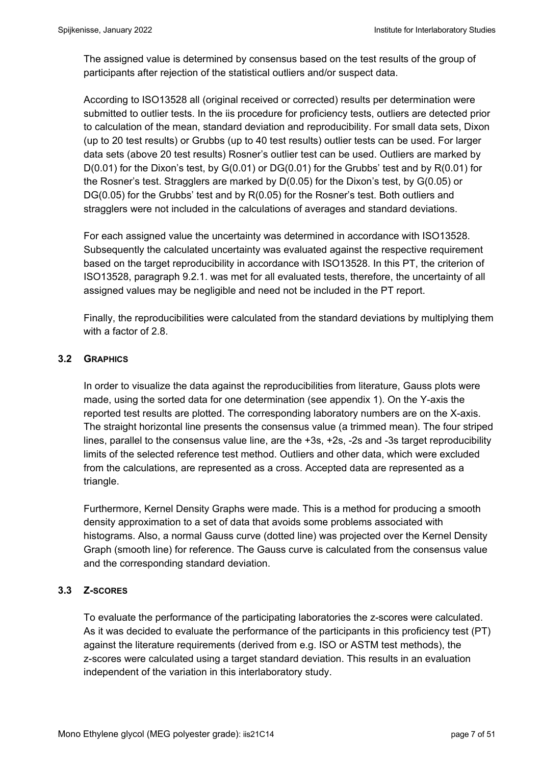The assigned value is determined by consensus based on the test results of the group of participants after rejection of the statistical outliers and/or suspect data.

According to ISO13528 all (original received or corrected) results per determination were submitted to outlier tests. In the iis procedure for proficiency tests, outliers are detected prior to calculation of the mean, standard deviation and reproducibility. For small data sets, Dixon (up to 20 test results) or Grubbs (up to 40 test results) outlier tests can be used. For larger data sets (above 20 test results) Rosner's outlier test can be used. Outliers are marked by D(0.01) for the Dixon's test, by G(0.01) or DG(0.01) for the Grubbs' test and by R(0.01) for the Rosner's test. Stragglers are marked by D(0.05) for the Dixon's test, by G(0.05) or DG(0.05) for the Grubbs' test and by R(0.05) for the Rosner's test. Both outliers and stragglers were not included in the calculations of averages and standard deviations.

For each assigned value the uncertainty was determined in accordance with ISO13528. Subsequently the calculated uncertainty was evaluated against the respective requirement based on the target reproducibility in accordance with ISO13528. In this PT, the criterion of ISO13528, paragraph 9.2.1. was met for all evaluated tests, therefore, the uncertainty of all assigned values may be negligible and need not be included in the PT report.

Finally, the reproducibilities were calculated from the standard deviations by multiplying them with a factor of 2.8.

### 3.2 GRAPHICS

In order to visualize the data against the reproducibilities from literature, Gauss plots were made, using the sorted data for one determination (see appendix 1). On the Y-axis the reported test results are plotted. The corresponding laboratory numbers are on the X-axis. The straight horizontal line presents the consensus value (a trimmed mean). The four striped lines, parallel to the consensus value line, are the +3s, +2s, -2s and -3s target reproducibility limits of the selected reference test method. Outliers and other data, which were excluded from the calculations, are represented as a cross. Accepted data are represented as a triangle.

Furthermore, Kernel Density Graphs were made. This is a method for producing a smooth density approximation to a set of data that avoids some problems associated with histograms. Also, a normal Gauss curve (dotted line) was projected over the Kernel Density Graph (smooth line) for reference. The Gauss curve is calculated from the consensus value and the corresponding standard deviation.

### 3.3 Z-SCORES

To evaluate the performance of the participating laboratories the z-scores were calculated. As it was decided to evaluate the performance of the participants in this proficiency test (PT) against the literature requirements (derived from e.g. ISO or ASTM test methods), the z-scores were calculated using a target standard deviation. This results in an evaluation independent of the variation in this interlaboratory study.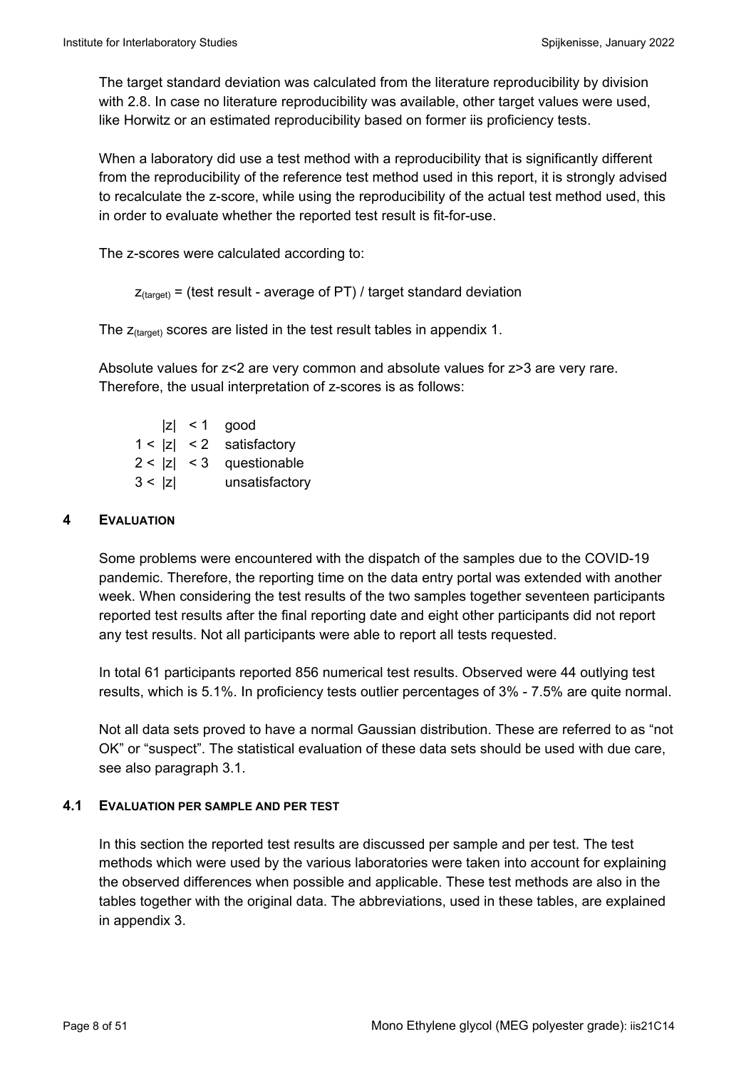The target standard deviation was calculated from the literature reproducibility by division with 2.8. In case no literature reproducibility was available, other target values were used, like Horwitz or an estimated reproducibility based on former iis proficiency tests.

When a laboratory did use a test method with a reproducibility that is significantly different from the reproducibility of the reference test method used in this report, it is strongly advised to recalculate the z-score, while using the reproducibility of the actual test method used, this in order to evaluate whether the reported test result is fit-for-use.

The z-scores were calculated according to:

$$z_{(target)} = (\text{test result - average of PT}) / \text{target standard deviation}$$

The $z_{(target)}$ scores are listed in the test result tables in appendix 1.

Absolute values for $z<2$ are very common and absolute values for $z>3$ are very rare. Therefore, the usual interpretation of z-scores is as follows:

| | |
|---|---|
| $\lvert z \rvert < 1$ | good |
| $1 < \lvert z \rvert < 2$ | satisfactory |
| $2 < \lvert z \rvert < 3$ | questionable |
| $3 < \lvert z \rvert$ | unsatisfactory |

## 4 EVALUATION

Some problems were encountered with the dispatch of the samples due to the COVID-19 pandemic. Therefore, the reporting time on the data entry portal was extended with another week. When considering the test results of the two samples together seventeen participants reported test results after the final reporting date and eight other participants did not report any test results. Not all participants were able to report all tests requested.

In total 61 participants reported 856 numerical test results. Observed were 44 outlying test results, which is 5.1%. In proficiency tests outlier percentages of 3% - 7.5% are quite normal.

Not all data sets proved to have a normal Gaussian distribution. These are referred to as “not OK” or “suspect”. The statistical evaluation of these data sets should be used with due care, see also paragraph 3.1.

### 4.1 EVALUATION PER SAMPLE AND PER TEST

In this section the reported test results are discussed per sample and per test. The test methods which were used by the various laboratories were taken into account for explaining the observed differences when possible and applicable. These test methods are also in the tables together with the original data. The abbreviations, used in these tables, are explained in appendix 3.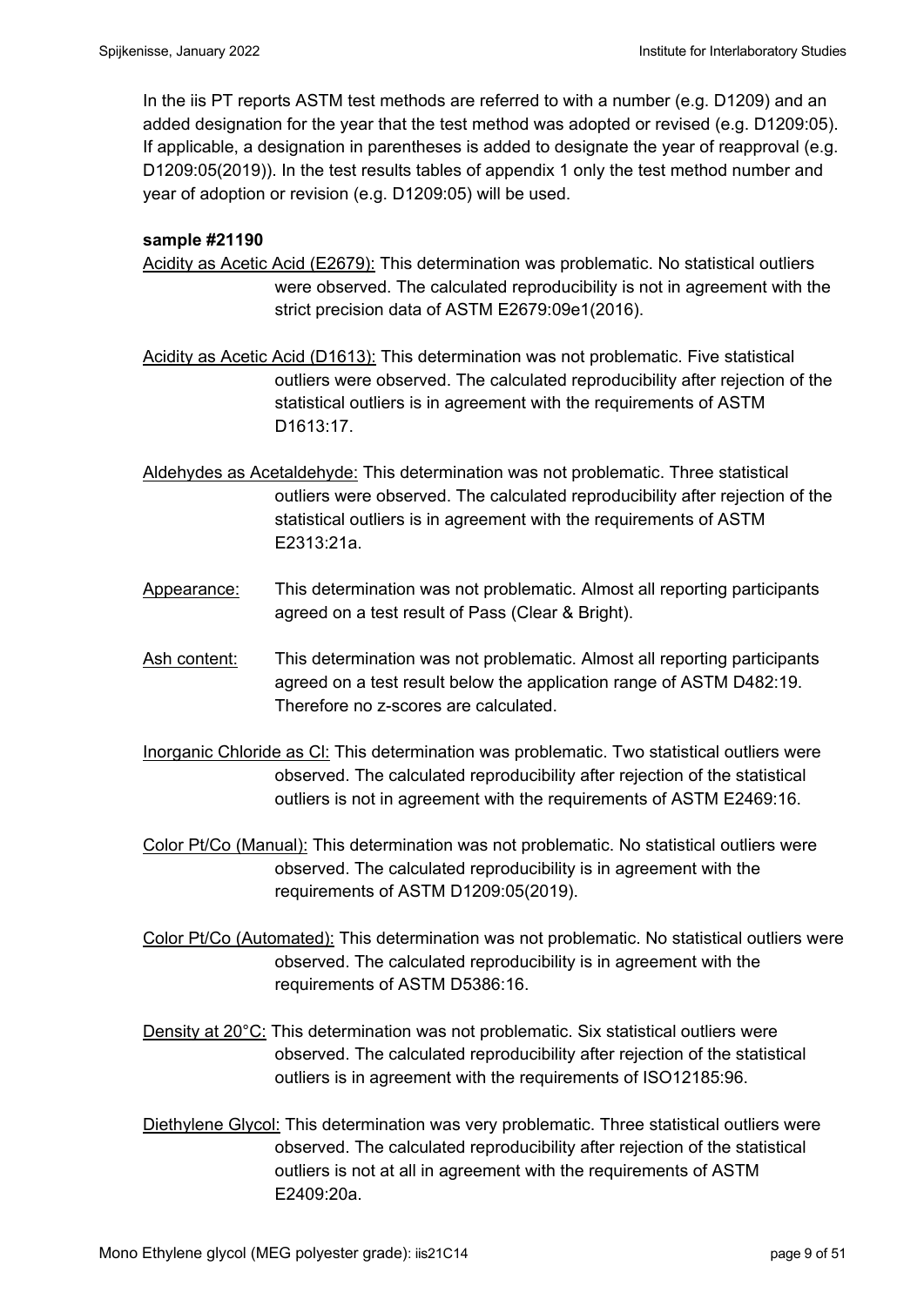In the iis PT reports ASTM test methods are referred to with a number (e.g. D1209) and an added designation for the year that the test method was adopted or revised (e.g. D1209:05). If applicable, a designation in parentheses is added to designate the year of reapproval (e.g. D1209:05(2019)). In the test results tables of appendix 1 only the test method number and year of adoption or revision (e.g. D1209:05) will be used.

**sample #21190**

Acidity as Acetic Acid (E2679): This determination was problematic. No statistical outliers were observed. The calculated reproducibility is not in agreement with the strict precision data of ASTM E2679:09e1(2016).

Acidity as Acetic Acid (D1613): This determination was not problematic. Five statistical outliers were observed. The calculated reproducibility after rejection of the statistical outliers is in agreement with the requirements of ASTM D1613:17.

Aldehydes as Acetaldehyde: This determination was not problematic. Three statistical outliers were observed. The calculated reproducibility after rejection of the statistical outliers is in agreement with the requirements of ASTM E2313:21a.

Appearance: This determination was not problematic. Almost all reporting participants agreed on a test result of Pass (Clear & Bright).

Ash content: This determination was not problematic. Almost all reporting participants agreed on a test result below the application range of ASTM D482:19. Therefore no z-scores are calculated.

Inorganic Chloride as Cl: This determination was problematic. Two statistical outliers were observed. The calculated reproducibility after rejection of the statistical outliers is not in agreement with the requirements of ASTM E2469:16.

Color Pt/Co (Manual): This determination was not problematic. No statistical outliers were observed. The calculated reproducibility is in agreement with the requirements of ASTM D1209:05(2019).

Color Pt/Co (Automated): This determination was not problematic. No statistical outliers were observed. The calculated reproducibility is in agreement with the requirements of ASTM D5386:16.

Density at 20°C: This determination was not problematic. Six statistical outliers were observed. The calculated reproducibility after rejection of the statistical outliers is in agreement with the requirements of ISO12185:96.

Diethylene Glycol: This determination was very problematic. Three statistical outliers were observed. The calculated reproducibility after rejection of the statistical outliers is not at all in agreement with the requirements of ASTM E2409:20a.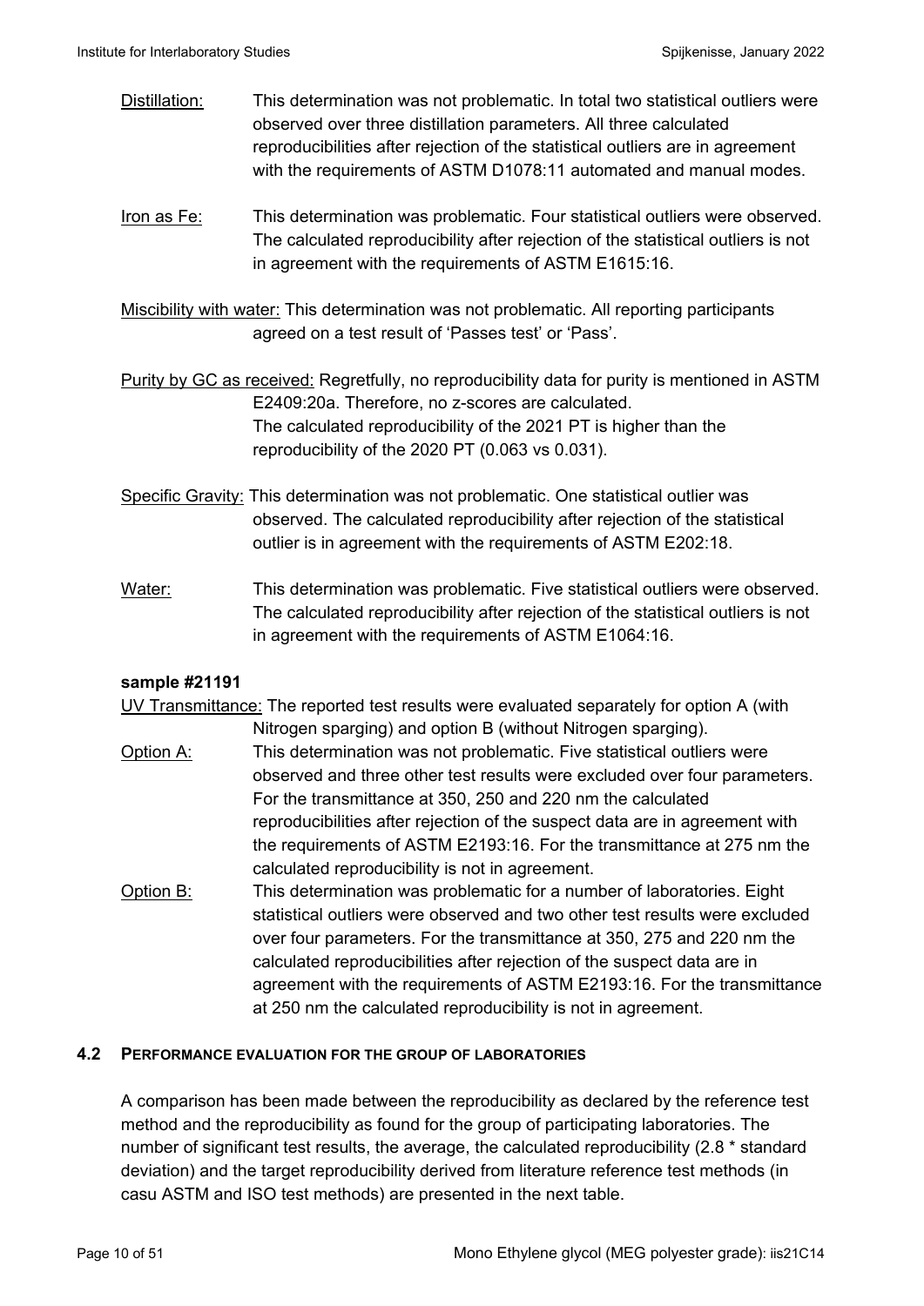Distillation: This determination was not problematic. In total two statistical outliers were observed over three distillation parameters. All three calculated reproducibilities after rejection of the statistical outliers are in agreement with the requirements of ASTM D1078:11 automated and manual modes.

Iron as Fe: This determination was problematic. Four statistical outliers were observed. The calculated reproducibility after rejection of the statistical outliers is not in agreement with the requirements of ASTM E1615:16.

Miscibility with water: This determination was not problematic. All reporting participants agreed on a test result of 'Passes test' or 'Pass'.

Purity by GC as received: Regretfully, no reproducibility data for purity is mentioned in ASTM E2409:20a. Therefore, no z-scores are calculated. The calculated reproducibility of the 2021 PT is higher than the reproducibility of the 2020 PT (0.063 vs 0.031).

Specific Gravity: This determination was not problematic. One statistical outlier was observed. The calculated reproducibility after rejection of the statistical outlier is in agreement with the requirements of ASTM E202:18.

Water: This determination was problematic. Five statistical outliers were observed. The calculated reproducibility after rejection of the statistical outliers is not in agreement with the requirements of ASTM E1064:16.

**sample #21191**

UV Transmittance: The reported test results were evaluated separately for option A (with Nitrogen sparging) and option B (without Nitrogen sparging).

Option A: This determination was not problematic. Five statistical outliers were observed and three other test results were excluded over four parameters. For the transmittance at 350, 250 and 220 nm the calculated reproducibilities after rejection of the suspect data are in agreement with the requirements of ASTM E2193:16. For the transmittance at 275 nm the calculated reproducibility is not in agreement.

Option B: This determination was problematic for a number of laboratories. Eight statistical outliers were observed and two other test results were excluded over four parameters. For the transmittance at 350, 275 and 220 nm the calculated reproducibilities after rejection of the suspect data are in agreement with the requirements of ASTM E2193:16. For the transmittance at 250 nm the calculated reproducibility is not in agreement.

## 4.2 PERFORMANCE EVALUATION FOR THE GROUP OF LABORATORIES

A comparison has been made between the reproducibility as declared by the reference test method and the reproducibility as found for the group of participating laboratories. The number of significant test results, the average, the calculated reproducibility (2.8 * standard deviation) and the target reproducibility derived from literature reference test methods (in casu ASTM and ISO test methods) are presented in the next table.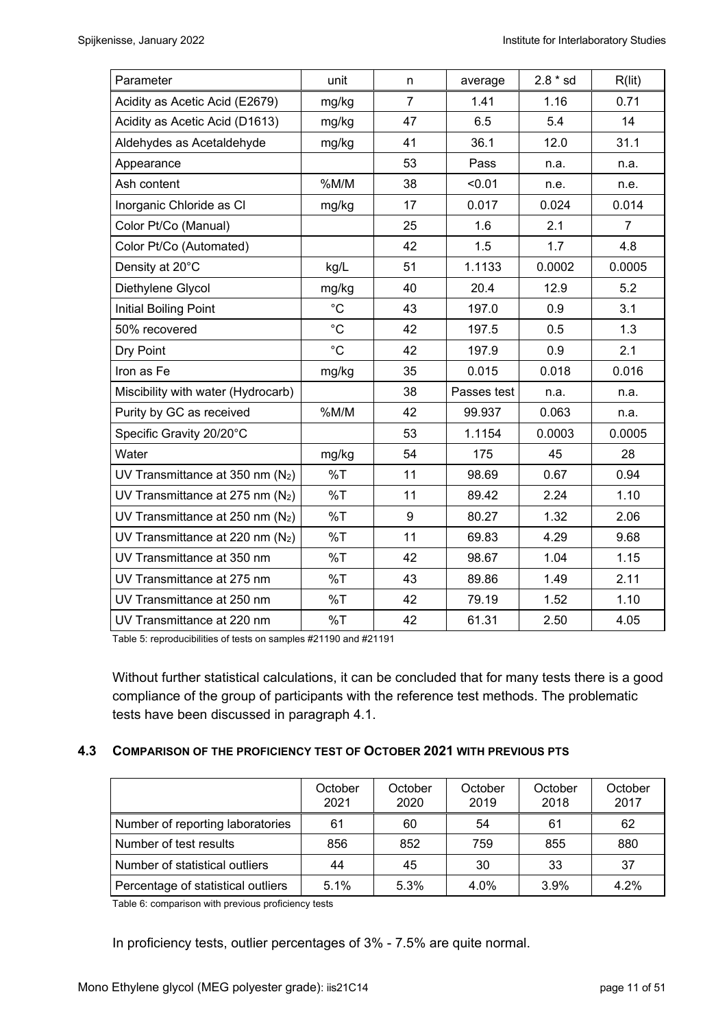| Parameter | unit | n | average | 2.8 * sd | R(lit) |
|---|---|---|---|---|---|
| Acidity as Acetic Acid (E2679) | mg/kg | 7 | 1.41 | 1.16 | 0.71 |
| Acidity as Acetic Acid (D1613) | mg/kg | 47 | 6.5 | 5.4 | 14 |
| Aldehydes as Acetaldehyde | mg/kg | 41 | 36.1 | 12.0 | 31.1 |
| Appearance | | 53 | Pass | n.a. | n.a. |
| Ash content | %M/M | 38 | <0.01 | n.e. | n.e. |
| Inorganic Chloride as Cl | mg/kg | 17 | 0.017 | 0.024 | 0.014 |
| Color Pt/Co (Manual) | | 25 | 1.6 | 2.1 | 7 |
| Color Pt/Co (Automated) | | 42 | 1.5 | 1.7 | 4.8 |
| Density at 20°C | kg/L | 51 | 1.1133 | 0.0002 | 0.0005 |
| Diethylene Glycol | mg/kg | 40 | 20.4 | 12.9 | 5.2 |
| Initial Boiling Point | °C | 43 | 197.0 | 0.9 | 3.1 |
| 50% recovered | °C | 42 | 197.5 | 0.5 | 1.3 |
| Dry Point | °C | 42 | 197.9 | 0.9 | 2.1 |
| Iron as Fe | mg/kg | 35 | 0.015 | 0.018 | 0.016 |
| Miscibility with water (Hydrocarb) | | 38 | Passes test | n.a. | n.a. |
| Purity by GC as received | %M/M | 42 | 99.937 | 0.063 | n.a. |
| Specific Gravity 20/20°C | | 53 | 1.1154 | 0.0003 | 0.0005 |
| Water | mg/kg | 54 | 175 | 45 | 28 |
| UV Transmittance at 350 nm ($N_2$) | %T | 11 | 98.69 | 0.67 | 0.94 |
| UV Transmittance at 275 nm ($N_2$) | %T | 11 | 89.42 | 2.24 | 1.10 |
| UV Transmittance at 250 nm ($N_2$) | %T | 9 | 80.27 | 1.32 | 2.06 |
| UV Transmittance at 220 nm ($N_2$) | %T | 11 | 69.83 | 4.29 | 9.68 |
| UV Transmittance at 350 nm | %T | 42 | 98.67 | 1.04 | 1.15 |
| UV Transmittance at 275 nm | %T | 43 | 89.86 | 1.49 | 2.11 |
| UV Transmittance at 250 nm | %T | 42 | 79.19 | 1.52 | 1.10 |
| UV Transmittance at 220 nm | %T | 42 | 61.31 | 2.50 | 4.05 |

Table 5: reproducibilities of tests on samples #21190 and #21191

Without further statistical calculations, it can be concluded that for many tests there is a good compliance of the group of participants with the reference test methods. The problematic tests have been discussed in paragraph 4.1.

### 4.3 COMPARISON OF THE PROFICIENCY TEST OF OCTOBER 2021 WITH PREVIOUS PTS

| | October 2021 | October 2020 | October 2019 | October 2018 | October 2017 |
|---|---|---|---|---|---|
| Number of reporting laboratories | 61 | 60 | 54 | 61 | 62 |
| Number of test results | 856 | 852 | 759 | 855 | 880 |
| Number of statistical outliers | 44 | 45 | 30 | 33 | 37 |
| Percentage of statistical outliers | 5.1% | 5.3% | 4.0% | 3.9% | 4.2% |

Table 6: comparison with previous proficiency tests

In proficiency tests, outlier percentages of 3% - 7.5% are quite normal.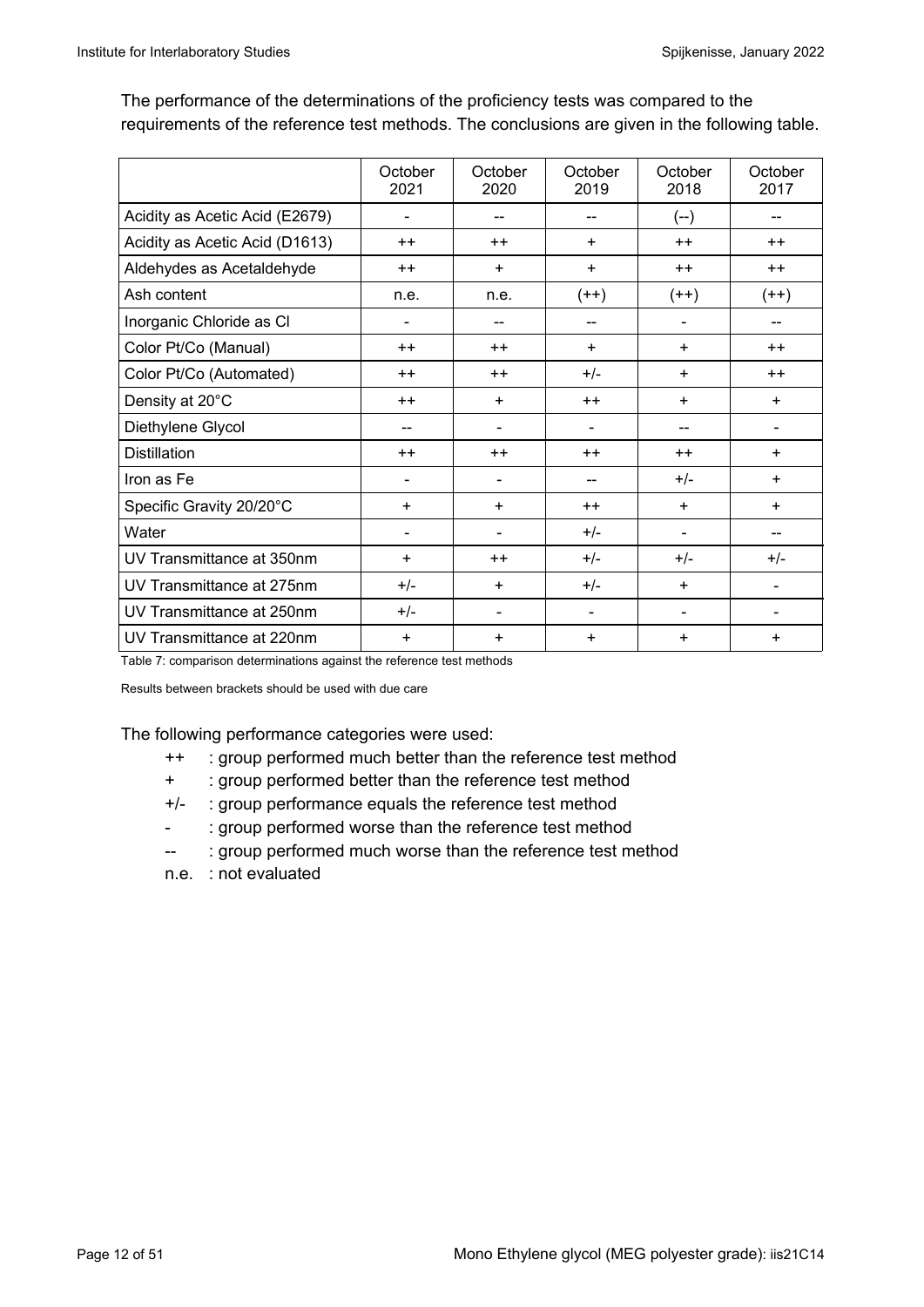The performance of the determinations of the proficiency tests was compared to the requirements of the reference test methods. The conclusions are given in the following table.

| | October 2021 | October 2020 | October 2019 | October 2018 | October 2017 |
|---|---|---|---|---|---|
| Acidity as Acetic Acid (E2679) | - | -- | -- | (--) | -- |
| Acidity as Acetic Acid (D1613) | ++ | ++ | + | ++ | ++ |
| Aldehydes as Acetaldehyde | ++ | + | + | ++ | ++ |
| Ash content | n.e. | n.e. | (++) | (++) | (++) |
| Inorganic Chloride as Cl | - | -- | -- | - | -- |
| Color Pt/Co (Manual) | ++ | ++ | + | + | ++ |
| Color Pt/Co (Automated) | ++ | ++ | +/- | + | ++ |
| Density at 20°C | ++ | + | ++ | + | + |
| Diethylene Glycol | -- | - | - | -- | - |
| Distillation | ++ | ++ | ++ | ++ | + |
| Iron as Fe | - | - | -- | +/- | + |
| Specific Gravity 20/20°C | + | + | ++ | + | + |
| Water | - | - | +/- | - | -- |
| UV Transmittance at 350nm | + | ++ | +/- | +/- | +/- |
| UV Transmittance at 275nm | +/- | + | +/- | + | - |
| UV Transmittance at 250nm | +/- | - | - | - | - |
| UV Transmittance at 220nm | + | + | + | + | + |

Table 7: comparison determinations against the reference test methods

Results between brackets should be used with due care

The following performance categories were used:

- ++ : group performed much better than the reference test method
- \+ : group performed better than the reference test method
- +/- : group performance equals the reference test method
- \- : group performed worse than the reference test method
- -- : group performed much worse than the reference test method
- n.e. : not evaluated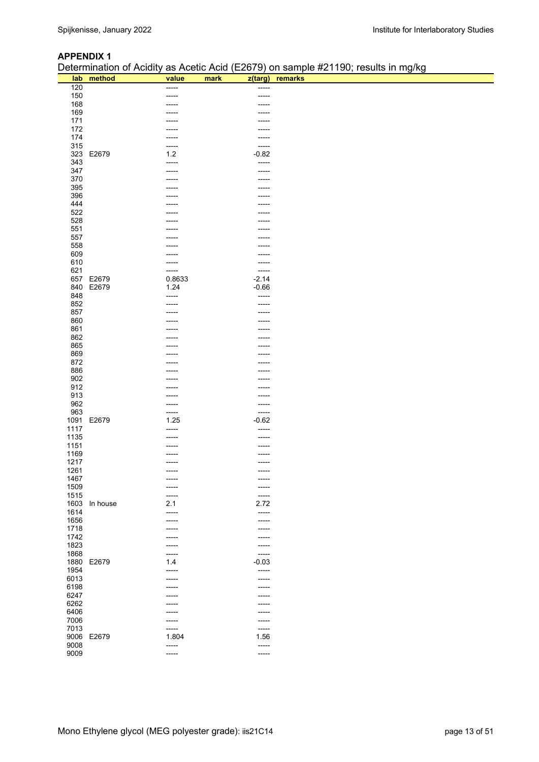## APPENDIX 1

Determination of Acidity as Acetic Acid (E2679) on sample #21190; results in mg/kg

| lab | method | value | mark | z(targ) | remarks |
|---|---|---|---|---|---|
| 120 | | ----- | | ----- | |
| 150 | | ----- | | ----- | |
| 168 | | ----- | | ----- | |
| 169 | | ----- | | ----- | |
| 171 | | ----- | | ----- | |
| 172 | | ----- | | ----- | |
| 174 | | ----- | | ----- | |
| 315 | | ----- | | ----- | |
| 323 | E2679 | 1.2 | | -0.82 | |
| 343 | | ----- | | ----- | |
| 347 | | ----- | | ----- | |
| 370 | | ----- | | ----- | |
| 395 | | ----- | | ----- | |
| 396 | | ----- | | ----- | |
| 444 | | ----- | | ----- | |
| 522 | | ----- | | ----- | |
| 528 | | ----- | | ----- | |
| 551 | | ----- | | ----- | |
| 557 | | ----- | | ----- | |
| 558 | | ----- | | ----- | |
| 609 | | ----- | | ----- | |
| 610 | | ----- | | ----- | |
| 621 | | ----- | | ----- | |
| 657 | E2679 | 0.8633 | | -2.14 | |
| 840 | E2679 | 1.24 | | -0.66 | |
| 848 | | ----- | | ----- | |
| 852 | | ----- | | ----- | |
| 857 | | ----- | | ----- | |
| 860 | | ----- | | ----- | |
| 861 | | ----- | | ----- | |
| 862 | | ----- | | ----- | |
| 865 | | ----- | | ----- | |
| 869 | | ----- | | ----- | |
| 872 | | ----- | | ----- | |
| 886 | | ----- | | ----- | |
| 902 | | ----- | | ----- | |
| 912 | | ----- | | ----- | |
| 913 | | ----- | | ----- | |
| 962 | | ----- | | ----- | |
| 963 | | ----- | | ----- | |
| 1091 | E2679 | 1.25 | | -0.62 | |
| 1117 | | ----- | | ----- | |
| 1135 | | ----- | | ----- | |
| 1151 | | ----- | | ----- | |
| 1169 | | ----- | | ----- | |
| 1217 | | ----- | | ----- | |
| 1261 | | ----- | | ----- | |
| 1467 | | ----- | | ----- | |
| 1509 | | ----- | | ----- | |
| 1515 | | ----- | | ----- | |
| 1603 | In house | 2.1 | | 2.72 | |
| 1614 | | ----- | | ----- | |
| 1656 | | ----- | | ----- | |
| 1718 | | ----- | | ----- | |
| 1742 | | ----- | | ----- | |
| 1823 | | ----- | | ----- | |
| 1868 | | ----- | | ----- | |
| 1880 | E2679 | 1.4 | | -0.03 | |
| 1954 | | ----- | | ----- | |
| 6013 | | ----- | | ----- | |
| 6198 | | ----- | | ----- | |
| 6247 | | ----- | | ----- | |
| 6262 | | ----- | | ----- | |
| 6406 | | ----- | | ----- | |
| 7006 | | ----- | | ----- | |
| 7013 | | ----- | | ----- | |
| 9006 | E2679 | 1.804 | | 1.56 | |
| 9008 | | ----- | | ----- | |
| 9009 | | ----- | | ----- | |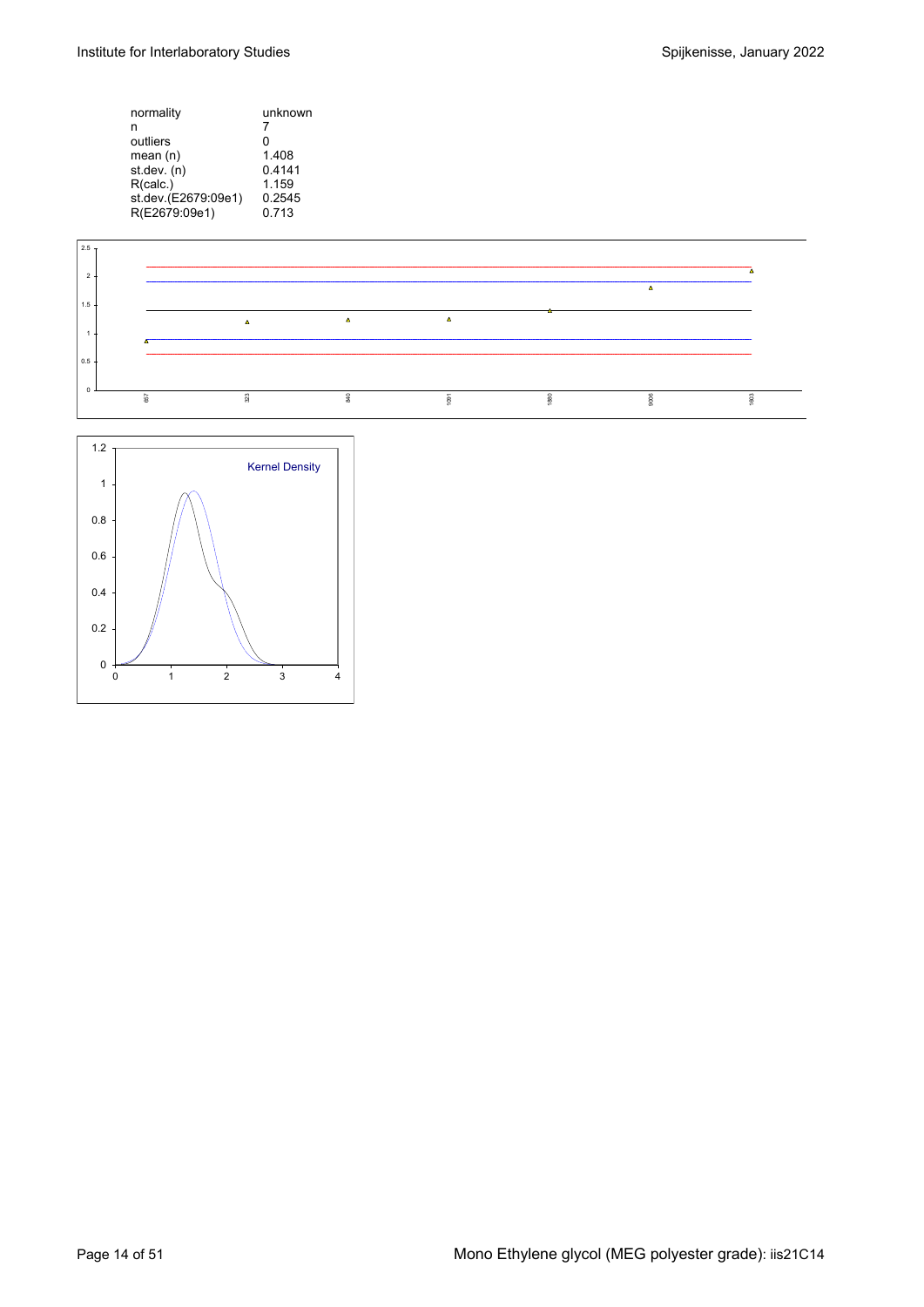| | |
|---|---|
| normality | unknown |
| n | 7 |
| outliers | 0 |
| mean (n) | 1.408 |
| st.dev. (n) | 0.4141 |
| R(calc.) | 1.159 |
| st.dev.(E2679:09e1) | 0.2545 |
| R(E2679:09e1) | 0.713 |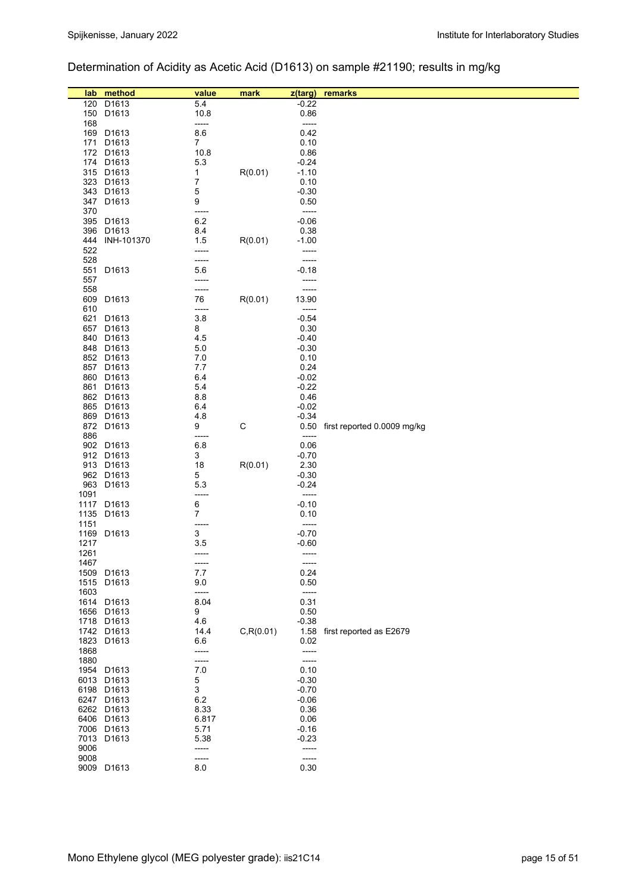Determination of Acidity as Acetic Acid (D1613) on sample #21190; results in mg/kg

| lab | method | value | mark | z(targ) | remarks |
|---|---|---|---|---|---|
| 120 | D1613 | 5.4 | | -0.22 | |
| 150 | D1613 | 10.8 | | 0.86 | |
| 168 | | ----- | | ----- | |
| 169 | D1613 | 8.6 | | 0.42 | |
| 171 | D1613 | 7 | | 0.10 | |
| 172 | D1613 | 10.8 | | 0.86 | |
| 174 | D1613 | 5.3 | | -0.24 | |
| 315 | D1613 | 1 | R(0.01) | -1.10 | |
| 323 | D1613 | 7 | | 0.10 | |
| 343 | D1613 | 5 | | -0.30 | |
| 347 | D1613 | 9 | | 0.50 | |
| 370 | | ----- | | ----- | |
| 395 | D1613 | 6.2 | | -0.06 | |
| 396 | D1613 | 8.4 | | 0.38 | |
| 444 | INH-101370 | 1.5 | R(0.01) | -1.00 | |
| 522 | | ----- | | ----- | |
| 528 | | ----- | | ----- | |
| 551 | D1613 | 5.6 | | -0.18 | |
| 557 | | ----- | | ----- | |
| 558 | | ----- | | ----- | |
| 609 | D1613 | 76 | R(0.01) | 13.90 | |
| 610 | | ----- | | ----- | |
| 621 | D1613 | 3.8 | | -0.54 | |
| 657 | D1613 | 8 | | 0.30 | |
| 840 | D1613 | 4.5 | | -0.40 | |
| 848 | D1613 | 5.0 | | -0.30 | |
| 852 | D1613 | 7.0 | | 0.10 | |
| 857 | D1613 | 7.7 | | 0.24 | |
| 860 | D1613 | 6.4 | | -0.02 | |
| 861 | D1613 | 5.4 | | -0.22 | |
| 862 | D1613 | 8.8 | | 0.46 | |
| 865 | D1613 | 6.4 | | -0.02 | |
| 869 | D1613 | 4.8 | | -0.34 | |
| 872 | D1613 | 9 | C | 0.50 | first reported 0.0009 mg/kg |
| 886 | | ----- | | ----- | |
| 902 | D1613 | 6.8 | | 0.06 | |
| 912 | D1613 | 3 | | -0.70 | |
| 913 | D1613 | 18 | R(0.01) | 2.30 | |
| 962 | D1613 | 5 | | -0.30 | |
| 963 | D1613 | 5.3 | | -0.24 | |
| 1091 | | ----- | | ----- | |
| 1117 | D1613 | 6 | | -0.10 | |
| 1135 | D1613 | 7 | | 0.10 | |
| 1151 | | ----- | | ----- | |
| 1169 | D1613 | 3 | | -0.70 | |
| 1217 | | 3.5 | | -0.60 | |
| 1261 | | ----- | | ----- | |
| 1467 | | ----- | | ----- | |
| 1509 | D1613 | 7.7 | | 0.24 | |
| 1515 | D1613 | 9.0 | | 0.50 | |
| 1603 | | ----- | | ----- | |
| 1614 | D1613 | 8.04 | | 0.31 | |
| 1656 | D1613 | 9 | | 0.50 | |
| 1718 | D1613 | 4.6 | | -0.38 | |
| 1742 | D1613 | 14.4 | C,R(0.01) | 1.58 | first reported as E2679 |
| 1823 | D1613 | 6.6 | | 0.02 | |
| 1868 | | ----- | | ----- | |
| 1880 | | ----- | | ----- | |
| 1954 | D1613 | 7.0 | | 0.10 | |
| 6013 | D1613 | 5 | | -0.30 | |
| 6198 | D1613 | 3 | | -0.70 | |
| 6247 | D1613 | 6.2 | | -0.06 | |
| 6262 | D1613 | 8.33 | | 0.36 | |
| 6406 | D1613 | 6.817 | | 0.06 | |
| 7006 | D1613 | 5.71 | | -0.16 | |
| 7013 | D1613 | 5.38 | | -0.23 | |
| 9006 | | ----- | | ----- | |
| 9008 | | ----- | | ----- | |
| 9009 | D1613 | 8.0 | | 0.30 | |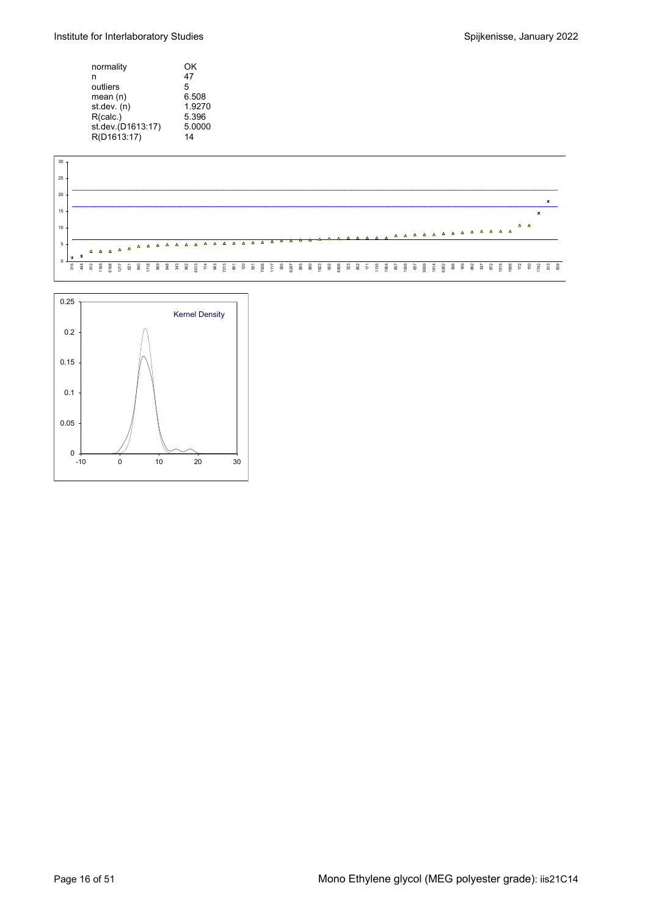| | |
|---|---|
| normality | OK |
| n | 47 |
| outliers | 5 |
| mean (n) | 6.508 |
| st.dev. (n) | 1.9270 |
| R(calc.) | 5.396 |
| st.dev.(D1613:17) | 5.0000 |
| R(D1613:17) | 14 |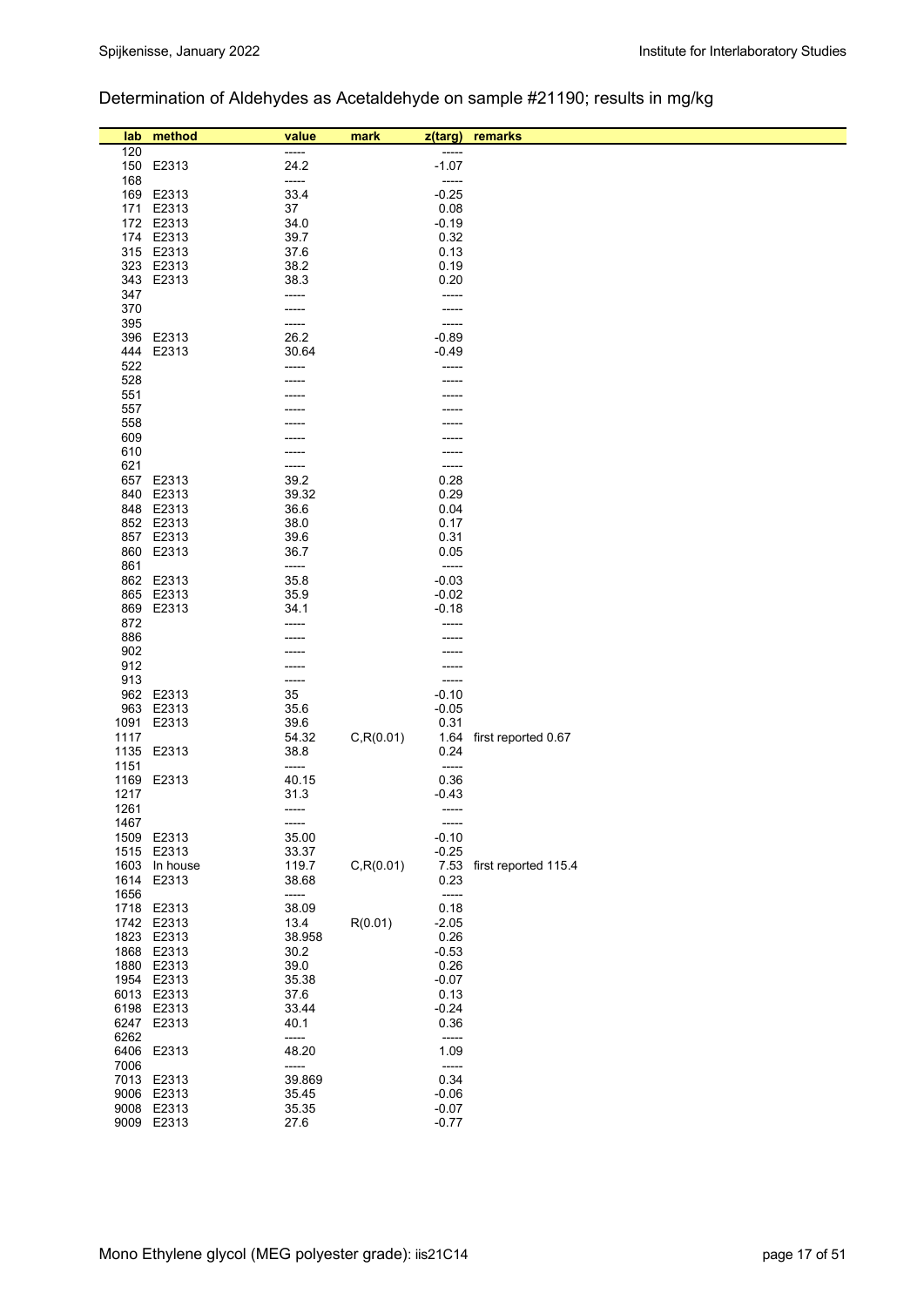## Determination of Aldehydes as Acetaldehyde on sample #21190; results in mg/kg

| lab | method | value | mark | z(targ) | remarks |
|---|---|---|---|---|---|
| 120 | | ----- | | ----- | |
| 150 | E2313 | 24.2 | | -1.07 | |
| 168 | | ----- | | ----- | |
| 169 | E2313 | 33.4 | | -0.25 | |
| 171 | E2313 | 37 | | 0.08 | |
| 172 | E2313 | 34.0 | | -0.19 | |
| 174 | E2313 | 39.7 | | 0.32 | |
| 315 | E2313 | 37.6 | | 0.13 | |
| 323 | E2313 | 38.2 | | 0.19 | |
| 343 | E2313 | 38.3 | | 0.20 | |
| 347 | | ----- | | ----- | |
| 370 | | ----- | | ----- | |
| 395 | | ----- | | ----- | |
| 396 | E2313 | 26.2 | | -0.89 | |
| 444 | E2313 | 30.64 | | -0.49 | |
| 522 | | ----- | | ----- | |
| 528 | | ----- | | ----- | |
| 551 | | ----- | | ----- | |
| 557 | | ----- | | ----- | |
| 558 | | ----- | | ----- | |
| 609 | | ----- | | ----- | |
| 610 | | ----- | | ----- | |
| 621 | | ----- | | ----- | |
| 657 | E2313 | 39.2 | | 0.28 | |
| 840 | E2313 | 39.32 | | 0.29 | |
| 848 | E2313 | 36.6 | | 0.04 | |
| 852 | E2313 | 38.0 | | 0.17 | |
| 857 | E2313 | 39.6 | | 0.31 | |
| 860 | E2313 | 36.7 | | 0.05 | |
| 861 | | ----- | | ----- | |
| 862 | E2313 | 35.8 | | -0.03 | |
| 865 | E2313 | 35.9 | | -0.02 | |
| 869 | E2313 | 34.1 | | -0.18 | |
| 872 | | ----- | | ----- | |
| 886 | | ----- | | ----- | |
| 902 | | ----- | | ----- | |
| 912 | | ----- | | ----- | |
| 913 | | ----- | | ----- | |
| 962 | E2313 | 35 | | -0.10 | |
| 963 | E2313 | 35.6 | | -0.05 | |
| 1091 | E2313 | 39.6 | | 0.31 | |
| 1117 | | 54.32 | C,R(0.01) | 1.64 | first reported 0.67 |
| 1135 | E2313 | 38.8 | | 0.24 | |
| 1151 | | ----- | | ----- | |
| 1169 | E2313 | 40.15 | | 0.36 | |
| 1217 | | 31.3 | | -0.43 | |
| 1261 | | ----- | | ----- | |
| 1467 | | ----- | | ----- | |
| 1509 | E2313 | 35.00 | | -0.10 | |
| 1515 | E2313 | 33.37 | | -0.25 | |
| 1603 | In house | 119.7 | C,R(0.01) | 7.53 | first reported 115.4 |
| 1614 | E2313 | 38.68 | | 0.23 | |
| 1656 | | ----- | | ----- | |
| 1718 | E2313 | 38.09 | | 0.18 | |
| 1742 | E2313 | 13.4 | R(0.01) | -2.05 | |
| 1823 | E2313 | 38.958 | | 0.26 | |
| 1868 | E2313 | 30.2 | | -0.53 | |
| 1880 | E2313 | 39.0 | | 0.26 | |
| 1954 | E2313 | 35.38 | | -0.07 | |
| 6013 | E2313 | 37.6 | | 0.13 | |
| 6198 | E2313 | 33.44 | | -0.24 | |
| 6247 | E2313 | 40.1 | | 0.36 | |
| 6262 | | ----- | | ----- | |
| 6406 | E2313 | 48.20 | | 1.09 | |
| 7006 | | ----- | | ----- | |
| 7013 | E2313 | 39.869 | | 0.34 | |
| 9006 | E2313 | 35.45 | | -0.06 | |
| 9008 | E2313 | 35.35 | | -0.07 | |
| 9009 | E2313 | 27.6 | | -0.77 | |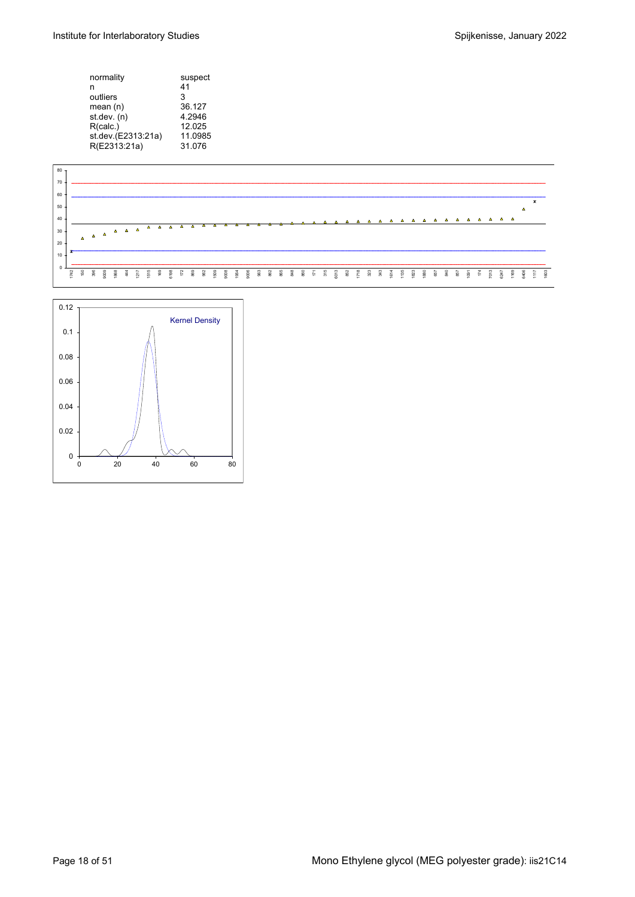| | |
|---|---|
| normality | suspect |
| n | 41 |
| outliers | 3 |
| mean (n) | 36.127 |
| st.dev. (n) | 4.2946 |
| R(calc.) | 12.025 |
| st.dev.(E2313:21a) | 11.0985 |
| R(E2313:21a) | 31.076 |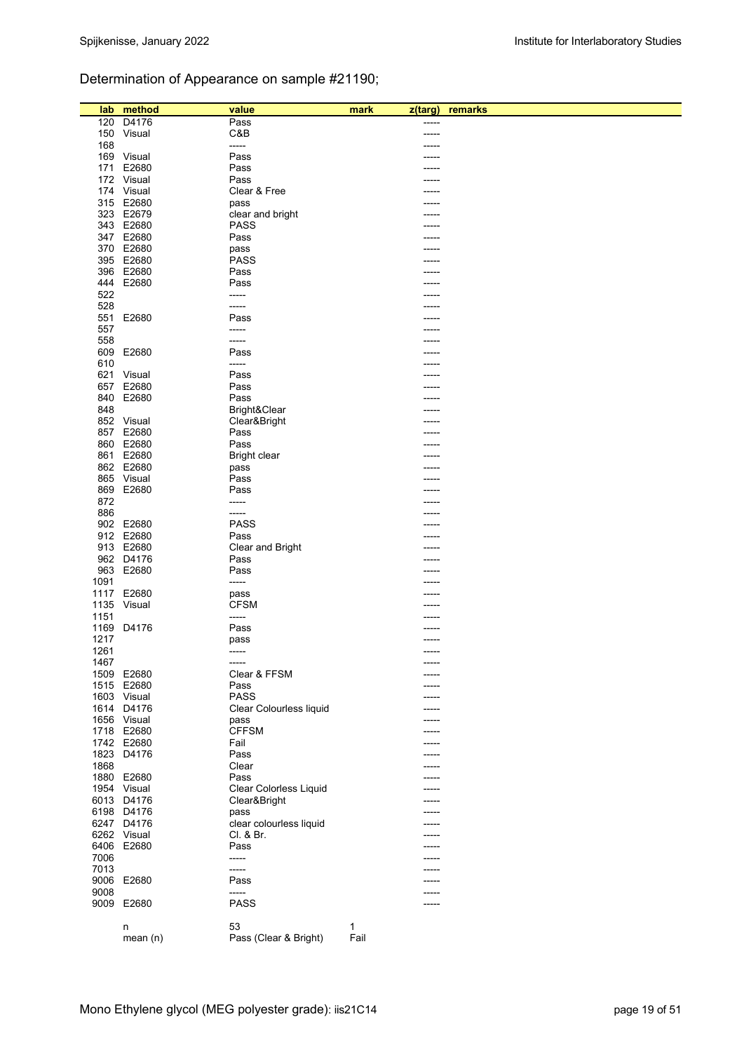Determination of Appearance on sample #21190;

| lab | method | value | mark | z(targ) | remarks |
|---|---|---|---|---|---|
| 120 | D4176 | Pass | | ----- | |
| 150 | Visual | C&B | | ----- | |
| 168 | | ----- | | ----- | |
| 169 | Visual | Pass | | ----- | |
| 171 | E2680 | Pass | | ----- | |
| 172 | Visual | Pass | | ----- | |
| 174 | Visual | Clear & Free | | ----- | |
| 315 | E2680 | pass | | ----- | |
| 323 | E2679 | clear and bright | | ----- | |
| 343 | E2680 | PASS | | ----- | |
| 347 | E2680 | Pass | | ----- | |
| 370 | E2680 | pass | | ----- | |
| 395 | E2680 | PASS | | ----- | |
| 396 | E2680 | Pass | | ----- | |
| 444 | E2680 | Pass | | ----- | |
| 522 | | ----- | | ----- | |
| 528 | | ----- | | ----- | |
| 551 | E2680 | Pass | | ----- | |
| 557 | | ----- | | ----- | |
| 558 | | ----- | | ----- | |
| 609 | E2680 | Pass | | ----- | |
| 610 | | ----- | | ----- | |
| 621 | Visual | Pass | | ----- | |
| 657 | E2680 | Pass | | ----- | |
| 840 | E2680 | Pass | | ----- | |
| 848 | | Bright&Clear | | ----- | |
| 852 | Visual | Clear&Bright | | ----- | |
| 857 | E2680 | Pass | | ----- | |
| 860 | E2680 | Pass | | ----- | |
| 861 | E2680 | Bright clear | | ----- | |
| 862 | E2680 | pass | | ----- | |
| 865 | Visual | Pass | | ----- | |
| 869 | E2680 | Pass | | ----- | |
| 872 | | ----- | | ----- | |
| 886 | | ----- | | ----- | |
| 902 | E2680 | PASS | | ----- | |
| 912 | E2680 | Pass | | ----- | |
| 913 | E2680 | Clear and Bright | | ----- | |
| 962 | D4176 | Pass | | ----- | |
| 963 | E2680 | Pass | | ----- | |
| 1091 | | ----- | | ----- | |
| 1117 | E2680 | pass | | ----- | |
| 1135 | Visual | CFSM | | ----- | |
| 1151 | | ----- | | ----- | |
| 1169 | D4176 | Pass | | ----- | |
| 1217 | | pass | | ----- | |
| 1261 | | ----- | | ----- | |
| 1467 | | ----- | | ----- | |
| 1509 | E2680 | Clear & FFSM | | ----- | |
| 1515 | E2680 | Pass | | ----- | |
| 1603 | Visual | PASS | | ----- | |
| 1614 | D4176 | Clear Colourless liquid | | ----- | |
| 1656 | Visual | pass | | ----- | |
| 1718 | E2680 | CFFSM | | ----- | |
| 1742 | E2680 | Fail | | ----- | |
| 1823 | D4176 | Pass | | ----- | |
| 1868 | | Clear | | ----- | |
| 1880 | E2680 | Pass | | ----- | |
| 1954 | Visual | Clear Colorless Liquid | | ----- | |
| 6013 | D4176 | Clear&Bright | | ----- | |
| 6198 | D4176 | pass | | ----- | |
| 6247 | D4176 | clear colourless liquid | | ----- | |
| 6262 | Visual | Cl. & Br. | | ----- | |
| 6406 | E2680 | Pass | | ----- | |
| 7006 | | ----- | | ----- | |
| 7013 | | ----- | | ----- | |
| 9006 | E2680 | Pass | | ----- | |
| 9008 | | ----- | | ----- | |
| 9009 | E2680 | PASS | | ----- | |
| | n | 53 | 1 | | |
| | mean (n) | Pass (Clear & Bright) | Fail | | |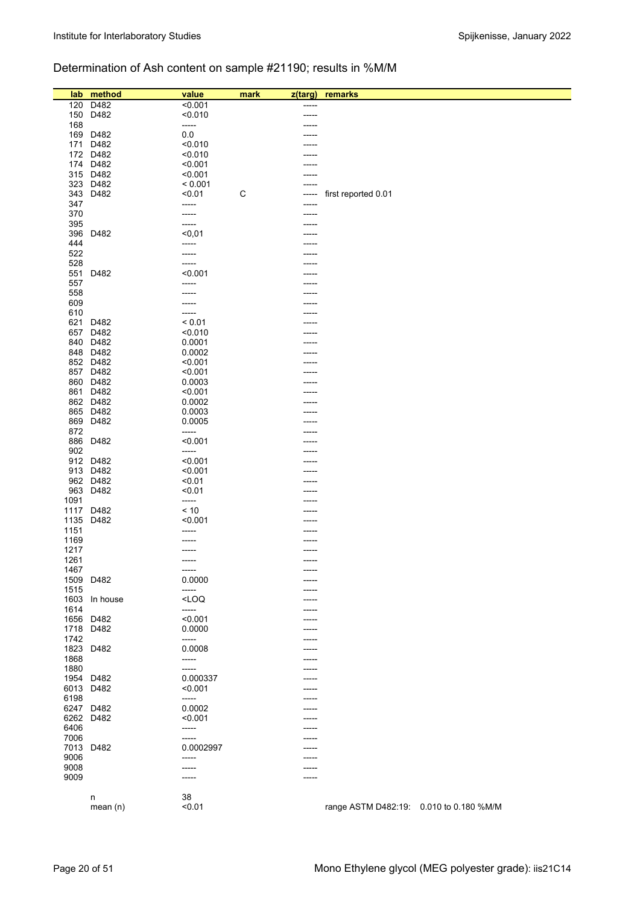Determination of Ash content on sample #21190; results in %M/M

| lab | method | value | mark | z(targ) | remarks |
|---|---|---|---|---|---|
| 120 | D482 | <0.001 | | ----- | |
| 150 | D482 | <0.010 | | ----- | |
| 168 | | ----- | | ----- | |
| 169 | D482 | 0.0 | | ----- | |
| 171 | D482 | <0.010 | | ----- | |
| 172 | D482 | <0.010 | | ----- | |
| 174 | D482 | <0.001 | | ----- | |
| 315 | D482 | <0.001 | | ----- | |
| 323 | D482 | < 0.001 | | ----- | |
| 343 | D482 | <0.01 | C | ----- | first reported 0.01 |
| 347 | | ----- | | ----- | |
| 370 | | ----- | | ----- | |
| 395 | | ----- | | ----- | |
| 396 | D482 | <0,01 | | ----- | |
| 444 | | ----- | | ----- | |
| 522 | | ----- | | ----- | |
| 528 | | ----- | | ----- | |
| 551 | D482 | <0.001 | | ----- | |
| 557 | | ----- | | ----- | |
| 558 | | ----- | | ----- | |
| 609 | | ----- | | ----- | |
| 610 | | ----- | | ----- | |
| 621 | D482 | < 0.01 | | ----- | |
| 657 | D482 | <0.010 | | ----- | |
| 840 | D482 | 0.0001 | | ----- | |
| 848 | D482 | 0.0002 | | ----- | |
| 852 | D482 | <0.001 | | ----- | |
| 857 | D482 | <0.001 | | ----- | |
| 860 | D482 | 0.0003 | | ----- | |
| 861 | D482 | <0.001 | | ----- | |
| 862 | D482 | 0.0002 | | ----- | |
| 865 | D482 | 0.0003 | | ----- | |
| 869 | D482 | 0.0005 | | ----- | |
| 872 | | ----- | | ----- | |
| 886 | D482 | <0.001 | | ----- | |
| 902 | | ----- | | ----- | |
| 912 | D482 | <0.001 | | ----- | |
| 913 | D482 | <0.001 | | ----- | |
| 962 | D482 | <0.01 | | ----- | |
| 963 | D482 | <0.01 | | ----- | |
| 1091 | | ----- | | ----- | |
| 1117 | D482 | < 10 | | ----- | |
| 1135 | D482 | <0.001 | | ----- | |
| 1151 | | ----- | | ----- | |
| 1169 | | ----- | | ----- | |
| 1217 | | ----- | | ----- | |
| 1261 | | ----- | | ----- | |
| 1467 | | ----- | | ----- | |
| 1509 | D482 | 0.0000 | | ----- | |
| 1515 | | ----- | | ----- | |
| 1603 | In house | <LOQ | | ----- | |
| 1614 | | ----- | | ----- | |
| 1656 | D482 | <0.001 | | ----- | |
| 1718 | D482 | 0.0000 | | ----- | |
| 1742 | | ----- | | ----- | |
| 1823 | D482 | 0.0008 | | ----- | |
| 1868 | | ----- | | ----- | |
| 1880 | | ----- | | ----- | |
| 1954 | D482 | 0.000337 | | ----- | |
| 6013 | D482 | <0.001 | | ----- | |
| 6198 | | ----- | | ----- | |
| 6247 | D482 | 0.0002 | | ----- | |
| 6262 | D482 | <0.001 | | ----- | |
| 6406 | | ----- | | ----- | |
| 7006 | | ----- | | ----- | |
| 7013 | D482 | 0.0002997 | | ----- | |
| 9006 | | ----- | | ----- | |
| 9008 | | ----- | | ----- | |
| 9009 | | ----- | | ----- | |
| | n | 38 | | | |
| | mean (n) | <0.01 | | | range ASTM D482:19: 0.010 to 0.180 %M/M |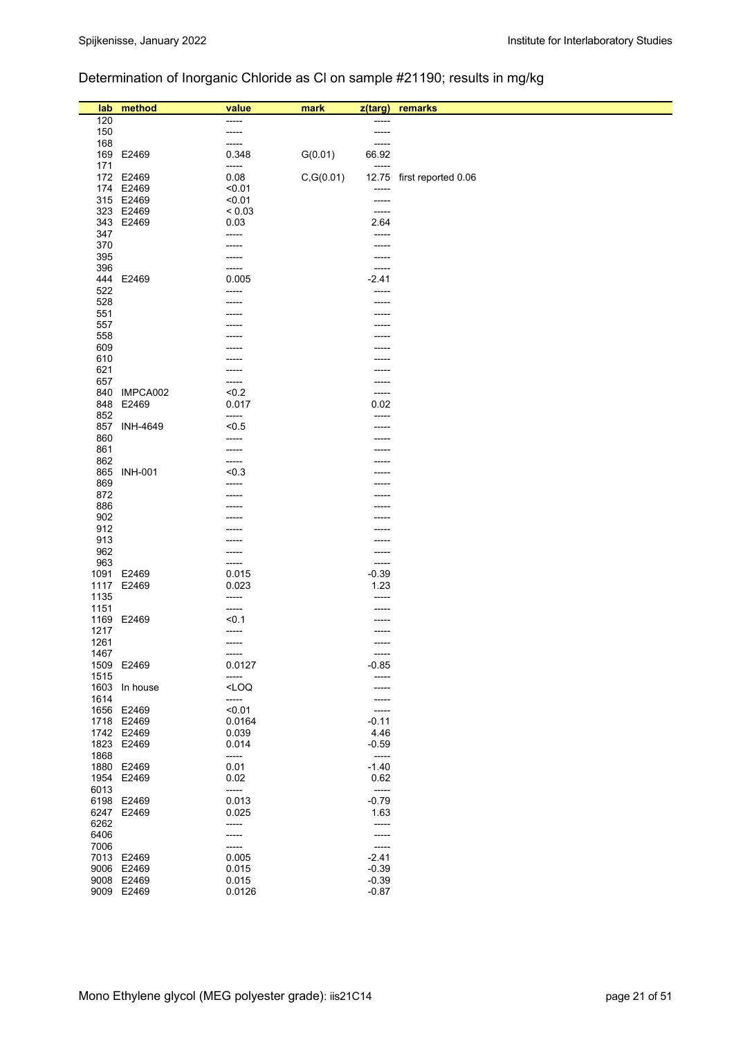Determination of Inorganic Chloride as Cl on sample #21190; results in mg/kg

| lab | method | value | mark | z(targ) | remarks |
|---|---|---|---|---|---|
| 120 | | ----- | | ----- | |
| 150 | | ----- | | ----- | |
| 168 | | ----- | | ----- | |
| 169 | E2469 | 0.348 | G(0.01) | 66.92 | |
| 171 | | ----- | | ----- | |
| 172 | E2469 | 0.08 | C,G(0.01) | 12.75 | first reported 0.06 |
| 174 | E2469 | <0.01 | | ----- | |
| 315 | E2469 | <0.01 | | ----- | |
| 323 | E2469 | < 0.03 | | ----- | |
| 343 | E2469 | 0.03 | | 2.64 | |
| 347 | | ----- | | ----- | |
| 370 | | ----- | | ----- | |
| 395 | | ----- | | ----- | |
| 396 | | ----- | | ----- | |
| 444 | E2469 | 0.005 | | -2.41 | |
| 522 | | ----- | | ----- | |
| 528 | | ----- | | ----- | |
| 551 | | ----- | | ----- | |
| 557 | | ----- | | ----- | |
| 558 | | ----- | | ----- | |
| 609 | | ----- | | ----- | |
| 610 | | ----- | | ----- | |
| 621 | | ----- | | ----- | |
| 657 | | ----- | | ----- | |
| 840 | IMPCA002 | <0.2 | | ----- | |
| 848 | E2469 | 0.017 | | 0.02 | |
| 852 | | ----- | | ----- | |
| 857 | INH-4649 | <0.5 | | ----- | |
| 860 | | ----- | | ----- | |
| 861 | | ----- | | ----- | |
| 862 | | ----- | | ----- | |
| 865 | INH-001 | <0.3 | | ----- | |
| 869 | | ----- | | ----- | |
| 872 | | ----- | | ----- | |
| 886 | | ----- | | ----- | |
| 902 | | ----- | | ----- | |
| 912 | | ----- | | ----- | |
| 913 | | ----- | | ----- | |
| 962 | | ----- | | ----- | |
| 963 | | ----- | | ----- | |
| 1091 | E2469 | 0.015 | | -0.39 | |
| 1117 | E2469 | 0.023 | | 1.23 | |
| 1135 | | ----- | | ----- | |
| 1151 | | ----- | | ----- | |
| 1169 | E2469 | <0.1 | | ----- | |
| 1217 | | ----- | | ----- | |
| 1261 | | ----- | | ----- | |
| 1467 | | ----- | | ----- | |
| 1509 | E2469 | 0.0127 | | -0.85 | |
| 1515 | | ----- | | ----- | |
| 1603 | In house | <LOQ | | ----- | |
| 1614 | | ----- | | ----- | |
| 1656 | E2469 | <0.01 | | ----- | |
| 1718 | E2469 | 0.0164 | | -0.11 | |
| 1742 | E2469 | 0.039 | | 4.46 | |
| 1823 | E2469 | 0.014 | | -0.59 | |
| 1868 | | ----- | | ----- | |
| 1880 | E2469 | 0.01 | | -1.40 | |
| 1954 | E2469 | 0.02 | | 0.62 | |
| 6013 | | ----- | | ----- | |
| 6198 | E2469 | 0.013 | | -0.79 | |
| 6247 | E2469 | 0.025 | | 1.63 | |
| 6262 | | ----- | | ----- | |
| 6406 | | ----- | | ----- | |
| 7006 | | ----- | | ----- | |
| 7013 | E2469 | 0.005 | | -2.41 | |
| 9006 | E2469 | 0.015 | | -0.39 | |
| 9008 | E2469 | 0.015 | | -0.39 | |
| 9009 | E2469 | 0.0126 | | -0.87 | |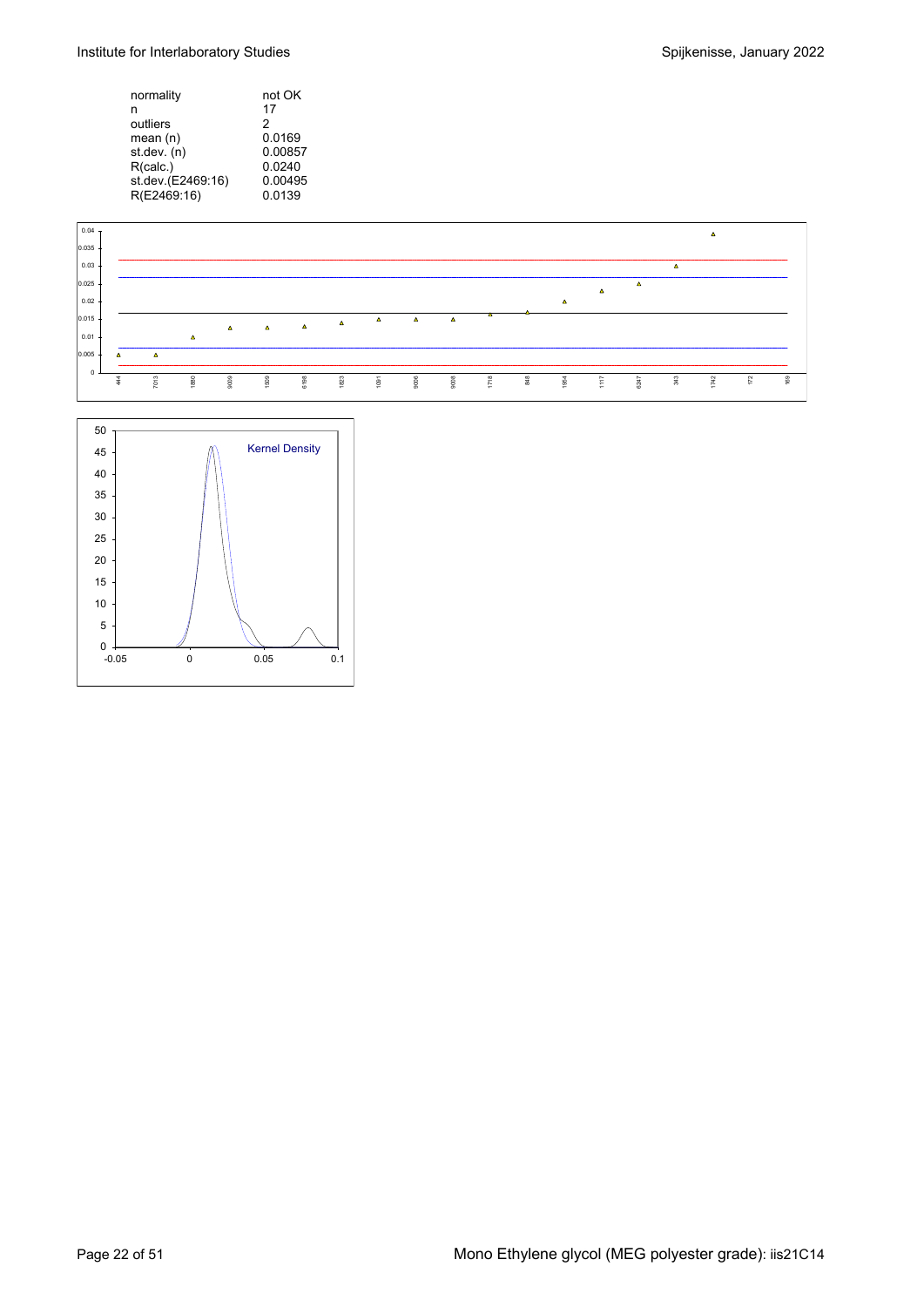| normality | not OK |
|---|---|
| n | 17 |
| outliers | 2 |
| mean (n) | 0.0169 |
| st.dev. (n) | 0.00857 |
| R(calc.) | 0.0240 |
| st.dev.(E2469:16) | 0.00495 |
| R(E2469:16) | 0.0139 |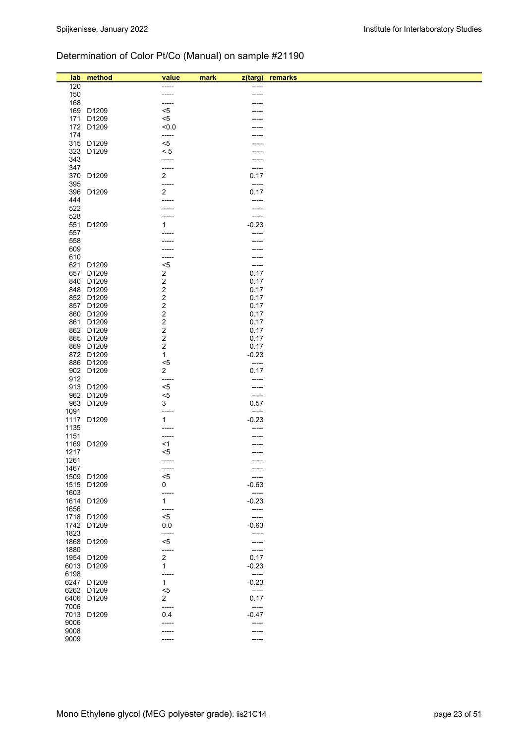## Determination of Color Pt/Co (Manual) on sample #21190

| lab | method | value | mark | z(targ) | remarks |
|---|---|---|---|---|---|
| 120 | | ----- | | ----- | |
| 150 | | ----- | | ----- | |
| 168 | | ----- | | ----- | |
| 169 | D1209 | <5 | | ----- | |
| 171 | D1209 | <5 | | ----- | |
| 172 | D1209 | <0.0 | | ----- | |
| 174 | | ----- | | ----- | |
| 315 | D1209 | <5 | | ----- | |
| 323 | D1209 | < 5 | | ----- | |
| 343 | | ----- | | ----- | |
| 347 | | ----- | | ----- | |
| 370 | D1209 | 2 | | 0.17 | |
| 395 | | ----- | | ----- | |
| 396 | D1209 | 2 | | 0.17 | |
| 444 | | ----- | | ----- | |
| 522 | | ----- | | ----- | |
| 528 | | ----- | | ----- | |
| 551 | D1209 | 1 | | -0.23 | |
| 557 | | ----- | | ----- | |
| 558 | | ----- | | ----- | |
| 609 | | ----- | | ----- | |
| 610 | | ----- | | ----- | |
| 621 | D1209 | <5 | | ----- | |
| 657 | D1209 | 2 | | 0.17 | |
| 840 | D1209 | 2 | | 0.17 | |
| 848 | D1209 | 2 | | 0.17 | |
| 852 | D1209 | 2 | | 0.17 | |
| 857 | D1209 | 2 | | 0.17 | |
| 860 | D1209 | 2 | | 0.17 | |
| 861 | D1209 | 2 | | 0.17 | |
| 862 | D1209 | 2 | | 0.17 | |
| 865 | D1209 | 2 | | 0.17 | |
| 869 | D1209 | 2 | | 0.17 | |
| 872 | D1209 | 1 | | -0.23 | |
| 886 | D1209 | <5 | | ----- | |
| 902 | D1209 | 2 | | 0.17 | |
| 912 | | ----- | | ----- | |
| 913 | D1209 | <5 | | ----- | |
| 962 | D1209 | <5 | | ----- | |
| 963 | D1209 | 3 | | 0.57 | |
| 1091 | | ----- | | ----- | |
| 1117 | D1209 | 1 | | -0.23 | |
| 1135 | | ----- | | ----- | |
| 1151 | | ----- | | ----- | |
| 1169 | D1209 | <1 | | ----- | |
| 1217 | | <5 | | ----- | |
| 1261 | | ----- | | ----- | |
| 1467 | | ----- | | ----- | |
| 1509 | D1209 | <5 | | ----- | |
| 1515 | D1209 | 0 | | -0.63 | |
| 1603 | | ----- | | ----- | |
| 1614 | D1209 | 1 | | -0.23 | |
| 1656 | | ----- | | ----- | |
| 1718 | D1209 | <5 | | ----- | |
| 1742 | D1209 | 0.0 | | -0.63 | |
| 1823 | | ----- | | ----- | |
| 1868 | D1209 | <5 | | ----- | |
| 1880 | | ----- | | ----- | |
| 1954 | D1209 | 2 | | 0.17 | |
| 6013 | D1209 | 1 | | -0.23 | |
| 6198 | | ----- | | ----- | |
| 6247 | D1209 | 1 | | -0.23 | |
| 6262 | D1209 | <5 | | ----- | |
| 6406 | D1209 | 2 | | 0.17 | |
| 7006 | | ----- | | ----- | |
| 7013 | D1209 | 0.4 | | -0.47 | |
| 9006 | | ----- | | ----- | |
| 9008 | | ----- | | ----- | |
| 9009 | | ----- | | ----- | |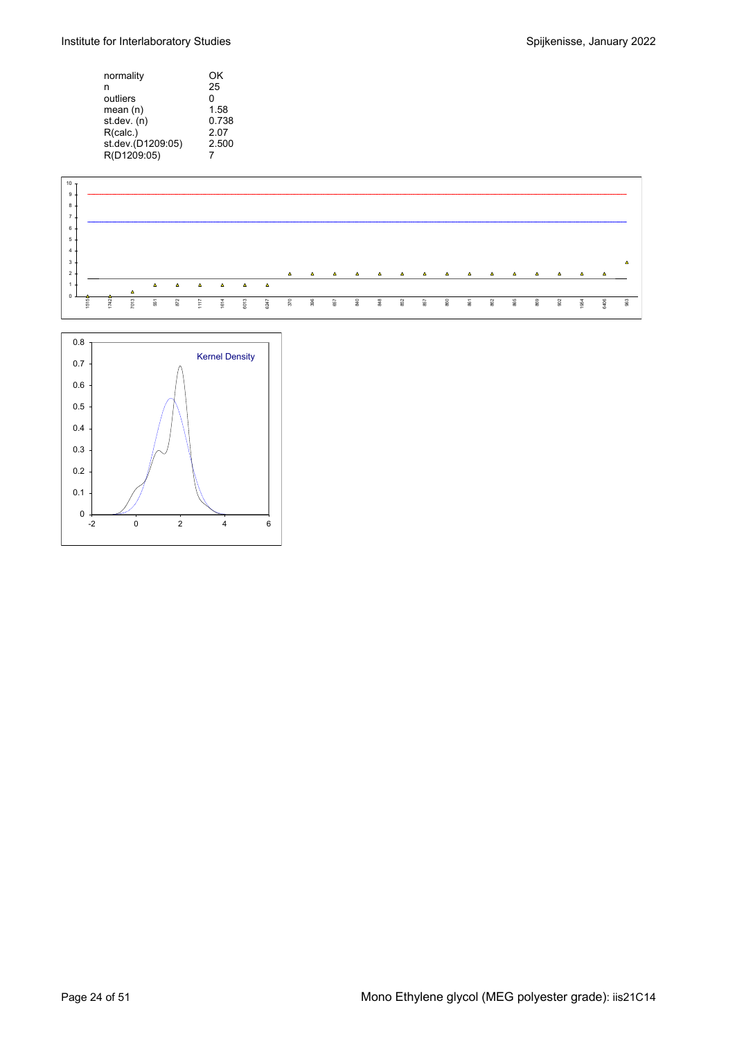| | |
|---|---|
| normality | OK |
| n | 25 |
| outliers | 0 |
| mean (n) | 1.58 |
| st.dev. (n) | 0.738 |
| R(calc.) | 2.07 |
| st.dev.(D1209:05) | 2.500 |
| R(D1209:05) | 7 |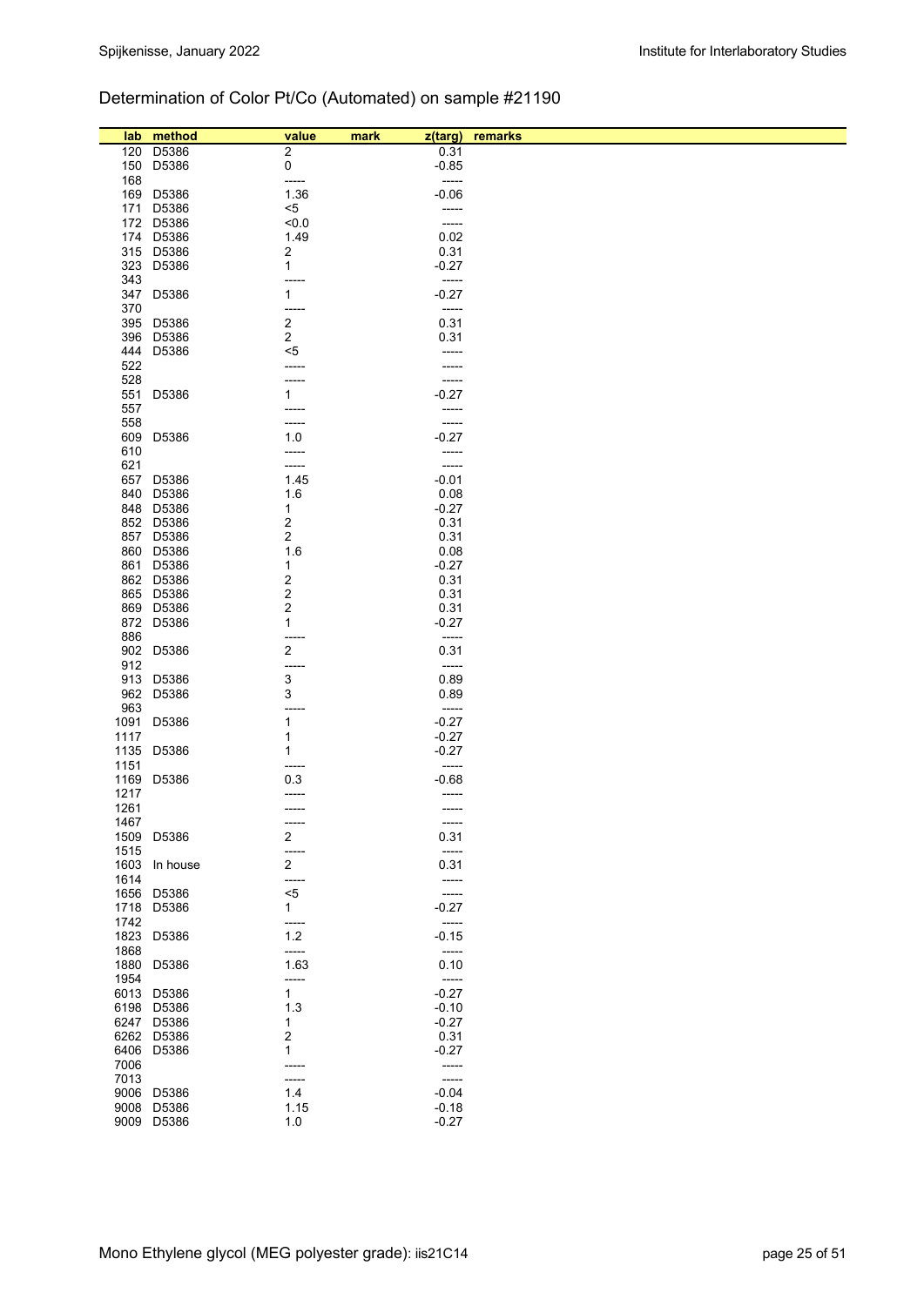## Determination of Color Pt/Co (Automated) on sample #21190

| lab | method | value | mark | z(targ) | remarks |
|---|---|---|---|---|---|
| 120 | D5386 | 2 | | 0.31 | |
| 150 | D5386 | 0 | | -0.85 | |
| 168 | | ----- | | ----- | |
| 169 | D5386 | 1.36 | | -0.06 | |
| 171 | D5386 | <5 | | ----- | |
| 172 | D5386 | <0.0 | | ----- | |
| 174 | D5386 | 1.49 | | 0.02 | |
| 315 | D5386 | 2 | | 0.31 | |
| 323 | D5386 | 1 | | -0.27 | |
| 343 | | ----- | | ----- | |
| 347 | D5386 | 1 | | -0.27 | |
| 370 | | ----- | | ----- | |
| 395 | D5386 | 2 | | 0.31 | |
| 396 | D5386 | 2 | | 0.31 | |
| 444 | D5386 | <5 | | ----- | |
| 522 | | ----- | | ----- | |
| 528 | | ----- | | ----- | |
| 551 | D5386 | 1 | | -0.27 | |
| 557 | | ----- | | ----- | |
| 558 | | ----- | | ----- | |
| 609 | D5386 | 1.0 | | -0.27 | |
| 610 | | ----- | | ----- | |
| 621 | | ----- | | ----- | |
| 657 | D5386 | 1.45 | | -0.01 | |
| 840 | D5386 | 1.6 | | 0.08 | |
| 848 | D5386 | 1 | | -0.27 | |
| 852 | D5386 | 2 | | 0.31 | |
| 857 | D5386 | 2 | | 0.31 | |
| 860 | D5386 | 1.6 | | 0.08 | |
| 861 | D5386 | 1 | | -0.27 | |
| 862 | D5386 | 2 | | 0.31 | |
| 865 | D5386 | 2 | | 0.31 | |
| 869 | D5386 | 2 | | 0.31 | |
| 872 | D5386 | 1 | | -0.27 | |
| 886 | | ----- | | ----- | |
| 902 | D5386 | 2 | | 0.31 | |
| 912 | | ----- | | ----- | |
| 913 | D5386 | 3 | | 0.89 | |
| 962 | D5386 | 3 | | 0.89 | |
| 963 | | ----- | | ----- | |
| 1091 | D5386 | 1 | | -0.27 | |
| 1117 | | 1 | | -0.27 | |
| 1135 | D5386 | 1 | | -0.27 | |
| 1151 | | ----- | | ----- | |
| 1169 | D5386 | 0.3 | | -0.68 | |
| 1217 | | ----- | | ----- | |
| 1261 | | ----- | | ----- | |
| 1467 | | ----- | | ----- | |
| 1509 | D5386 | 2 | | 0.31 | |
| 1515 | | ----- | | ----- | |
| 1603 | In house | 2 | | 0.31 | |
| 1614 | | ----- | | ----- | |
| 1656 | D5386 | <5 | | ----- | |
| 1718 | D5386 | 1 | | -0.27 | |
| 1742 | | ----- | | ----- | |
| 1823 | D5386 | 1.2 | | -0.15 | |
| 1868 | | ----- | | ----- | |
| 1880 | D5386 | 1.63 | | 0.10 | |
| 1954 | | ----- | | ----- | |
| 6013 | D5386 | 1 | | -0.27 | |
| 6198 | D5386 | 1.3 | | -0.10 | |
| 6247 | D5386 | 1 | | -0.27 | |
| 6262 | D5386 | 2 | | 0.31 | |
| 6406 | D5386 | 1 | | -0.27 | |
| 7006 | | ----- | | ----- | |
| 7013 | | ----- | | ----- | |
| 9006 | D5386 | 1.4 | | -0.04 | |
| 9008 | D5386 | 1.15 | | -0.18 | |
| 9009 | D5386 | 1.0 | | -0.27 | |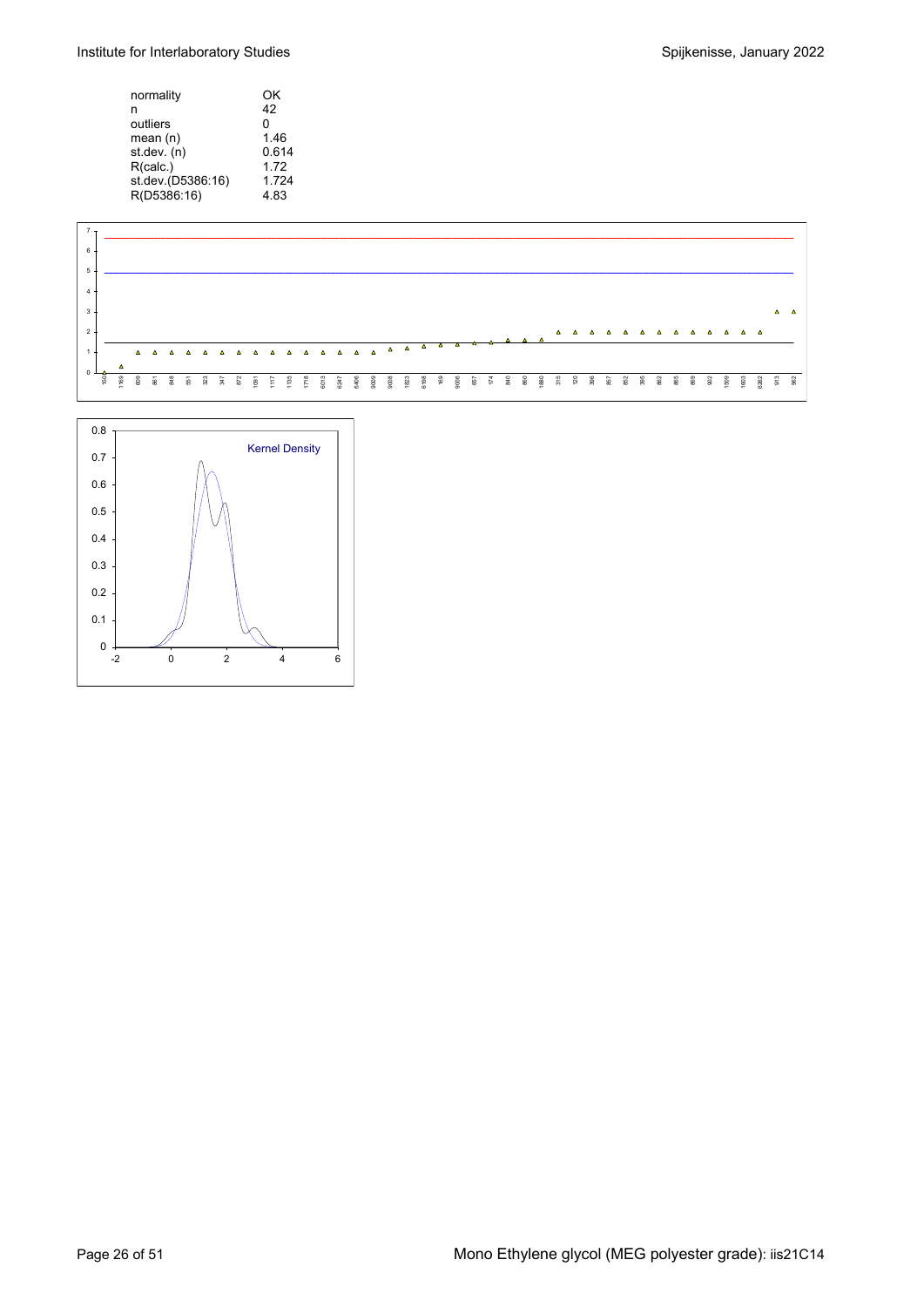| | |
|---|---|
| normality | OK |
| n | 42 |
| outliers | 0 |
| mean (n) | 1.46 |
| st.dev. (n) | 0.614 |
| R(calc.) | 1.72 |
| st.dev.(D5386:16) | 1.724 |
| R(D5386:16) | 4.83 |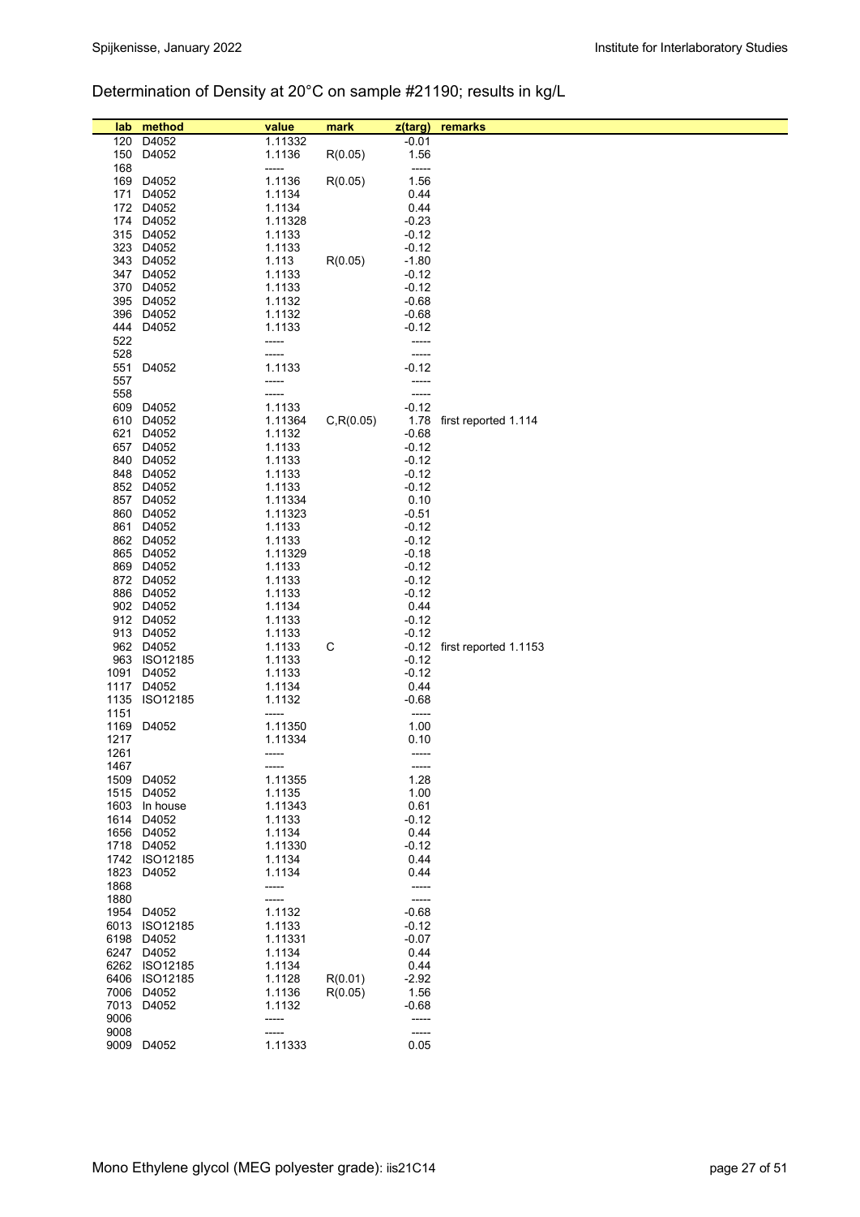## Determination of Density at 20°C on sample #21190; results in kg/L

| lab | method | value | mark | z(targ) | remarks |
|---|---|---|---|---|---|
| 120 | D4052 | 1.11332 | | -0.01 | |
| 150 | D4052 | 1.1136 | R(0.05) | 1.56 | |
| 168 | | ----- | | ----- | |
| 169 | D4052 | 1.1136 | R(0.05) | 1.56 | |
| 171 | D4052 | 1.1134 | | 0.44 | |
| 172 | D4052 | 1.1134 | | 0.44 | |
| 174 | D4052 | 1.11328 | | -0.23 | |
| 315 | D4052 | 1.1133 | | -0.12 | |
| 323 | D4052 | 1.1133 | | -0.12 | |
| 343 | D4052 | 1.113 | R(0.05) | -1.80 | |
| 347 | D4052 | 1.1133 | | -0.12 | |
| 370 | D4052 | 1.1133 | | -0.12 | |
| 395 | D4052 | 1.1132 | | -0.68 | |
| 396 | D4052 | 1.1132 | | -0.68 | |
| 444 | D4052 | 1.1133 | | -0.12 | |
| 522 | | ----- | | ----- | |
| 528 | | ----- | | ----- | |
| 551 | D4052 | 1.1133 | | -0.12 | |
| 557 | | ----- | | ----- | |
| 558 | | ----- | | ----- | |
| 609 | D4052 | 1.1133 | | -0.12 | |
| 610 | D4052 | 1.11364 | C,R(0.05) | 1.78 | first reported 1.114 |
| 621 | D4052 | 1.1132 | | -0.68 | |
| 657 | D4052 | 1.1133 | | -0.12 | |
| 840 | D4052 | 1.1133 | | -0.12 | |
| 848 | D4052 | 1.1133 | | -0.12 | |
| 852 | D4052 | 1.1133 | | -0.12 | |
| 857 | D4052 | 1.11334 | | 0.10 | |
| 860 | D4052 | 1.11323 | | -0.51 | |
| 861 | D4052 | 1.1133 | | -0.12 | |
| 862 | D4052 | 1.1133 | | -0.12 | |
| 865 | D4052 | 1.11329 | | -0.18 | |
| 869 | D4052 | 1.1133 | | -0.12 | |
| 872 | D4052 | 1.1133 | | -0.12 | |
| 886 | D4052 | 1.1133 | | -0.12 | |
| 902 | D4052 | 1.1134 | | 0.44 | |
| 912 | D4052 | 1.1133 | | -0.12 | |
| 913 | D4052 | 1.1133 | | -0.12 | |
| 962 | D4052 | 1.1133 | C | -0.12 | first reported 1.1153 |
| 963 | ISO12185 | 1.1133 | | -0.12 | |
| 1091 | D4052 | 1.1133 | | -0.12 | |
| 1117 | D4052 | 1.1134 | | 0.44 | |
| 1135 | ISO12185 | 1.1132 | | -0.68 | |
| 1151 | | ----- | | ----- | |
| 1169 | D4052 | 1.11350 | | 1.00 | |
| 1217 | | 1.11334 | | 0.10 | |
| 1261 | | ----- | | ----- | |
| 1467 | | ----- | | ----- | |
| 1509 | D4052 | 1.11355 | | 1.28 | |
| 1515 | D4052 | 1.1135 | | 1.00 | |
| 1603 | In house | 1.11343 | | 0.61 | |
| 1614 | D4052 | 1.1133 | | -0.12 | |
| 1656 | D4052 | 1.1134 | | 0.44 | |
| 1718 | D4052 | 1.11330 | | -0.12 | |
| 1742 | ISO12185 | 1.1134 | | 0.44 | |
| 1823 | D4052 | 1.1134 | | 0.44 | |
| 1868 | | ----- | | ----- | |
| 1880 | | ----- | | ----- | |
| 1954 | D4052 | 1.1132 | | -0.68 | |
| 6013 | ISO12185 | 1.1133 | | -0.12 | |
| 6198 | D4052 | 1.11331 | | -0.07 | |
| 6247 | D4052 | 1.1134 | | 0.44 | |
| 6262 | ISO12185 | 1.1134 | | 0.44 | |
| 6406 | ISO12185 | 1.1128 | R(0.01) | -2.92 | |
| 7006 | D4052 | 1.1136 | R(0.05) | 1.56 | |
| 7013 | D4052 | 1.1132 | | -0.68 | |
| 9006 | | ----- | | ----- | |
| 9008 | | ----- | | ----- | |
| 9009 | D4052 | 1.11333 | | 0.05 | |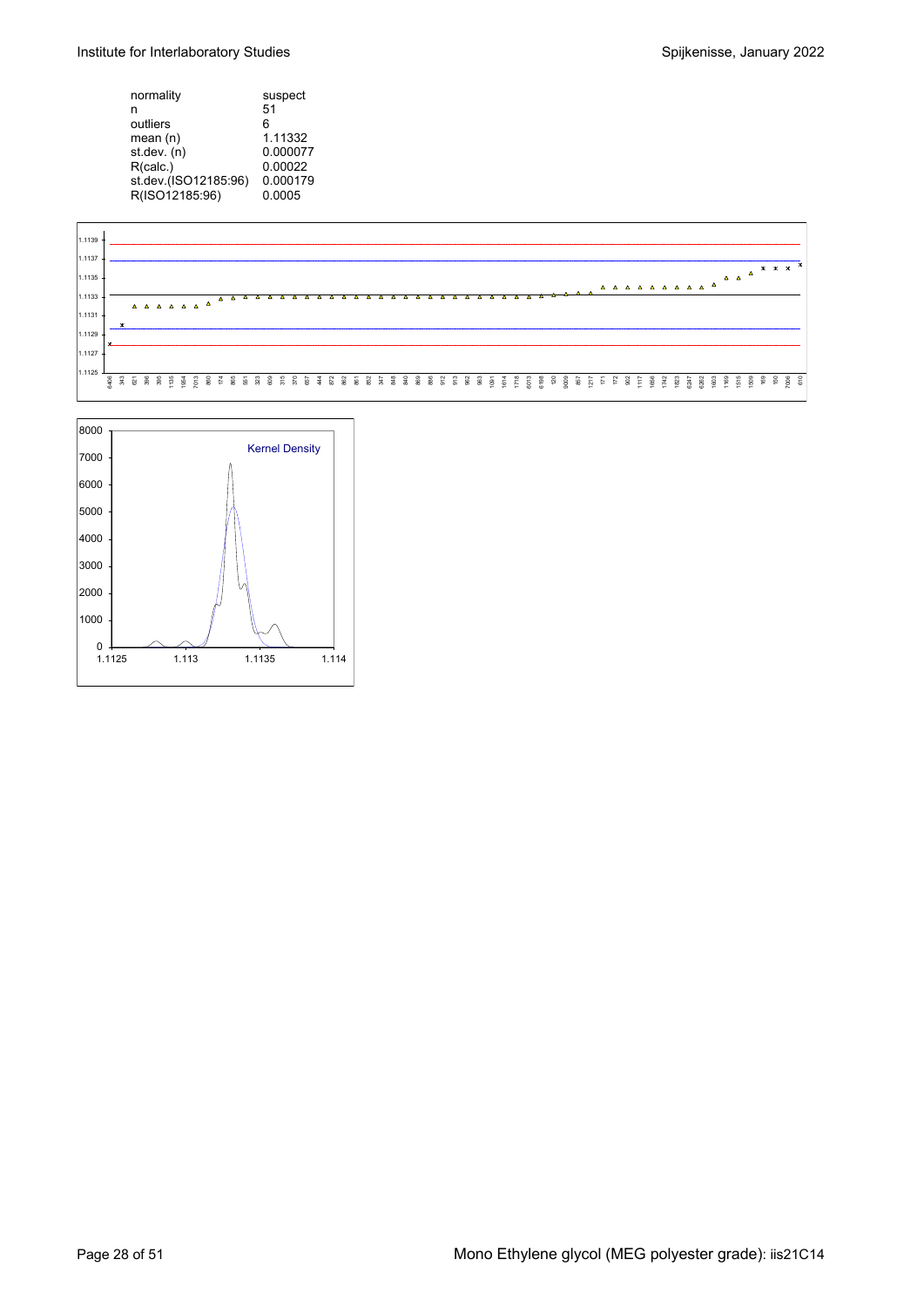| | |
|---|---|
| normality | suspect |
| n | 51 |
| outliers | 6 |
| mean (n) | 1.11332 |
| st.dev. (n) | 0.000077 |
| R(calc.) | 0.00022 |
| st.dev.(ISO12185:96) | 0.000179 |
| R(ISO12185:96) | 0.0005 |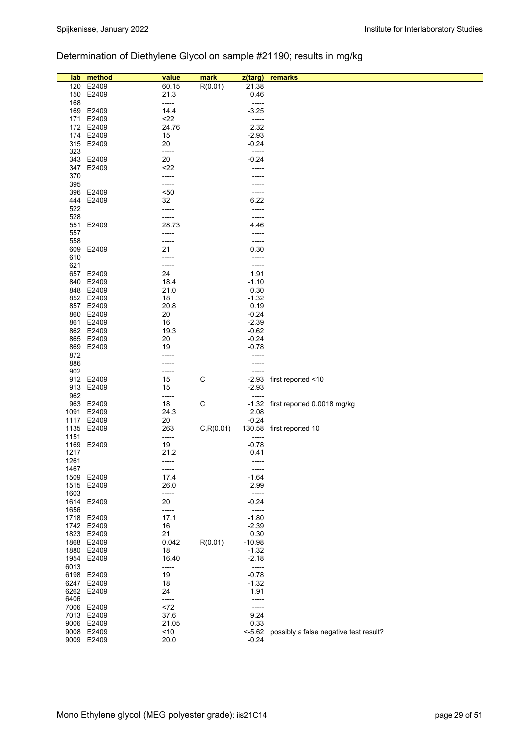## Determination of Diethylene Glycol on sample #21190; results in mg/kg

| lab | method | value | mark | z(targ) | remarks |
|---|---|---|---|---|---|
| 120 | E2409 | 60.15 | R(0.01) | 21.38 | |
| 150 | E2409 | 21.3 | | 0.46 | |
| 168 | | ----- | | ----- | |
| 169 | E2409 | 14.4 | | -3.25 | |
| 171 | E2409 | <22 | | ----- | |
| 172 | E2409 | 24.76 | | 2.32 | |
| 174 | E2409 | 15 | | -2.93 | |
| 315 | E2409 | 20 | | -0.24 | |
| 323 | | ----- | | ----- | |
| 343 | E2409 | 20 | | -0.24 | |
| 347 | E2409 | <22 | | ----- | |
| 370 | | ----- | | ----- | |
| 395 | | ----- | | ----- | |
| 396 | E2409 | <50 | | ----- | |
| 444 | E2409 | 32 | | 6.22 | |
| 522 | | ----- | | ----- | |
| 528 | | ----- | | ----- | |
| 551 | E2409 | 28.73 | | 4.46 | |
| 557 | | ----- | | ----- | |
| 558 | | ----- | | ----- | |
| 609 | E2409 | 21 | | 0.30 | |
| 610 | | ----- | | ----- | |
| 621 | | ----- | | ----- | |
| 657 | E2409 | 24 | | 1.91 | |
| 840 | E2409 | 18.4 | | -1.10 | |
| 848 | E2409 | 21.0 | | 0.30 | |
| 852 | E2409 | 18 | | -1.32 | |
| 857 | E2409 | 20.8 | | 0.19 | |
| 860 | E2409 | 20 | | -0.24 | |
| 861 | E2409 | 16 | | -2.39 | |
| 862 | E2409 | 19.3 | | -0.62 | |
| 865 | E2409 | 20 | | -0.24 | |
| 869 | E2409 | 19 | | -0.78 | |
| 872 | | ----- | | ----- | |
| 886 | | ----- | | ----- | |
| 902 | | ----- | | ----- | |
| 912 | E2409 | 15 | C | -2.93 | first reported <10 |
| 913 | E2409 | 15 | | -2.93 | |
| 962 | | ----- | | ----- | |
| 963 | E2409 | 18 | C | -1.32 | first reported 0.0018 mg/kg |
| 1091 | E2409 | 24.3 | | 2.08 | |
| 1117 | E2409 | 20 | | -0.24 | |
| 1135 | E2409 | 263 | C,R(0.01) | 130.58 | first reported 10 |
| 1151 | | ----- | | ----- | |
| 1169 | E2409 | 19 | | -0.78 | |
| 1217 | | 21.2 | | 0.41 | |
| 1261 | | ----- | | ----- | |
| 1467 | | ----- | | ----- | |
| 1509 | E2409 | 17.4 | | -1.64 | |
| 1515 | E2409 | 26.0 | | 2.99 | |
| 1603 | | ----- | | ----- | |
| 1614 | E2409 | 20 | | -0.24 | |
| 1656 | | ----- | | ----- | |
| 1718 | E2409 | 17.1 | | -1.80 | |
| 1742 | E2409 | 16 | | -2.39 | |
| 1823 | E2409 | 21 | | 0.30 | |
| 1868 | E2409 | 0.042 | R(0.01) | -10.98 | |
| 1880 | E2409 | 18 | | -1.32 | |
| 1954 | E2409 | 16.40 | | -2.18 | |
| 6013 | | ----- | | ----- | |
| 6198 | E2409 | 19 | | -0.78 | |
| 6247 | E2409 | 18 | | -1.32 | |
| 6262 | E2409 | 24 | | 1.91 | |
| 6406 | | ----- | | ----- | |
| 7006 | E2409 | <72 | | ----- | |
| 7013 | E2409 | 37.6 | | 9.24 | |
| 9006 | E2409 | 21.05 | | 0.33 | |
| 9008 | E2409 | <10 | | <-5.62 | possibly a false negative test result? |
| 9009 | E2409 | 20.0 | | -0.24 | |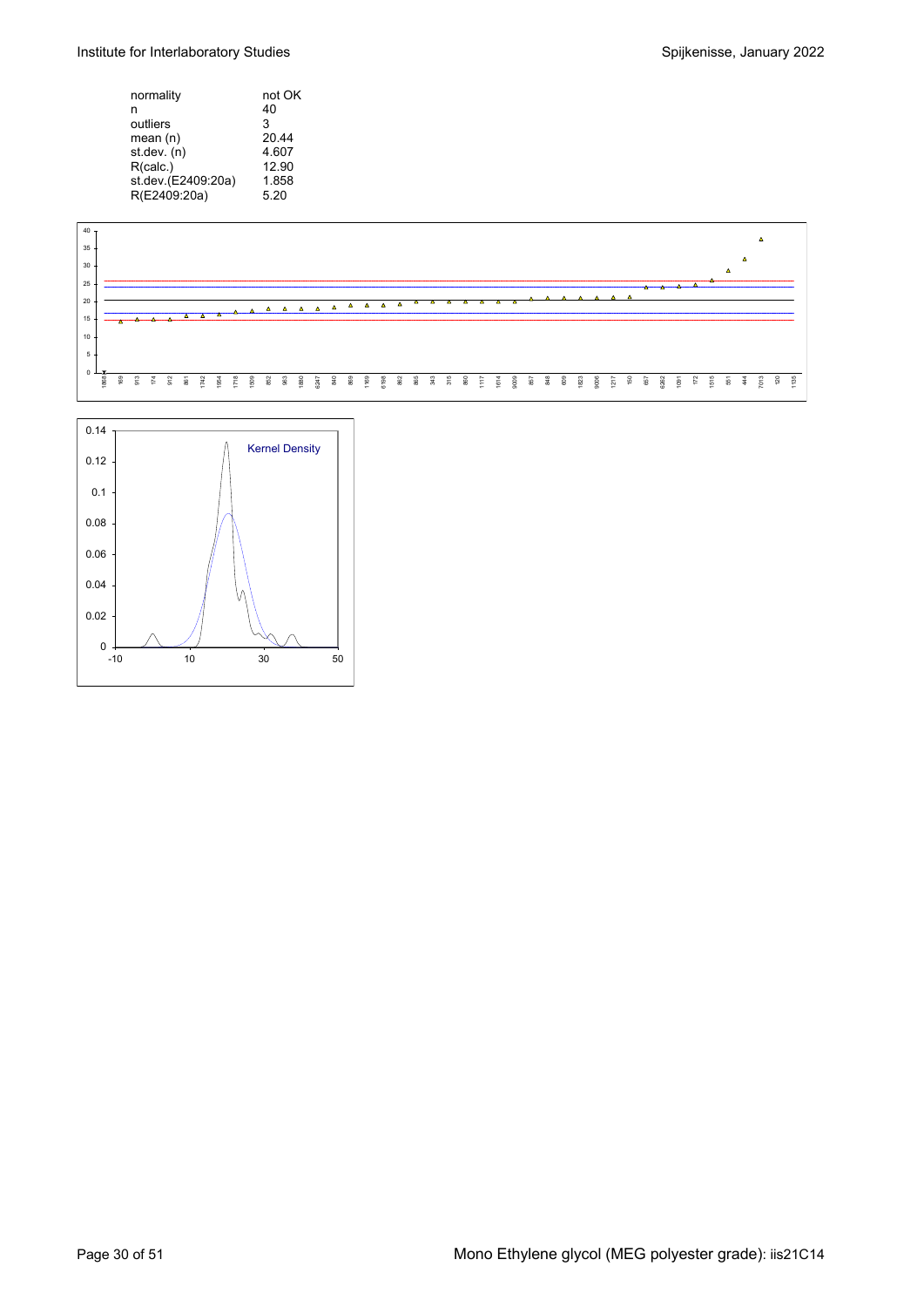| | |
|---|---|
| normality | not OK |
| n | 40 |
| outliers | 3 |
| mean (n) | 20.44 |
| st.dev. (n) | 4.607 |
| R(calc.) | 12.90 |
| st.dev.(E2409:20a) | 1.858 |
| R(E2409:20a) | 5.20 |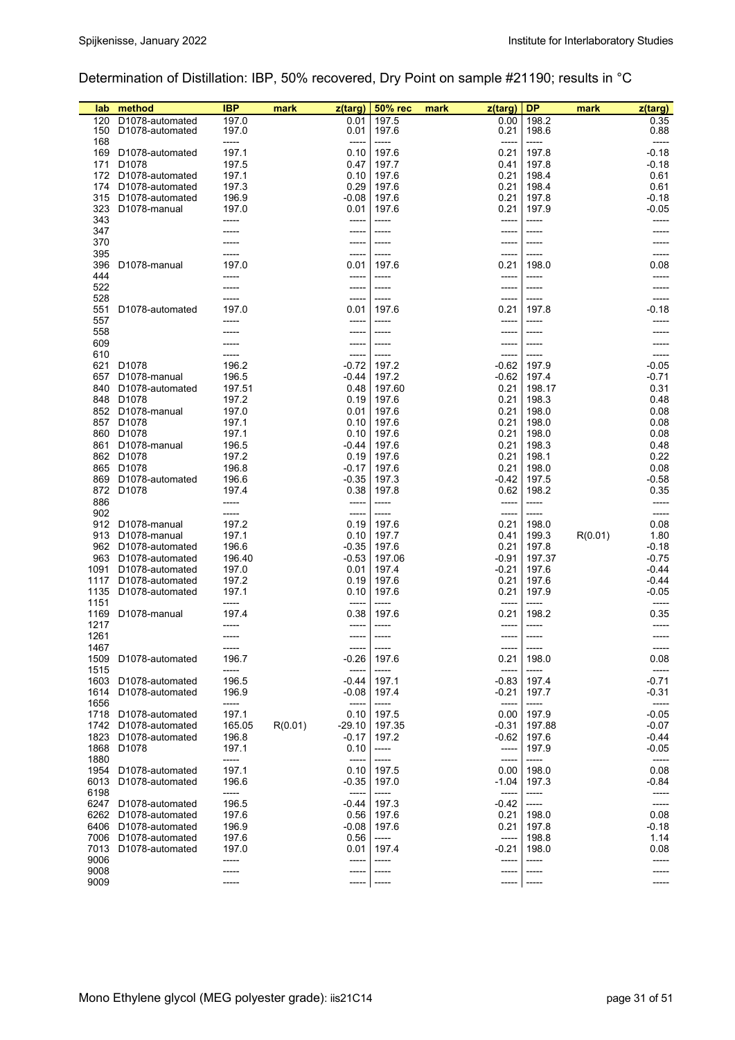## Determination of Distillation: IBP, 50% recovered, Dry Point on sample #21190; results in °C

| lab | method | IBP | mark | z(targ) | 50% rec | mark | z(targ) | DP | mark | z(targ) |
|---|---|---|---|---|---|---|---|---|---|---|
| 120 | D1078-automated | 197.0 | | 0.01 | 197.5 | | 0.00 | 198.2 | | 0.35 |
| 150 | D1078-automated | 197.0 | | 0.01 | 197.6 | | 0.21 | 198.6 | | 0.88 |
| 168 | | ----- | | ----- | ----- | | ----- | ----- | | ----- |
| 169 | D1078-automated | 197.1 | | 0.10 | 197.6 | | 0.21 | 197.8 | | -0.18 |
| 171 | D1078 | 197.5 | | 0.47 | 197.7 | | 0.41 | 197.8 | | -0.18 |
| 172 | D1078-automated | 197.1 | | 0.10 | 197.6 | | 0.21 | 198.4 | | 0.61 |
| 174 | D1078-automated | 197.3 | | 0.29 | 197.6 | | 0.21 | 198.4 | | 0.61 |
| 315 | D1078-automated | 196.9 | | -0.08 | 197.6 | | 0.21 | 197.8 | | -0.18 |
| 323 | D1078-manual | 197.0 | | 0.01 | 197.6 | | 0.21 | 197.9 | | -0.05 |
| 343 | | ----- | | ----- | ----- | | ----- | ----- | | ----- |
| 347 | | ----- | | ----- | ----- | | ----- | ----- | | ----- |
| 370 | | ----- | | ----- | ----- | | ----- | ----- | | ----- |
| 395 | | ----- | | ----- | ----- | | ----- | ----- | | ----- |
| 396 | D1078-manual | 197.0 | | 0.01 | 197.6 | | 0.21 | 198.0 | | 0.08 |
| 444 | | ----- | | ----- | ----- | | ----- | ----- | | ----- |
| 522 | | ----- | | ----- | ----- | | ----- | ----- | | ----- |
| 528 | | ----- | | ----- | ----- | | ----- | ----- | | ----- |
| 551 | D1078-automated | 197.0 | | 0.01 | 197.6 | | 0.21 | 197.8 | | -0.18 |
| 557 | | ----- | | ----- | ----- | | ----- | ----- | | ----- |
| 558 | | ----- | | ----- | ----- | | ----- | ----- | | ----- |
| 609 | | ----- | | ----- | ----- | | ----- | ----- | | ----- |
| 610 | | ----- | | ----- | ----- | | ----- | ----- | | ----- |
| 621 | D1078 | 196.2 | | -0.72 | 197.2 | | -0.62 | 197.9 | | -0.05 |
| 657 | D1078-manual | 196.5 | | -0.44 | 197.2 | | -0.62 | 197.4 | | -0.71 |
| 840 | D1078-automated | 197.51 | | 0.48 | 197.60 | | 0.21 | 198.17 | | 0.31 |
| 848 | D1078 | 197.2 | | 0.19 | 197.6 | | 0.21 | 198.3 | | 0.48 |
| 852 | D1078-manual | 197.0 | | 0.01 | 197.6 | | 0.21 | 198.0 | | 0.08 |
| 857 | D1078 | 197.1 | | 0.10 | 197.6 | | 0.21 | 198.0 | | 0.08 |
| 860 | D1078 | 197.1 | | 0.10 | 197.6 | | 0.21 | 198.0 | | 0.08 |
| 861 | D1078-manual | 196.5 | | -0.44 | 197.6 | | 0.21 | 198.3 | | 0.48 |
| 862 | D1078 | 197.2 | | 0.19 | 197.6 | | 0.21 | 198.1 | | 0.22 |
| 865 | D1078 | 196.8 | | -0.17 | 197.6 | | 0.21 | 198.0 | | 0.08 |
| 869 | D1078-automated | 196.6 | | -0.35 | 197.3 | | -0.42 | 197.5 | | -0.58 |
| 872 | D1078 | 197.4 | | 0.38 | 197.8 | | 0.62 | 198.2 | | 0.35 |
| 886 | | ----- | | ----- | ----- | | ----- | ----- | | ----- |
| 902 | | ----- | | ----- | ----- | | ----- | ----- | | ----- |
| 912 | D1078-manual | 197.2 | | 0.19 | 197.6 | | 0.21 | 198.0 | | 0.08 |
| 913 | D1078-manual | 197.1 | | 0.10 | 197.7 | | 0.41 | 199.3 | R(0.01) | 1.80 |
| 962 | D1078-automated | 196.6 | | -0.35 | 197.6 | | 0.21 | 197.8 | | -0.18 |
| 963 | D1078-automated | 196.40 | | -0.53 | 197.06 | | -0.91 | 197.37 | | -0.75 |
| 1091 | D1078-automated | 197.0 | | 0.01 | 197.4 | | -0.21 | 197.6 | | -0.44 |
| 1117 | D1078-automated | 197.2 | | 0.19 | 197.6 | | 0.21 | 197.6 | | -0.44 |
| 1135 | D1078-automated | 197.1 | | 0.10 | 197.6 | | 0.21 | 197.9 | | -0.05 |
| 1151 | | ----- | | ----- | ----- | | ----- | ----- | | ----- |
| 1169 | D1078-manual | 197.4 | | 0.38 | 197.6 | | 0.21 | 198.2 | | 0.35 |
| 1217 | | ----- | | ----- | ----- | | ----- | ----- | | ----- |
| 1261 | | ----- | | ----- | ----- | | ----- | ----- | | ----- |
| 1467 | | ----- | | ----- | ----- | | ----- | ----- | | ----- |
| 1509 | D1078-automated | 196.7 | | -0.26 | 197.6 | | 0.21 | 198.0 | | 0.08 |
| 1515 | | ----- | | ----- | ----- | | ----- | ----- | | ----- |
| 1603 | D1078-automated | 196.5 | | -0.44 | 197.1 | | -0.83 | 197.4 | | -0.71 |
| 1614 | D1078-automated | 196.9 | | -0.08 | 197.4 | | -0.21 | 197.7 | | -0.31 |
| 1656 | | ----- | | ----- | ----- | | ----- | ----- | | ----- |
| 1718 | D1078-automated | 197.1 | | 0.10 | 197.5 | | 0.00 | 197.9 | | -0.05 |
| 1742 | D1078-automated | 165.05 | R(0.01) | -29.10 | 197.35 | | -0.31 | 197.88 | | -0.07 |
| 1823 | D1078-automated | 196.8 | | -0.17 | 197.2 | | -0.62 | 197.6 | | -0.44 |
| 1868 | D1078 | 197.1 | | 0.10 | ----- | | ----- | 197.9 | | -0.05 |
| 1880 | | ----- | | ----- | ----- | | ----- | ----- | | ----- |
| 1954 | D1078-automated | 197.1 | | 0.10 | 197.5 | | 0.00 | 198.0 | | 0.08 |
| 6013 | D1078-automated | 196.6 | | -0.35 | 197.0 | | -1.04 | 197.3 | | -0.84 |
| 6198 | | ----- | | ----- | ----- | | ----- | ----- | | ----- |
| 6247 | D1078-automated | 196.5 | | -0.44 | 197.3 | | -0.42 | ----- | | ----- |
| 6262 | D1078-automated | 197.6 | | 0.56 | 197.6 | | 0.21 | 198.0 | | 0.08 |
| 6406 | D1078-automated | 196.9 | | -0.08 | 197.6 | | 0.21 | 197.8 | | -0.18 |
| 7006 | D1078-automated | 197.6 | | 0.56 | ----- | | ----- | 198.8 | | 1.14 |
| 7013 | D1078-automated | 197.0 | | 0.01 | 197.4 | | -0.21 | 198.0 | | 0.08 |
| 9006 | | ----- | | ----- | ----- | | ----- | ----- | | ----- |
| 9008 | | ----- | | ----- | ----- | | ----- | ----- | | ----- |
| 9009 | | ----- | | ----- | ----- | | ----- | ----- | | ----- |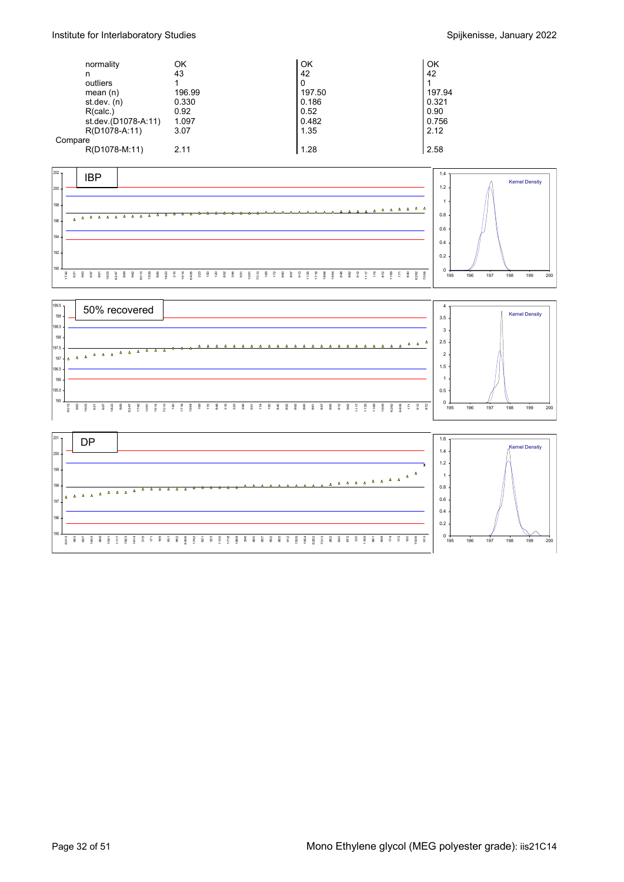| | IBP | 50% recovered | DP |
|---|---|---|---|
| normality | OK | OK | OK |
| n | 43 | 42 | 42 |
| outliers | 1 | 0 | 1 |
| mean (n) | 196.99 | 197.50 | 197.94 |
| st.dev. (n) | 0.330 | 0.186 | 0.321 |
| R(calc.) | 0.92 | 0.52 | 0.90 |
| st.dev.(D1078-A:11) | 1.097 | 0.482 | 0.756 |
| R(D1078-A:11) | 3.07 | 1.35 | 2.12 |
| Compare | | | |
| R(D1078-M:11) | 2.11 | 1.28 | 2.58 |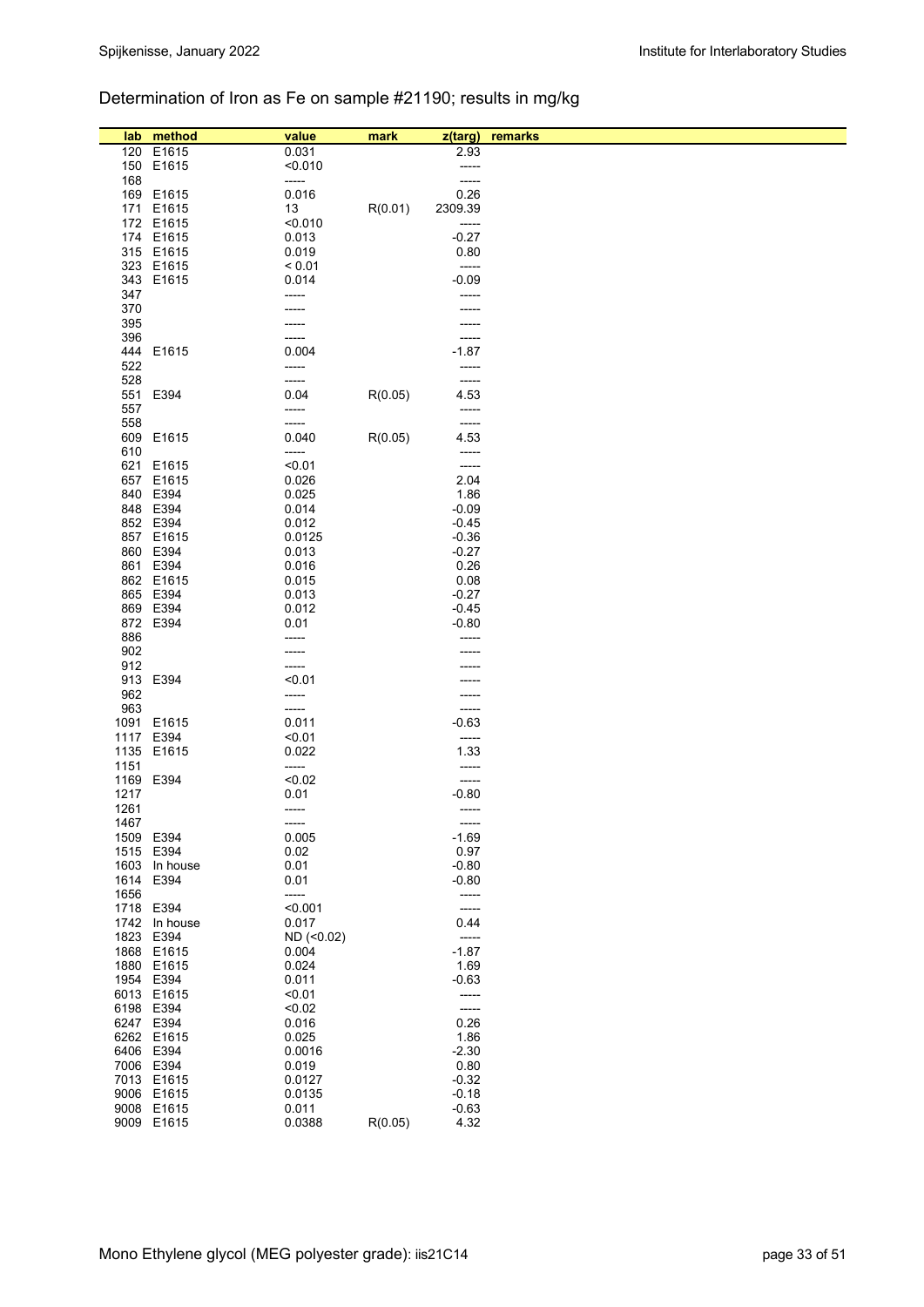## Determination of Iron as Fe on sample #21190; results in mg/kg

| lab | method | value | mark | z(targ) | remarks |
|---|---|---|---|---|---|
| 120 | E1615 | 0.031 | | 2.93 | |
| 150 | E1615 | <0.010 | | ----- | |
| 168 | | ----- | | ----- | |
| 169 | E1615 | 0.016 | | 0.26 | |
| 171 | E1615 | 13 | R(0.01) | 2309.39 | |
| 172 | E1615 | <0.010 | | ----- | |
| 174 | E1615 | 0.013 | | -0.27 | |
| 315 | E1615 | 0.019 | | 0.80 | |
| 323 | E1615 | < 0.01 | | ----- | |
| 343 | E1615 | 0.014 | | -0.09 | |
| 347 | | ----- | | ----- | |
| 370 | | ----- | | ----- | |
| 395 | | ----- | | ----- | |
| 396 | | ----- | | ----- | |
| 444 | E1615 | 0.004 | | -1.87 | |
| 522 | | ----- | | ----- | |
| 528 | | ----- | | ----- | |
| 551 | E394 | 0.04 | R(0.05) | 4.53 | |
| 557 | | ----- | | ----- | |
| 558 | | ----- | | ----- | |
| 609 | E1615 | 0.040 | R(0.05) | 4.53 | |
| 610 | | ----- | | ----- | |
| 621 | E1615 | <0.01 | | ----- | |
| 657 | E1615 | 0.026 | | 2.04 | |
| 840 | E394 | 0.025 | | 1.86 | |
| 848 | E394 | 0.014 | | -0.09 | |
| 852 | E394 | 0.012 | | -0.45 | |
| 857 | E1615 | 0.0125 | | -0.36 | |
| 860 | E394 | 0.013 | | -0.27 | |
| 861 | E394 | 0.016 | | 0.26 | |
| 862 | E1615 | 0.015 | | 0.08 | |
| 865 | E394 | 0.013 | | -0.27 | |
| 869 | E394 | 0.012 | | -0.45 | |
| 872 | E394 | 0.01 | | -0.80 | |
| 886 | | ----- | | ----- | |
| 902 | | ----- | | ----- | |
| 912 | | ----- | | ----- | |
| 913 | E394 | <0.01 | | ----- | |
| 962 | | ----- | | ----- | |
| 963 | | ----- | | ----- | |
| 1091 | E1615 | 0.011 | | -0.63 | |
| 1117 | E394 | <0.01 | | ----- | |
| 1135 | E1615 | 0.022 | | 1.33 | |
| 1151 | | ----- | | ----- | |
| 1169 | E394 | <0.02 | | ----- | |
| 1217 | | 0.01 | | -0.80 | |
| 1261 | | ----- | | ----- | |
| 1467 | | ----- | | ----- | |
| 1509 | E394 | 0.005 | | -1.69 | |
| 1515 | E394 | 0.02 | | 0.97 | |
| 1603 | In house | 0.01 | | -0.80 | |
| 1614 | E394 | 0.01 | | -0.80 | |
| 1656 | | ----- | | ----- | |
| 1718 | E394 | <0.001 | | ----- | |
| 1742 | In house | 0.017 | | 0.44 | |
| 1823 | E394 | ND (<0.02) | | ----- | |
| 1868 | E1615 | 0.004 | | -1.87 | |
| 1880 | E1615 | 0.024 | | 1.69 | |
| 1954 | E394 | 0.011 | | -0.63 | |
| 6013 | E1615 | <0.01 | | ----- | |
| 6198 | E394 | <0.02 | | ----- | |
| 6247 | E394 | 0.016 | | 0.26 | |
| 6262 | E1615 | 0.025 | | 1.86 | |
| 6406 | E394 | 0.0016 | | -2.30 | |
| 7006 | E394 | 0.019 | | 0.80 | |
| 7013 | E1615 | 0.0127 | | -0.32 | |
| 9006 | E1615 | 0.0135 | | -0.18 | |
| 9008 | E1615 | 0.011 | | -0.63 | |
| 9009 | E1615 | 0.0388 | R(0.05) | 4.32 | |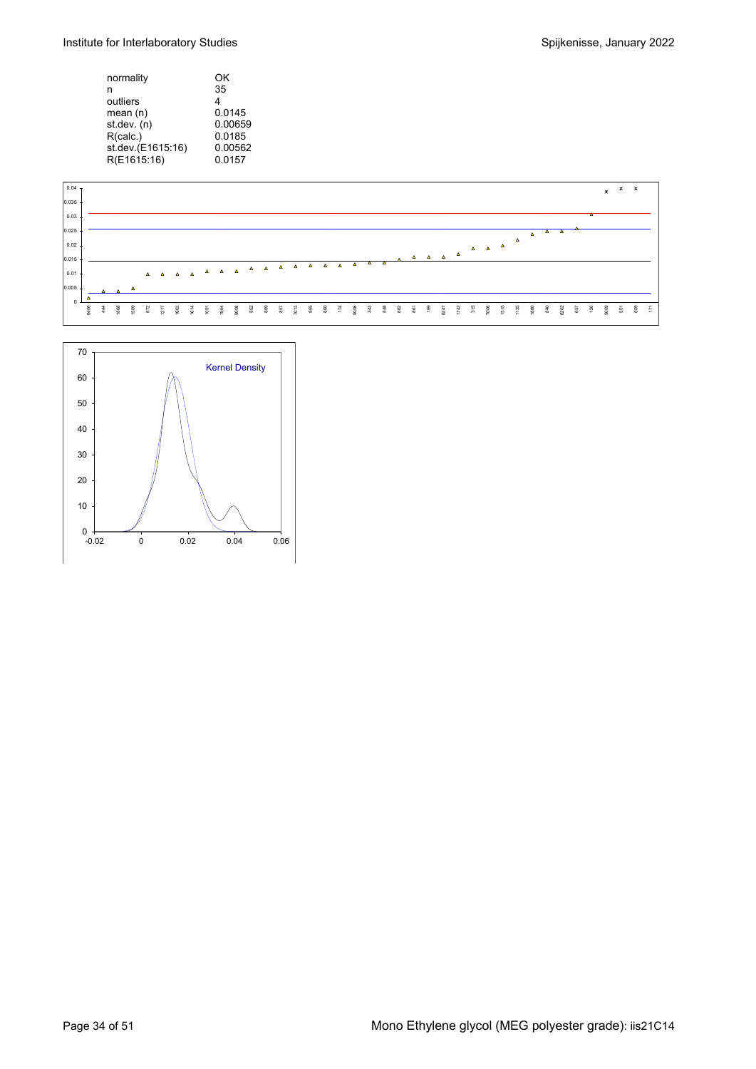| | |
|---|---|
| normality | OK |
| n | 35 |
| outliers | 4 |
| mean (n) | 0.0145 |
| st.dev. (n) | 0.00659 |
| R(calc.) | 0.0185 |
| st.dev.(E1615:16) | 0.00562 |
| R(E1615:16) | 0.0157 |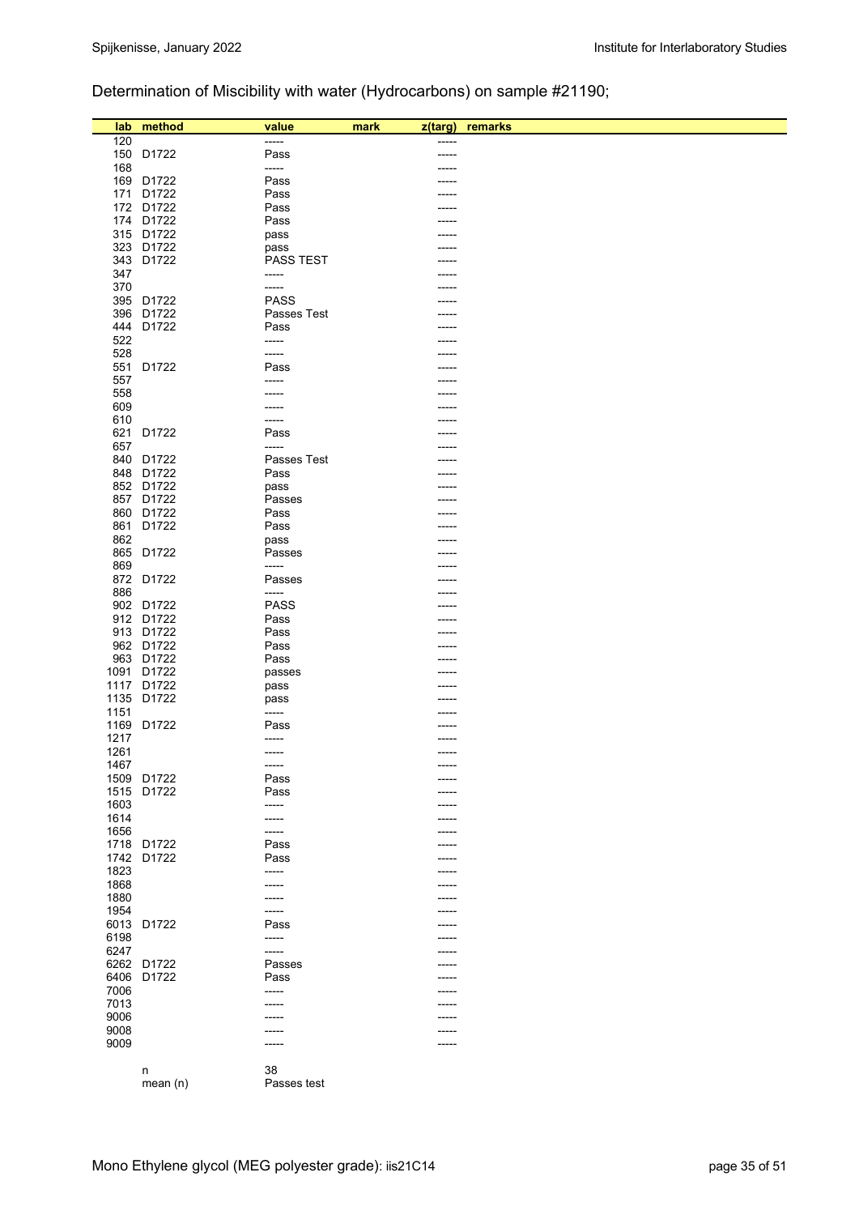Determination of Miscibility with water (Hydrocarbons) on sample #21190;

| lab | method | value | mark | z(targ) | remarks |
|---|---|---|---|---|---|
| 120 | | ----- | | ----- | |
| 150 | D1722 | Pass | | ----- | |
| 168 | | ----- | | ----- | |
| 169 | D1722 | Pass | | ----- | |
| 171 | D1722 | Pass | | ----- | |
| 172 | D1722 | Pass | | ----- | |
| 174 | D1722 | Pass | | ----- | |
| 315 | D1722 | pass | | ----- | |
| 323 | D1722 | pass | | ----- | |
| 343 | D1722 | PASS TEST | | ----- | |
| 347 | | ----- | | ----- | |
| 370 | | ----- | | ----- | |
| 395 | D1722 | PASS | | ----- | |
| 396 | D1722 | Passes Test | | ----- | |
| 444 | D1722 | Pass | | ----- | |
| 522 | | ----- | | ----- | |
| 528 | | ----- | | ----- | |
| 551 | D1722 | Pass | | ----- | |
| 557 | | ----- | | ----- | |
| 558 | | ----- | | ----- | |
| 609 | | ----- | | ----- | |
| 610 | | ----- | | ----- | |
| 621 | D1722 | Pass | | ----- | |
| 657 | | ----- | | ----- | |
| 840 | D1722 | Passes Test | | ----- | |
| 848 | D1722 | Pass | | ----- | |
| 852 | D1722 | pass | | ----- | |
| 857 | D1722 | Passes | | ----- | |
| 860 | D1722 | Pass | | ----- | |
| 861 | D1722 | Pass | | ----- | |
| 862 | | pass | | ----- | |
| 865 | D1722 | Passes | | ----- | |
| 869 | | ----- | | ----- | |
| 872 | D1722 | Passes | | ----- | |
| 886 | | ----- | | ----- | |
| 902 | D1722 | PASS | | ----- | |
| 912 | D1722 | Pass | | ----- | |
| 913 | D1722 | Pass | | ----- | |
| 962 | D1722 | Pass | | ----- | |
| 963 | D1722 | Pass | | ----- | |
| 1091 | D1722 | passes | | ----- | |
| 1117 | D1722 | pass | | ----- | |
| 1135 | D1722 | pass | | ----- | |
| 1151 | | ----- | | ----- | |
| 1169 | D1722 | Pass | | ----- | |
| 1217 | | ----- | | ----- | |
| 1261 | | ----- | | ----- | |
| 1467 | | ----- | | ----- | |
| 1509 | D1722 | Pass | | ----- | |
| 1515 | D1722 | Pass | | ----- | |
| 1603 | | ----- | | ----- | |
| 1614 | | ----- | | ----- | |
| 1656 | | ----- | | ----- | |
| 1718 | D1722 | Pass | | ----- | |
| 1742 | D1722 | Pass | | ----- | |
| 1823 | | ----- | | ----- | |
| 1868 | | ----- | | ----- | |
| 1880 | | ----- | | ----- | |
| 1954 | | ----- | | ----- | |
| 6013 | D1722 | Pass | | ----- | |
| 6198 | | ----- | | ----- | |
| 6247 | | ----- | | ----- | |
| 6262 | D1722 | Passes | | ----- | |
| 6406 | D1722 | Pass | | ----- | |
| 7006 | | ----- | | ----- | |
| 7013 | | ----- | | ----- | |
| 9006 | | ----- | | ----- | |
| 9008 | | ----- | | ----- | |
| 9009 | | ----- | | ----- | |
| | n | 38 | | | |
| | mean (n) | Passes test | | | |

Mono Ethylene glycol (MEG polyester grade): iis21C14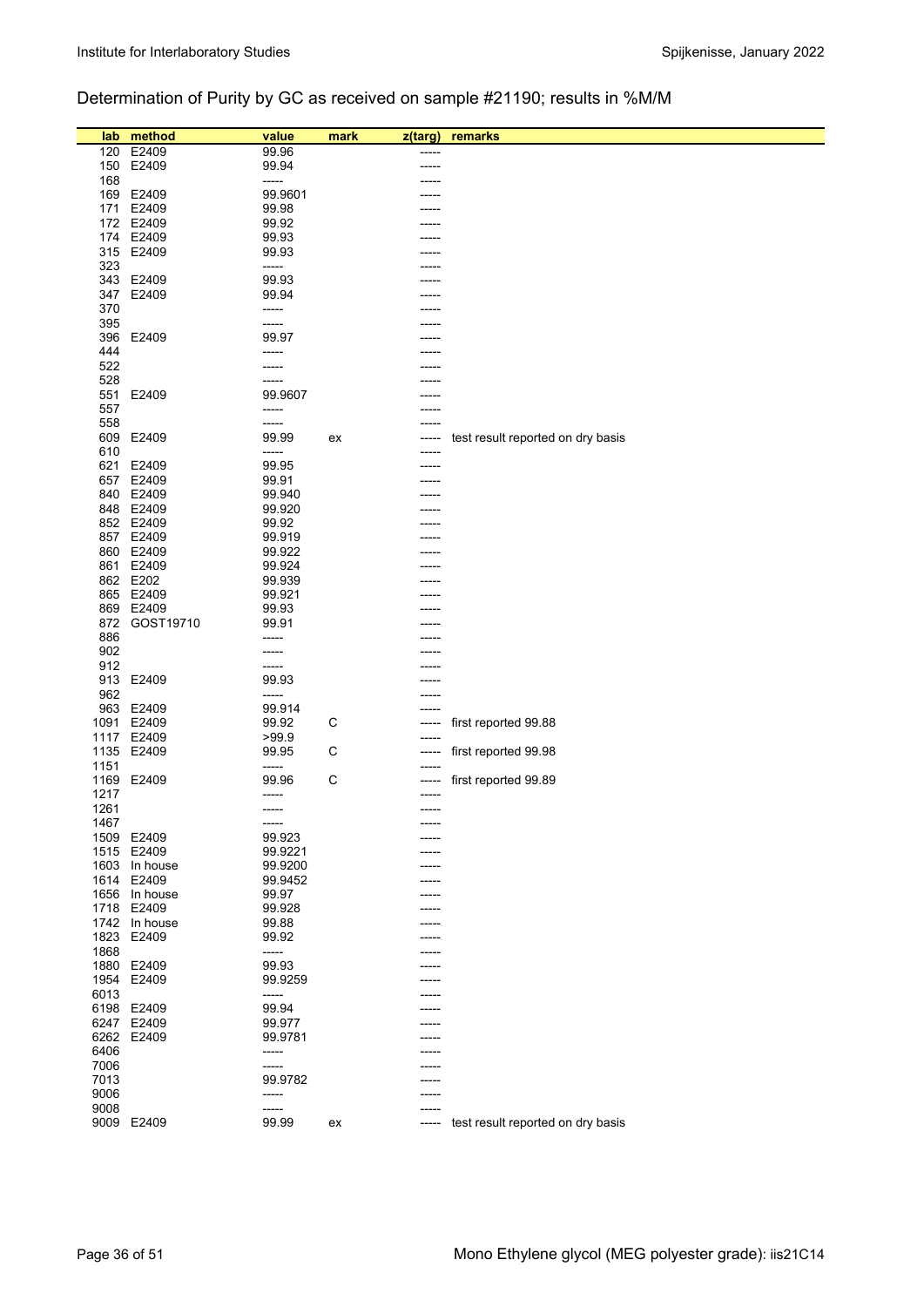Determination of Purity by GC as received on sample #21190; results in %M/M

| lab | method | value | mark | z(targ) | remarks |
|---|---|---|---|---|---|
| 120 | E2409 | 99.96 | | ----- | |
| 150 | E2409 | 99.94 | | ----- | |
| 168 | | ----- | | ----- | |
| 169 | E2409 | 99.9601 | | ----- | |
| 171 | E2409 | 99.98 | | ----- | |
| 172 | E2409 | 99.92 | | ----- | |
| 174 | E2409 | 99.93 | | ----- | |
| 315 | E2409 | 99.93 | | ----- | |
| 323 | | ----- | | ----- | |
| 343 | E2409 | 99.93 | | ----- | |
| 347 | E2409 | 99.94 | | ----- | |
| 370 | | ----- | | ----- | |
| 395 | | ----- | | ----- | |
| 396 | E2409 | 99.97 | | ----- | |
| 444 | | ----- | | ----- | |
| 522 | | ----- | | ----- | |
| 528 | | ----- | | ----- | |
| 551 | E2409 | 99.9607 | | ----- | |
| 557 | | ----- | | ----- | |
| 558 | | ----- | | ----- | |
| 609 | E2409 | 99.99 | ex | ----- | test result reported on dry basis |
| 610 | | ----- | | ----- | |
| 621 | E2409 | 99.95 | | ----- | |
| 657 | E2409 | 99.91 | | ----- | |
| 840 | E2409 | 99.940 | | ----- | |
| 848 | E2409 | 99.920 | | ----- | |
| 852 | E2409 | 99.92 | | ----- | |
| 857 | E2409 | 99.919 | | ----- | |
| 860 | E2409 | 99.922 | | ----- | |
| 861 | E2409 | 99.924 | | ----- | |
| 862 | E202 | 99.939 | | ----- | |
| 865 | E2409 | 99.921 | | ----- | |
| 869 | E2409 | 99.93 | | ----- | |
| 872 | GOST19710 | 99.91 | | ----- | |
| 886 | | ----- | | ----- | |
| 902 | | ----- | | ----- | |
| 912 | | ----- | | ----- | |
| 913 | E2409 | 99.93 | | ----- | |
| 962 | | ----- | | ----- | |
| 963 | E2409 | 99.914 | | ----- | |
| 1091 | E2409 | 99.92 | C | ----- | first reported 99.88 |
| 1117 | E2409 | >99.9 | | ----- | |
| 1135 | E2409 | 99.95 | C | ----- | first reported 99.98 |
| 1151 | | ----- | | ----- | |
| 1169 | E2409 | 99.96 | C | ----- | first reported 99.89 |
| 1217 | | ----- | | ----- | |
| 1261 | | ----- | | ----- | |
| 1467 | | ----- | | ----- | |
| 1509 | E2409 | 99.923 | | ----- | |
| 1515 | E2409 | 99.9221 | | ----- | |
| 1603 | In house | 99.9200 | | ----- | |
| 1614 | E2409 | 99.9452 | | ----- | |
| 1656 | In house | 99.97 | | ----- | |
| 1718 | E2409 | 99.928 | | ----- | |
| 1742 | In house | 99.88 | | ----- | |
| 1823 | E2409 | 99.92 | | ----- | |
| 1868 | | ----- | | ----- | |
| 1880 | E2409 | 99.93 | | ----- | |
| 1954 | E2409 | 99.9259 | | ----- | |
| 6013 | | ----- | | ----- | |
| 6198 | E2409 | 99.94 | | ----- | |
| 6247 | E2409 | 99.977 | | ----- | |
| 6262 | E2409 | 99.9781 | | ----- | |
| 6406 | | ----- | | ----- | |
| 7006 | | ----- | | ----- | |
| 7013 | | 99.9782 | | ----- | |
| 9006 | | ----- | | ----- | |
| 9008 | | ----- | | ----- | |
| 9009 | E2409 | 99.99 | ex | ----- | test result reported on dry basis |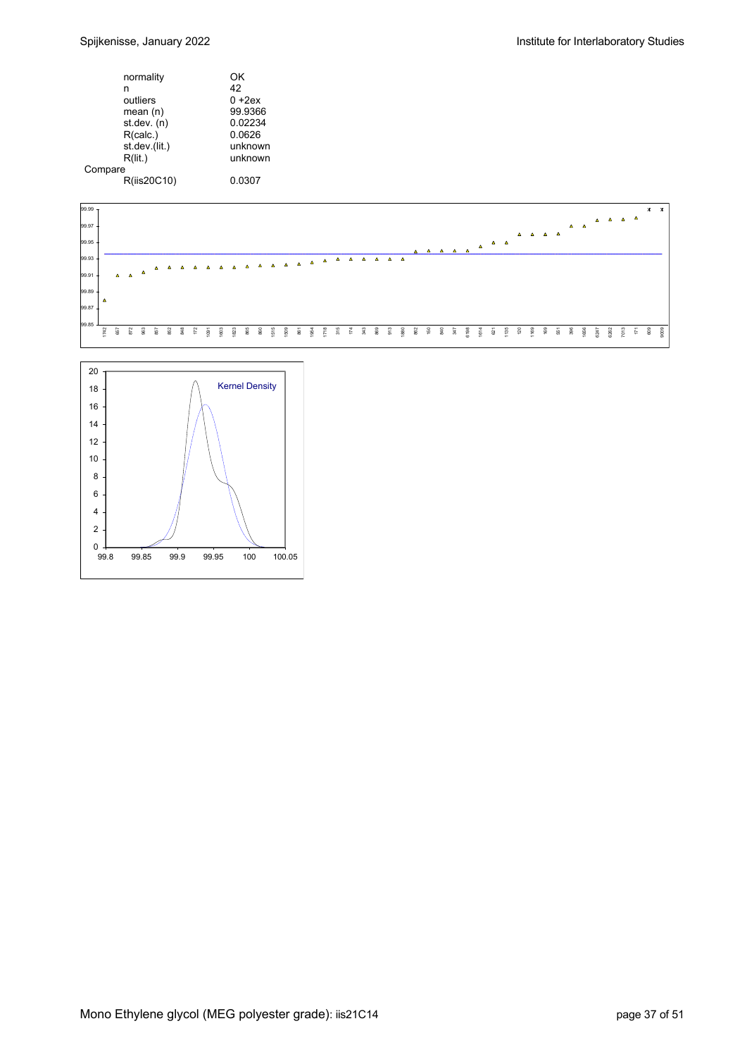| | |
|---|---|
| normality | OK |
| n | 42 |
| outliers | 0 +2ex |
| mean (n) | 99.9366 |
| st.dev. (n) | 0.02234 |
| R(calc.) | 0.0626 |
| st.dev.(lit.) | unknown |
| R(lit.) | unknown |
| Compare | |
| R(iis20C10) | 0.0307 |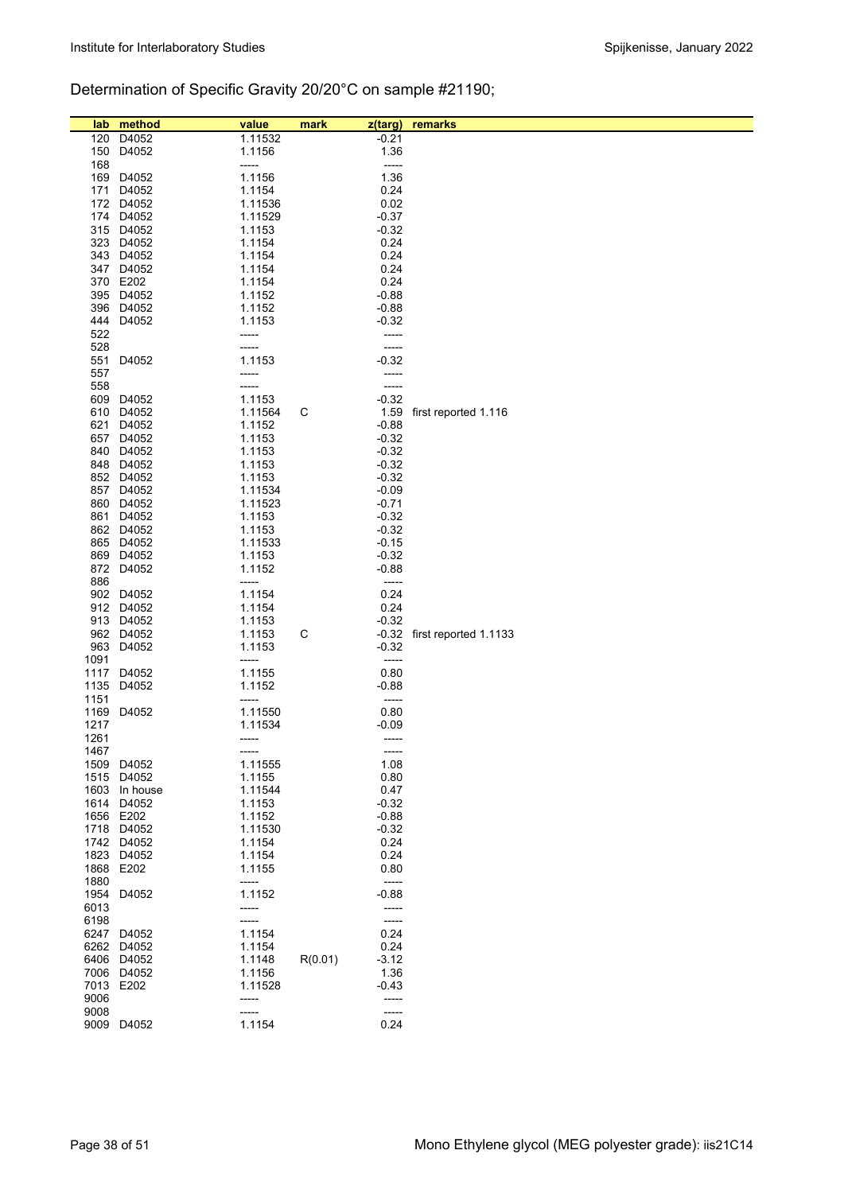## Determination of Specific Gravity 20/20°C on sample #21190;

| lab | method | value | mark | z(targ) | remarks |
|---|---|---|---|---|---|
| 120 | D4052 | 1.11532 | | -0.21 | |
| 150 | D4052 | 1.1156 | | 1.36 | |
| 168 | | ----- | | ----- | |
| 169 | D4052 | 1.1156 | | 1.36 | |
| 171 | D4052 | 1.1154 | | 0.24 | |
| 172 | D4052 | 1.11536 | | 0.02 | |
| 174 | D4052 | 1.11529 | | -0.37 | |
| 315 | D4052 | 1.1153 | | -0.32 | |
| 323 | D4052 | 1.1154 | | 0.24 | |
| 343 | D4052 | 1.1154 | | 0.24 | |
| 347 | D4052 | 1.1154 | | 0.24 | |
| 370 | E202 | 1.1154 | | 0.24 | |
| 395 | D4052 | 1.1152 | | -0.88 | |
| 396 | D4052 | 1.1152 | | -0.88 | |
| 444 | D4052 | 1.1153 | | -0.32 | |
| 522 | | ----- | | ----- | |
| 528 | | ----- | | ----- | |
| 551 | D4052 | 1.1153 | | -0.32 | |
| 557 | | ----- | | ----- | |
| 558 | | ----- | | ----- | |
| 609 | D4052 | 1.1153 | | -0.32 | |
| 610 | D4052 | 1.11564 | C | 1.59 | first reported 1.116 |
| 621 | D4052 | 1.1152 | | -0.88 | |
| 657 | D4052 | 1.1153 | | -0.32 | |
| 840 | D4052 | 1.1153 | | -0.32 | |
| 848 | D4052 | 1.1153 | | -0.32 | |
| 852 | D4052 | 1.1153 | | -0.32 | |
| 857 | D4052 | 1.11534 | | -0.09 | |
| 860 | D4052 | 1.11523 | | -0.71 | |
| 861 | D4052 | 1.1153 | | -0.32 | |
| 862 | D4052 | 1.1153 | | -0.32 | |
| 865 | D4052 | 1.11533 | | -0.15 | |
| 869 | D4052 | 1.1153 | | -0.32 | |
| 872 | D4052 | 1.1152 | | -0.88 | |
| 886 | | ----- | | ----- | |
| 902 | D4052 | 1.1154 | | 0.24 | |
| 912 | D4052 | 1.1154 | | 0.24 | |
| 913 | D4052 | 1.1153 | | -0.32 | |
| 962 | D4052 | 1.1153 | C | -0.32 | first reported 1.1133 |
| 963 | D4052 | 1.1153 | | -0.32 | |
| 1091 | | ----- | | ----- | |
| 1117 | D4052 | 1.1155 | | 0.80 | |
| 1135 | D4052 | 1.1152 | | -0.88 | |
| 1151 | | ----- | | ----- | |
| 1169 | D4052 | 1.11550 | | 0.80 | |
| 1217 | | 1.11534 | | -0.09 | |
| 1261 | | ----- | | ----- | |
| 1467 | | ----- | | ----- | |
| 1509 | D4052 | 1.11555 | | 1.08 | |
| 1515 | D4052 | 1.1155 | | 0.80 | |
| 1603 | In house | 1.11544 | | 0.47 | |
| 1614 | D4052 | 1.1153 | | -0.32 | |
| 1656 | E202 | 1.1152 | | -0.88 | |
| 1718 | D4052 | 1.11530 | | -0.32 | |
| 1742 | D4052 | 1.1154 | | 0.24 | |
| 1823 | D4052 | 1.1154 | | 0.24 | |
| 1868 | E202 | 1.1155 | | 0.80 | |
| 1880 | | ----- | | ----- | |
| 1954 | D4052 | 1.1152 | | -0.88 | |
| 6013 | | ----- | | ----- | |
| 6198 | | ----- | | ----- | |
| 6247 | D4052 | 1.1154 | | 0.24 | |
| 6262 | D4052 | 1.1154 | | 0.24 | |
| 6406 | D4052 | 1.1148 | R(0.01) | -3.12 | |
| 7006 | D4052 | 1.1156 | | 1.36 | |
| 7013 | E202 | 1.11528 | | -0.43 | |
| 9006 | | ----- | | ----- | |
| 9008 | | ----- | | ----- | |
| 9009 | D4052 | 1.1154 | | 0.24 | |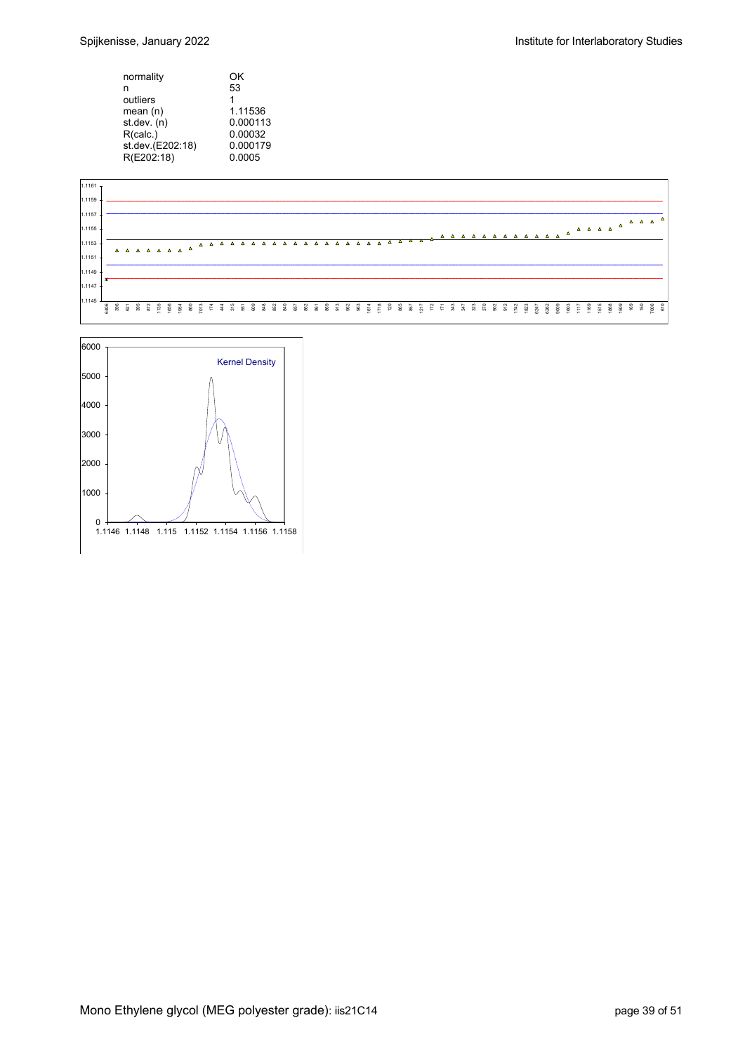| | |
|---|---|
| normality | OK |
| n | 53 |
| outliers | 1 |
| mean (n) | 1.11536 |
| st.dev. (n) | 0.000113 |
| R(calc.) | 0.00032 |
| st.dev.(E202:18) | 0.000179 |
| R(E202:18) | 0.0005 |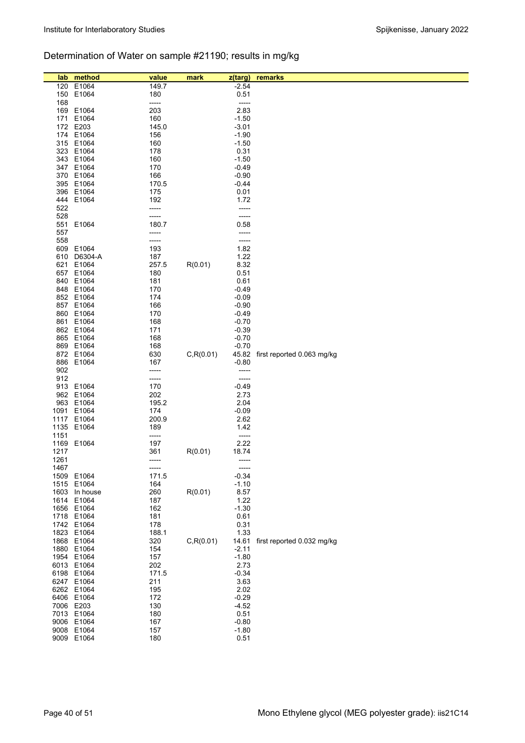## Determination of Water on sample #21190; results in mg/kg

| lab | method | value | mark | z(targ) | remarks |
|---|---|---|---|---|---|
| 120 | E1064 | 149.7 | | -2.54 | |
| 150 | E1064 | 180 | | 0.51 | |
| 168 | | ----- | | ----- | |
| 169 | E1064 | 203 | | 2.83 | |
| 171 | E1064 | 160 | | -1.50 | |
| 172 | E203 | 145.0 | | -3.01 | |
| 174 | E1064 | 156 | | -1.90 | |
| 315 | E1064 | 160 | | -1.50 | |
| 323 | E1064 | 178 | | 0.31 | |
| 343 | E1064 | 160 | | -1.50 | |
| 347 | E1064 | 170 | | -0.49 | |
| 370 | E1064 | 166 | | -0.90 | |
| 395 | E1064 | 170.5 | | -0.44 | |
| 396 | E1064 | 175 | | 0.01 | |
| 444 | E1064 | 192 | | 1.72 | |
| 522 | | ----- | | ----- | |
| 528 | | ----- | | ----- | |
| 551 | E1064 | 180.7 | | 0.58 | |
| 557 | | ----- | | ----- | |
| 558 | | ----- | | ----- | |
| 609 | E1064 | 193 | | 1.82 | |
| 610 | D6304-A | 187 | | 1.22 | |
| 621 | E1064 | 257.5 | R(0.01) | 8.32 | |
| 657 | E1064 | 180 | | 0.51 | |
| 840 | E1064 | 181 | | 0.61 | |
| 848 | E1064 | 170 | | -0.49 | |
| 852 | E1064 | 174 | | -0.09 | |
| 857 | E1064 | 166 | | -0.90 | |
| 860 | E1064 | 170 | | -0.49 | |
| 861 | E1064 | 168 | | -0.70 | |
| 862 | E1064 | 171 | | -0.39 | |
| 865 | E1064 | 168 | | -0.70 | |
| 869 | E1064 | 168 | | -0.70 | |
| 872 | E1064 | 630 | C,R(0.01) | 45.82 | first reported 0.063 mg/kg |
| 886 | E1064 | 167 | | -0.80 | |
| 902 | | ----- | | ----- | |
| 912 | | ----- | | ----- | |
| 913 | E1064 | 170 | | -0.49 | |
| 962 | E1064 | 202 | | 2.73 | |
| 963 | E1064 | 195.2 | | 2.04 | |
| 1091 | E1064 | 174 | | -0.09 | |
| 1117 | E1064 | 200.9 | | 2.62 | |
| 1135 | E1064 | 189 | | 1.42 | |
| 1151 | | ----- | | ----- | |
| 1169 | E1064 | 197 | | 2.22 | |
| 1217 | | 361 | R(0.01) | 18.74 | |
| 1261 | | ----- | | ----- | |
| 1467 | | ----- | | ----- | |
| 1509 | E1064 | 171.5 | | -0.34 | |
| 1515 | E1064 | 164 | | -1.10 | |
| 1603 | In house | 260 | R(0.01) | 8.57 | |
| 1614 | E1064 | 187 | | 1.22 | |
| 1656 | E1064 | 162 | | -1.30 | |
| 1718 | E1064 | 181 | | 0.61 | |
| 1742 | E1064 | 178 | | 0.31 | |
| 1823 | E1064 | 188.1 | | 1.33 | |
| 1868 | E1064 | 320 | C,R(0.01) | 14.61 | first reported 0.032 mg/kg |
| 1880 | E1064 | 154 | | -2.11 | |
| 1954 | E1064 | 157 | | -1.80 | |
| 6013 | E1064 | 202 | | 2.73 | |
| 6198 | E1064 | 171.5 | | -0.34 | |
| 6247 | E1064 | 211 | | 3.63 | |
| 6262 | E1064 | 195 | | 2.02 | |
| 6406 | E1064 | 172 | | -0.29 | |
| 7006 | E203 | 130 | | -4.52 | |
| 7013 | E1064 | 180 | | 0.51 | |
| 9006 | E1064 | 167 | | -0.80 | |
| 9008 | E1064 | 157 | | -1.80 | |
| 9009 | E1064 | 180 | | 0.51 | |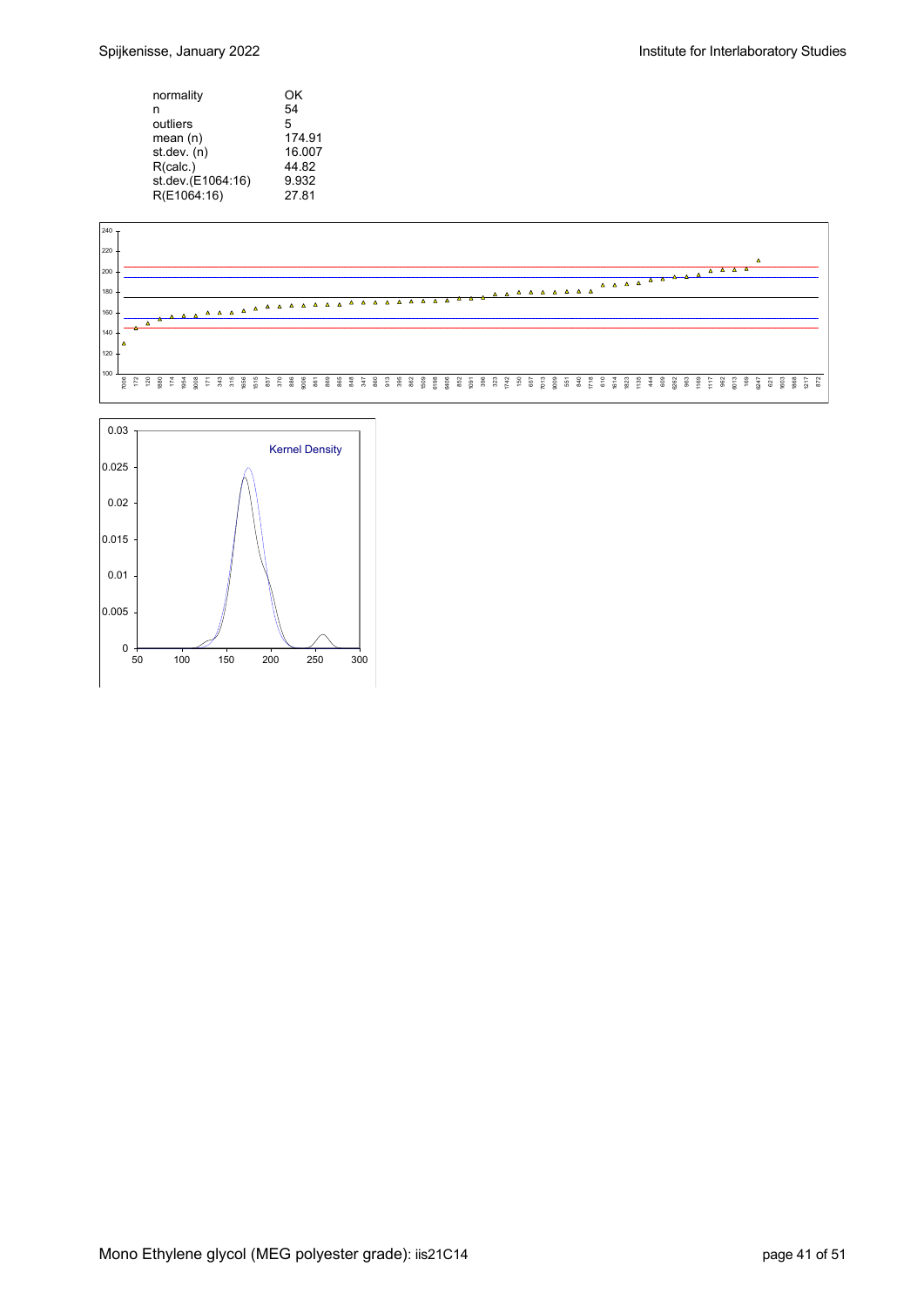| | |
|---|---|
| normality | OK |
| n | 54 |
| outliers | 5 |
| mean (n) | 174.91 |
| st.dev. (n) | 16.007 |
| R(calc.) | 44.82 |
| st.dev.(E1064:16) | 9.932 |
| R(E1064:16) | 27.81 |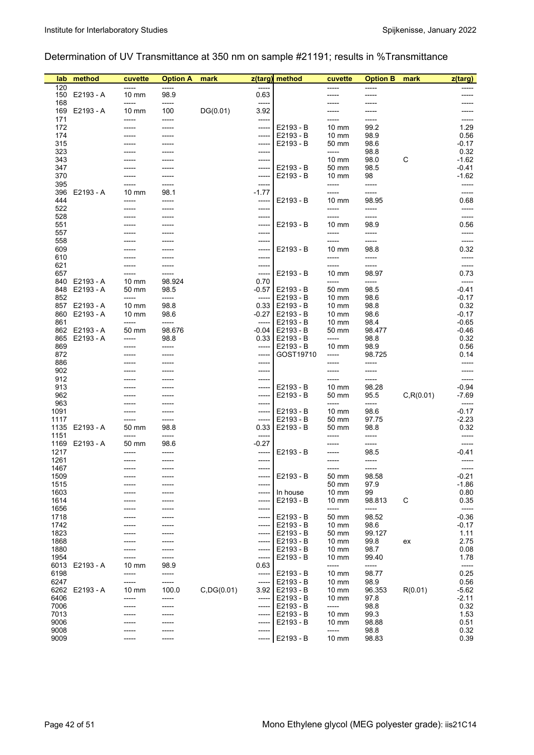## Determination of UV Transmittance at 350 nm on sample #21191; results in %Transmittance

| lab | method | cuvette | Option A | mark | z(targ) | method | cuvette | Option B | mark | z(targ) |
|---|---|---|---|---|---|---|---|---|---|---|
| 120 | | ----- | ----- | | ----- | | ----- | ----- | | ----- |
| 150 | E2193 - A | 10 mm | 98.9 | | 0.63 | | ----- | ----- | | ----- |
| 168 | | ----- | ----- | | ----- | | ----- | ----- | | ----- |
| 169 | E2193 - A | 10 mm | 100 | DG(0.01) | 3.92 | | ----- | ----- | | ----- |
| 171 | | ----- | ----- | | ----- | | ----- | ----- | | ----- |
| 172 | | ----- | ----- | | ----- | E2193 - B | 10 mm | 99.2 | | 1.29 |
| 174 | | ----- | ----- | | ----- | E2193 - B | 10 mm | 98.9 | | 0.56 |
| 315 | | ----- | ----- | | ----- | E2193 - B | 50 mm | 98.6 | | -0.17 |
| 323 | | ----- | ----- | | ----- | | ----- | 98.8 | | 0.32 |
| 343 | | ----- | ----- | | ----- | | 10 mm | 98.0 | C | -1.62 |
| 347 | | ----- | ----- | | ----- | E2193 - B | 50 mm | 98.5 | | -0.41 |
| 370 | | ----- | ----- | | ----- | E2193 - B | 10 mm | 98 | | -1.62 |
| 395 | | ----- | ----- | | ----- | | ----- | ----- | | ----- |
| 396 | E2193 - A | 10 mm | 98.1 | | -1.77 | | ----- | ----- | | ----- |
| 444 | | ----- | ----- | | ----- | E2193 - B | 10 mm | 98.95 | | 0.68 |
| 522 | | ----- | ----- | | ----- | | ----- | ----- | | ----- |
| 528 | | ----- | ----- | | ----- | | ----- | ----- | | ----- |
| 551 | | ----- | ----- | | ----- | E2193 - B | 10 mm | 98.9 | | 0.56 |
| 557 | | ----- | ----- | | ----- | | ----- | ----- | | ----- |
| 558 | | ----- | ----- | | ----- | | ----- | ----- | | ----- |
| 609 | | ----- | ----- | | ----- | E2193 - B | 10 mm | 98.8 | | 0.32 |
| 610 | | ----- | ----- | | ----- | | ----- | ----- | | ----- |
| 621 | | ----- | ----- | | ----- | | ----- | ----- | | ----- |
| 657 | | ----- | ----- | | ----- | E2193 - B | 10 mm | 98.97 | | 0.73 |
| 840 | E2193 - A | 10 mm | 98.924 | | 0.70 | | ----- | ----- | | ----- |
| 848 | E2193 - A | 50 mm | 98.5 | | -0.57 | E2193 - B | 50 mm | 98.5 | | -0.41 |
| 852 | | ----- | ----- | | ----- | E2193 - B | 10 mm | 98.6 | | -0.17 |
| 857 | E2193 - A | 10 mm | 98.8 | | 0.33 | E2193 - B | 10 mm | 98.8 | | 0.32 |
| 860 | E2193 - A | 10 mm | 98.6 | | -0.27 | E2193 - B | 10 mm | 98.6 | | -0.17 |
| 861 | | ----- | ----- | | ----- | E2193 - B | 10 mm | 98.4 | | -0.65 |
| 862 | E2193 - A | 50 mm | 98.676 | | -0.04 | E2193 - B | 50 mm | 98.477 | | -0.46 |
| 865 | E2193 - A | ----- | 98.8 | | 0.33 | E2193 - B | ----- | 98.8 | | 0.32 |
| 869 | | ----- | ----- | | ----- | E2193 - B | 10 mm | 98.9 | | 0.56 |
| 872 | | ----- | ----- | | ----- | GOST19710 | ----- | 98.725 | | 0.14 |
| 886 | | ----- | ----- | | ----- | | ----- | ----- | | ----- |
| 902 | | ----- | ----- | | ----- | | ----- | ----- | | ----- |
| 912 | | ----- | ----- | | ----- | | ----- | ----- | | ----- |
| 913 | | ----- | ----- | | ----- | E2193 - B | 10 mm | 98.28 | | -0.94 |
| 962 | | ----- | ----- | | ----- | E2193 - B | 50 mm | 95.5 | C,R(0.01) | -7.69 |
| 963 | | ----- | ----- | | ----- | | ----- | ----- | | ----- |
| 1091 | | ----- | ----- | | ----- | E2193 - B | 10 mm | 98.6 | | -0.17 |
| 1117 | | ----- | ----- | | ----- | E2193 - B | 50 mm | 97.75 | | -2.23 |
| 1135 | E2193 - A | 50 mm | 98.8 | | 0.33 | E2193 - B | 50 mm | 98.8 | | 0.32 |
| 1151 | | ----- | ----- | | ----- | | ----- | ----- | | ----- |
| 1169 | E2193 - A | 50 mm | 98.6 | | -0.27 | | ----- | ----- | | ----- |
| 1217 | | ----- | ----- | | ----- | E2193 - B | ----- | 98.5 | | -0.41 |
| 1261 | | ----- | ----- | | ----- | | ----- | ----- | | ----- |
| 1467 | | ----- | ----- | | ----- | | ----- | ----- | | ----- |
| 1509 | | ----- | ----- | | ----- | E2193 - B | 50 mm | 98.58 | | -0.21 |
| 1515 | | ----- | ----- | | ----- | | 50 mm | 97.9 | | -1.86 |
| 1603 | | ----- | ----- | | ----- | In house | 10 mm | 99 | | 0.80 |
| 1614 | | ----- | ----- | | ----- | E2193 - B | 10 mm | 98.813 | C | 0.35 |
| 1656 | | ----- | ----- | | ----- | | ----- | ----- | | ----- |
| 1718 | | ----- | ----- | | ----- | E2193 - B | 50 mm | 98.52 | | -0.36 |
| 1742 | | ----- | ----- | | ----- | E2193 - B | 10 mm | 98.6 | | -0.17 |
| 1823 | | ----- | ----- | | ----- | E2193 - B | 50 mm | 99.127 | | 1.11 |
| 1868 | | ----- | ----- | | ----- | E2193 - B | 10 mm | 99.8 | ex | 2.75 |
| 1880 | | ----- | ----- | | ----- | E2193 - B | 10 mm | 98.7 | | 0.08 |
| 1954 | | ----- | ----- | | ----- | E2193 - B | 10 mm | 99.40 | | 1.78 |
| 6013 | E2193 - A | 10 mm | 98.9 | | 0.63 | | ----- | ----- | | ----- |
| 6198 | | ----- | ----- | | ----- | E2193 - B | 10 mm | 98.77 | | 0.25 |
| 6247 | | ----- | ----- | | ----- | E2193 - B | 10 mm | 98.9 | | 0.56 |
| 6262 | E2193 - A | 10 mm | 100.0 | C,DG(0.01) | 3.92 | E2193 - B | 10 mm | 96.353 | R(0.01) | -5.62 |
| 6406 | | ----- | ----- | | ----- | E2193 - B | 10 mm | 97.8 | | -2.11 |
| 7006 | | ----- | ----- | | ----- | E2193 - B | ----- | 98.8 | | 0.32 |
| 7013 | | ----- | ----- | | ----- | E2193 - B | 10 mm | 99.3 | | 1.53 |
| 9006 | | ----- | ----- | | ----- | E2193 - B | 10 mm | 98.88 | | 0.51 |
| 9008 | | ----- | ----- | | ----- | | ----- | 98.8 | | 0.32 |
| 9009 | | ----- | ----- | | ----- | E2193 - B | 10 mm | 98.83 | | 0.39 |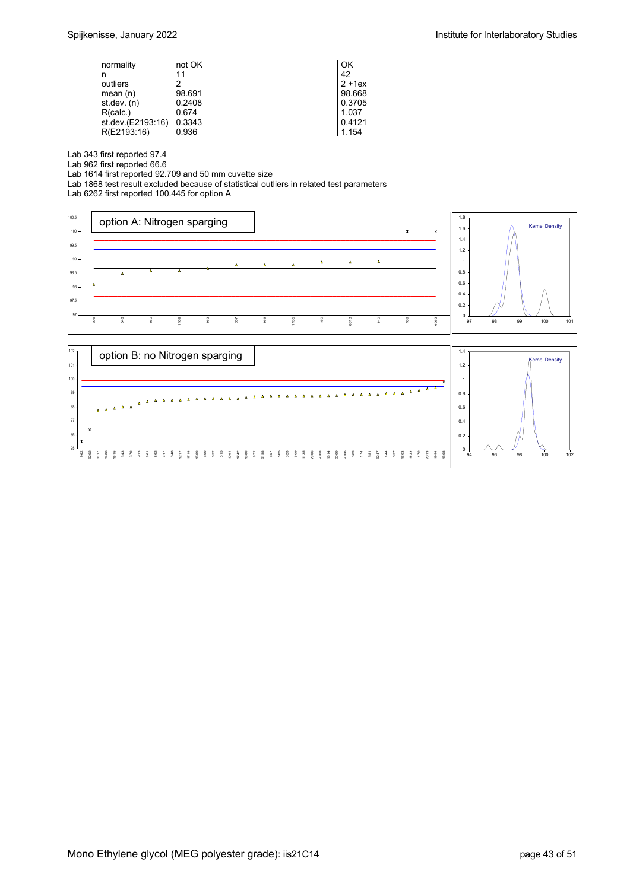| | not OK | OK |
|---|---|---|
| normality | not OK | OK |
| n | 11 | 42 |
| outliers | 2 | 2 +1ex |
| mean (n) | 98.691 | 98.668 |
| st.dev. (n) | 0.2408 | 0.3705 |
| R(calc.) | 0.674 | 1.037 |
| st.dev.(E2193:16) | 0.3343 | 0.4121 |
| R(E2193:16) | 0.936 | 1.154 |

Lab 343 first reported 97.4
Lab 962 first reported 66.6
Lab 1614 first reported 92.709 and 50 mm cuvette size
Lab 1868 test result excluded because of statistical outliers in related test parameters
Lab 6262 first reported 100.445 for option A

option A: Nitrogen sparging

option B: no Nitrogen sparging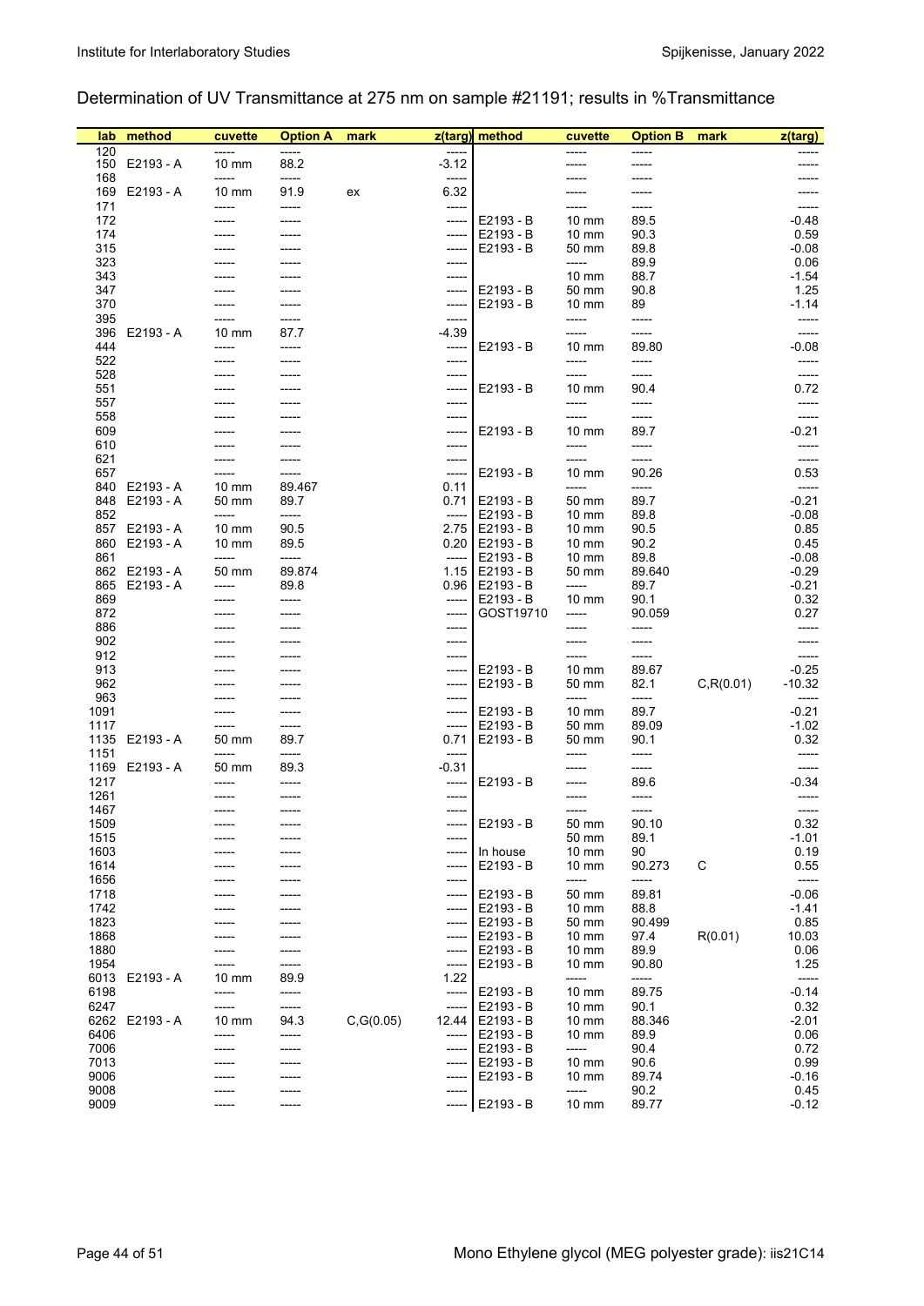## Determination of UV Transmittance at 275 nm on sample #21191; results in %Transmittance

| lab | method | cuvette | Option A | mark | z(targ) | method | cuvette | Option B | mark | z(targ) |
|---|---|---|---|---|---|---|---|---|---|---|
| 120 | | ----- | ----- | | ----- | | ----- | ----- | | ----- |
| 150 | E2193 - A | 10 mm | 88.2 | | -3.12 | | ----- | ----- | | ----- |
| 168 | | ----- | ----- | | ----- | | ----- | ----- | | ----- |
| 169 | E2193 - A | 10 mm | 91.9 | ex | 6.32 | | ----- | ----- | | ----- |
| 171 | | ----- | ----- | | ----- | | ----- | ----- | | ----- |
| 172 | | ----- | ----- | | ----- | E2193 - B | 10 mm | 89.5 | | -0.48 |
| 174 | | ----- | ----- | | ----- | E2193 - B | 10 mm | 90.3 | | 0.59 |
| 315 | | ----- | ----- | | ----- | E2193 - B | 50 mm | 89.8 | | -0.08 |
| 323 | | ----- | ----- | | ----- | | ----- | 89.9 | | 0.06 |
| 343 | | ----- | ----- | | ----- | | 10 mm | 88.7 | | -1.54 |
| 347 | | ----- | ----- | | ----- | E2193 - B | 50 mm | 90.8 | | 1.25 |
| 370 | | ----- | ----- | | ----- | E2193 - B | 10 mm | 89 | | -1.14 |
| 395 | | ----- | ----- | | ----- | | ----- | ----- | | ----- |
| 396 | E2193 - A | 10 mm | 87.7 | | -4.39 | | ----- | ----- | | ----- |
| 444 | | ----- | ----- | | ----- | E2193 - B | 10 mm | 89.80 | | -0.08 |
| 522 | | ----- | ----- | | ----- | | ----- | ----- | | ----- |
| 528 | | ----- | ----- | | ----- | | ----- | ----- | | ----- |
| 551 | | ----- | ----- | | ----- | E2193 - B | 10 mm | 90.4 | | 0.72 |
| 557 | | ----- | ----- | | ----- | | ----- | ----- | | ----- |
| 558 | | ----- | ----- | | ----- | | ----- | ----- | | ----- |
| 609 | | ----- | ----- | | ----- | E2193 - B | 10 mm | 89.7 | | -0.21 |
| 610 | | ----- | ----- | | ----- | | ----- | ----- | | ----- |
| 621 | | ----- | ----- | | ----- | | ----- | ----- | | ----- |
| 657 | | ----- | ----- | | ----- | E2193 - B | 10 mm | 90.26 | | 0.53 |
| 840 | E2193 - A | 10 mm | 89.467 | | 0.11 | | ----- | ----- | | ----- |
| 848 | E2193 - A | 50 mm | 89.7 | | 0.71 | E2193 - B | 50 mm | 89.7 | | -0.21 |
| 852 | | ----- | ----- | | ----- | E2193 - B | 10 mm | 89.8 | | -0.08 |
| 857 | E2193 - A | 10 mm | 90.5 | | 2.75 | E2193 - B | 10 mm | 90.5 | | 0.85 |
| 860 | E2193 - A | 10 mm | 89.5 | | 0.20 | E2193 - B | 10 mm | 90.2 | | 0.45 |
| 861 | | ----- | ----- | | ----- | E2193 - B | 10 mm | 89.8 | | -0.08 |
| 862 | E2193 - A | 50 mm | 89.874 | | 1.15 | E2193 - B | 50 mm | 89.640 | | -0.29 |
| 865 | E2193 - A | ----- | 89.8 | | 0.96 | E2193 - B | ----- | 89.7 | | -0.21 |
| 869 | | ----- | ----- | | ----- | E2193 - B | 10 mm | 90.1 | | 0.32 |
| 872 | | ----- | ----- | | ----- | GOST19710 | ----- | 90.059 | | 0.27 |
| 886 | | ----- | ----- | | ----- | | ----- | ----- | | ----- |
| 902 | | ----- | ----- | | ----- | | ----- | ----- | | ----- |
| 912 | | ----- | ----- | | ----- | | ----- | ----- | | ----- |
| 913 | | ----- | ----- | | ----- | E2193 - B | 10 mm | 89.67 | | -0.25 |
| 962 | | ----- | ----- | | ----- | E2193 - B | 50 mm | 82.1 | C,R(0.01) | -10.32 |
| 963 | | ----- | ----- | | ----- | | ----- | ----- | | ----- |
| 1091 | | ----- | ----- | | ----- | E2193 - B | 10 mm | 89.7 | | -0.21 |
| 1117 | | ----- | ----- | | ----- | E2193 - B | 50 mm | 89.09 | | -1.02 |
| 1135 | E2193 - A | 50 mm | 89.7 | | 0.71 | E2193 - B | 50 mm | 90.1 | | 0.32 |
| 1151 | | ----- | ----- | | ----- | | ----- | ----- | | ----- |
| 1169 | E2193 - A | 50 mm | 89.3 | | -0.31 | | ----- | ----- | | ----- |
| 1217 | | ----- | ----- | | ----- | E2193 - B | ----- | 89.6 | | -0.34 |
| 1261 | | ----- | ----- | | ----- | | ----- | ----- | | ----- |
| 1467 | | ----- | ----- | | ----- | | ----- | ----- | | ----- |
| 1509 | | ----- | ----- | | ----- | E2193 - B | 50 mm | 90.10 | | 0.32 |
| 1515 | | ----- | ----- | | ----- | | 50 mm | 89.1 | | -1.01 |
| 1603 | | ----- | ----- | | ----- | In house | 10 mm | 90 | | 0.19 |
| 1614 | | ----- | ----- | | ----- | E2193 - B | 10 mm | 90.273 | C | 0.55 |
| 1656 | | ----- | ----- | | ----- | | ----- | ----- | | ----- |
| 1718 | | ----- | ----- | | ----- | E2193 - B | 50 mm | 89.81 | | -0.06 |
| 1742 | | ----- | ----- | | ----- | E2193 - B | 10 mm | 88.8 | | -1.41 |
| 1823 | | ----- | ----- | | ----- | E2193 - B | 50 mm | 90.499 | | 0.85 |
| 1868 | | ----- | ----- | | ----- | E2193 - B | 10 mm | 97.4 | R(0.01) | 10.03 |
| 1880 | | ----- | ----- | | ----- | E2193 - B | 10 mm | 89.9 | | 0.06 |
| 1954 | | ----- | ----- | | ----- | E2193 - B | 10 mm | 90.80 | | 1.25 |
| 6013 | E2193 - A | 10 mm | 89.9 | | 1.22 | | ----- | ----- | | ----- |
| 6198 | | ----- | ----- | | ----- | E2193 - B | 10 mm | 89.75 | | -0.14 |
| 6247 | | ----- | ----- | | ----- | E2193 - B | 10 mm | 90.1 | | 0.32 |
| 6262 | E2193 - A | 10 mm | 94.3 | C,G(0.05) | 12.44 | E2193 - B | 10 mm | 88.346 | | -2.01 |
| 6406 | | ----- | ----- | | ----- | E2193 - B | 10 mm | 89.9 | | 0.06 |
| 7006 | | ----- | ----- | | ----- | E2193 - B | ----- | 90.4 | | 0.72 |
| 7013 | | ----- | ----- | | ----- | E2193 - B | 10 mm | 90.6 | | 0.99 |
| 9006 | | ----- | ----- | | ----- | E2193 - B | 10 mm | 89.74 | | -0.16 |
| 9008 | | ----- | ----- | | ----- | | ----- | 90.2 | | 0.45 |
| 9009 | | ----- | ----- | | ----- | E2193 - B | 10 mm | 89.77 | | -0.12 |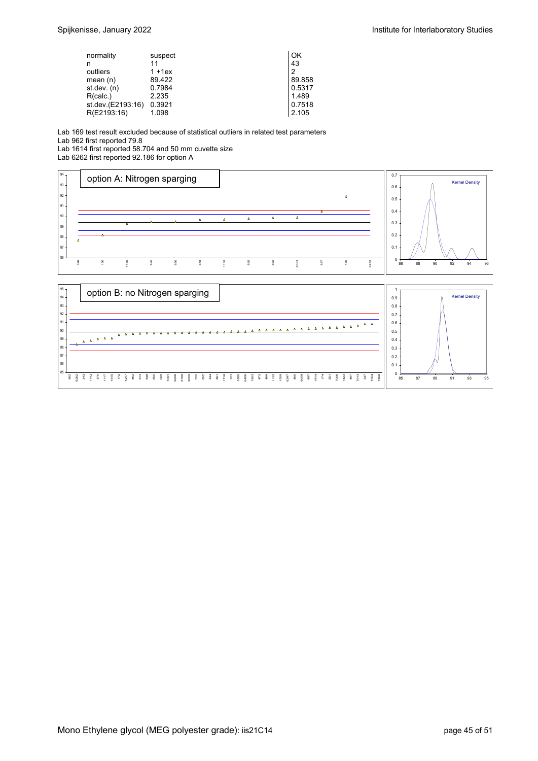| | | |
|---|---|---|
| normality | suspect | OK |
| n | 11 | 43 |
| outliers | 1 +1ex | 2 |
| mean (n) | 89.422 | 89.858 |
| st.dev. (n) | 0.7984 | 0.5317 |
| R(calc.) | 2.235 | 1.489 |
| st.dev.(E2193:16) | 0.3921 | 0.7518 |
| R(E2193:16) | 1.098 | 2.105 |

Lab 169 test result excluded because of statistical outliers in related test parameters
Lab 962 first reported 79.8
Lab 1614 first reported 58.704 and 50 mm cuvette size
Lab 6262 first reported 92.186 for option A

option A: Nitrogen sparging

option B: no Nitrogen sparging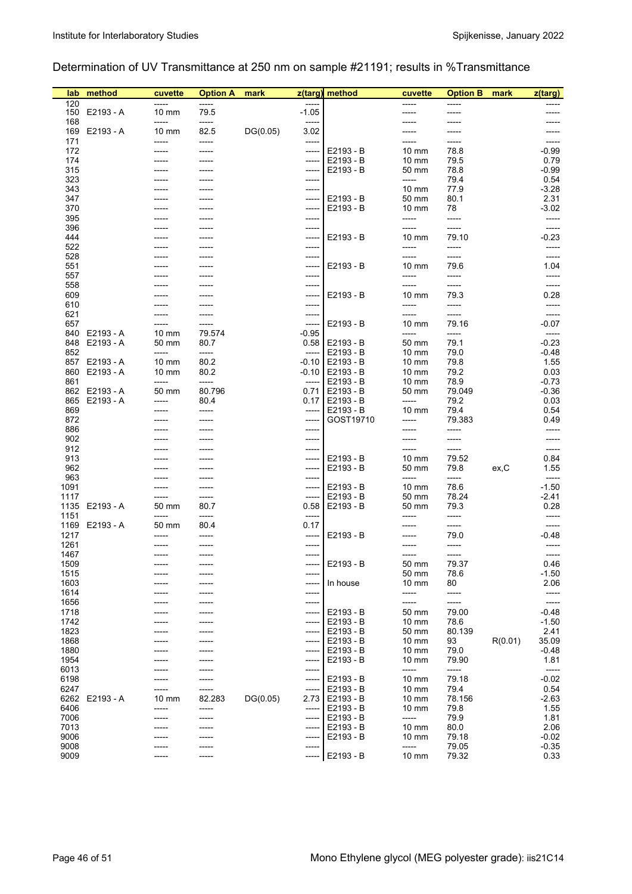Determination of UV Transmittance at 250 nm on sample #21191; results in %Transmittance

| lab | method | cuvette | Option A | mark | z(targ) | method | cuvette | Option B | mark | z(targ) |
|---|---|---|---|---|---|---|---|---|---|---|
| 120 | | ----- | ----- | | ----- | | ----- | ----- | | ----- |
| 150 | E2193 - A | 10 mm | 79.5 | | -1.05 | | ----- | ----- | | ----- |
| 168 | | ----- | ----- | | ----- | | ----- | ----- | | ----- |
| 169 | E2193 - A | 10 mm | 82.5 | DG(0.05) | 3.02 | | ----- | ----- | | ----- |
| 171 | | ----- | ----- | | ----- | | ----- | ----- | | ----- |
| 172 | | ----- | ----- | | ----- | E2193 - B | 10 mm | 78.8 | | -0.99 |
| 174 | | ----- | ----- | | ----- | E2193 - B | 10 mm | 79.5 | | 0.79 |
| 315 | | ----- | ----- | | ----- | E2193 - B | 50 mm | 78.8 | | -0.99 |
| 323 | | ----- | ----- | | ----- | | ----- | 79.4 | | 0.54 |
| 343 | | ----- | ----- | | ----- | | 10 mm | 77.9 | | -3.28 |
| 347 | | ----- | ----- | | ----- | E2193 - B | 50 mm | 80.1 | | 2.31 |
| 370 | | ----- | ----- | | ----- | E2193 - B | 10 mm | 78 | | -3.02 |
| 395 | | ----- | ----- | | ----- | | ----- | ----- | | ----- |
| 396 | | ----- | ----- | | ----- | | ----- | ----- | | ----- |
| 444 | | ----- | ----- | | ----- | E2193 - B | 10 mm | 79.10 | | -0.23 |
| 522 | | ----- | ----- | | ----- | | ----- | ----- | | ----- |
| 528 | | ----- | ----- | | ----- | | ----- | ----- | | ----- |
| 551 | | ----- | ----- | | ----- | E2193 - B | 10 mm | 79.6 | | 1.04 |
| 557 | | ----- | ----- | | ----- | | ----- | ----- | | ----- |
| 558 | | ----- | ----- | | ----- | | ----- | ----- | | ----- |
| 609 | | ----- | ----- | | ----- | E2193 - B | 10 mm | 79.3 | | 0.28 |
| 610 | | ----- | ----- | | ----- | | ----- | ----- | | ----- |
| 621 | | ----- | ----- | | ----- | | ----- | ----- | | ----- |
| 657 | | ----- | ----- | | ----- | E2193 - B | 10 mm | 79.16 | | -0.07 |
| 840 | E2193 - A | 10 mm | 79.574 | | -0.95 | | ----- | ----- | | ----- |
| 848 | E2193 - A | 50 mm | 80.7 | | 0.58 | E2193 - B | 50 mm | 79.1 | | -0.23 |
| 852 | | ----- | ----- | | ----- | E2193 - B | 10 mm | 79.0 | | -0.48 |
| 857 | E2193 - A | 10 mm | 80.2 | | -0.10 | E2193 - B | 10 mm | 79.8 | | 1.55 |
| 860 | E2193 - A | 10 mm | 80.2 | | -0.10 | E2193 - B | 10 mm | 79.2 | | 0.03 |
| 861 | | ----- | ----- | | ----- | E2193 - B | 10 mm | 78.9 | | -0.73 |
| 862 | E2193 - A | 50 mm | 80.796 | | 0.71 | E2193 - B | 50 mm | 79.049 | | -0.36 |
| 865 | E2193 - A | ----- | 80.4 | | 0.17 | E2193 - B | ----- | 79.2 | | 0.03 |
| 869 | | ----- | ----- | | ----- | E2193 - B | 10 mm | 79.4 | | 0.54 |
| 872 | | ----- | ----- | | ----- | GOST19710 | ----- | 79.383 | | 0.49 |
| 886 | | ----- | ----- | | ----- | | ----- | ----- | | ----- |
| 902 | | ----- | ----- | | ----- | | ----- | ----- | | ----- |
| 912 | | ----- | ----- | | ----- | | ----- | ----- | | ----- |
| 913 | | ----- | ----- | | ----- | E2193 - B | 10 mm | 79.52 | | 0.84 |
| 962 | | ----- | ----- | | ----- | E2193 - B | 50 mm | 79.8 | ex,C | 1.55 |
| 963 | | ----- | ----- | | ----- | | ----- | ----- | | ----- |
| 1091 | | ----- | ----- | | ----- | E2193 - B | 10 mm | 78.6 | | -1.50 |
| 1117 | | ----- | ----- | | ----- | E2193 - B | 50 mm | 78.24 | | -2.41 |
| 1135 | E2193 - A | 50 mm | 80.7 | | 0.58 | E2193 - B | 50 mm | 79.3 | | 0.28 |
| 1151 | | ----- | ----- | | ----- | | ----- | ----- | | ----- |
| 1169 | E2193 - A | 50 mm | 80.4 | | 0.17 | | ----- | ----- | | ----- |
| 1217 | | ----- | ----- | | ----- | E2193 - B | ----- | 79.0 | | -0.48 |
| 1261 | | ----- | ----- | | ----- | | ----- | ----- | | ----- |
| 1467 | | ----- | ----- | | ----- | | ----- | ----- | | ----- |
| 1509 | | ----- | ----- | | ----- | E2193 - B | 50 mm | 79.37 | | 0.46 |
| 1515 | | ----- | ----- | | ----- | | 50 mm | 78.6 | | -1.50 |
| 1603 | | ----- | ----- | | ----- | In house | 10 mm | 80 | | 2.06 |
| 1614 | | ----- | ----- | | ----- | | ----- | ----- | | ----- |
| 1656 | | ----- | ----- | | ----- | | ----- | ----- | | ----- |
| 1718 | | ----- | ----- | | ----- | E2193 - B | 50 mm | 79.00 | | -0.48 |
| 1742 | | ----- | ----- | | ----- | E2193 - B | 10 mm | 78.6 | | -1.50 |
| 1823 | | ----- | ----- | | ----- | E2193 - B | 50 mm | 80.139 | | 2.41 |
| 1868 | | ----- | ----- | | ----- | E2193 - B | 10 mm | 93 | R(0.01) | 35.09 |
| 1880 | | ----- | ----- | | ----- | E2193 - B | 10 mm | 79.0 | | -0.48 |
| 1954 | | ----- | ----- | | ----- | E2193 - B | 10 mm | 79.90 | | 1.81 |
| 6013 | | ----- | ----- | | ----- | | ----- | ----- | | ----- |
| 6198 | | ----- | ----- | | ----- | E2193 - B | 10 mm | 79.18 | | -0.02 |
| 6247 | | ----- | ----- | | ----- | E2193 - B | 10 mm | 79.4 | | 0.54 |
| 6262 | E2193 - A | 10 mm | 82.283 | DG(0.05) | 2.73 | E2193 - B | 10 mm | 78.156 | | -2.63 |
| 6406 | | ----- | ----- | | ----- | E2193 - B | 10 mm | 79.8 | | 1.55 |
| 7006 | | ----- | ----- | | ----- | E2193 - B | ----- | 79.9 | | 1.81 |
| 7013 | | ----- | ----- | | ----- | E2193 - B | 10 mm | 80.0 | | 2.06 |
| 9006 | | ----- | ----- | | ----- | E2193 - B | 10 mm | 79.18 | | -0.02 |
| 9008 | | ----- | ----- | | ----- | | ----- | 79.05 | | -0.35 |
| 9009 | | ----- | ----- | | ----- | E2193 - B | 10 mm | 79.32 | | 0.33 |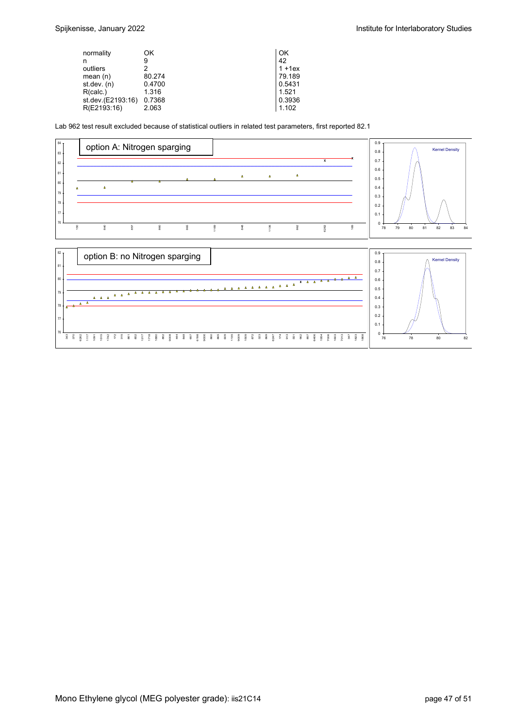|  |  |  |
|---|---|---|
| normality | OK | OK |
| n | 9 | 42 |
| outliers | 2 | 1 +1ex |
| mean (n) | 80.274 | 79.189 |
| st.dev. (n) | 0.4700 | 0.5431 |
| R(calc.) | 1.316 | 1.521 |
| st.dev.(E2193:16) | 0.7368 | 0.3936 |
| R(E2193:16) | 2.063 | 1.102 |

Lab 962 test result excluded because of statistical outliers in related test parameters, first reported 82.1

option A: Nitrogen sparging

option B: no Nitrogen sparging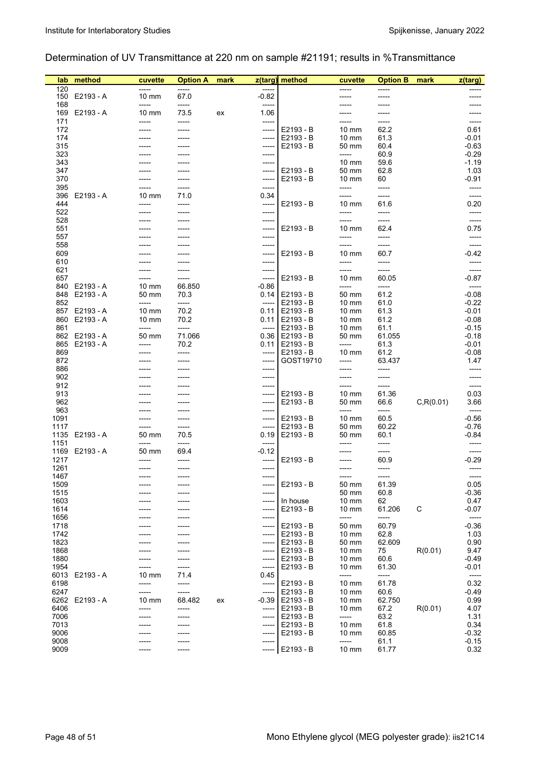Determination of UV Transmittance at 220 nm on sample #21191; results in %Transmittance

| lab | method | cuvette | Option A | mark | z(targ) | method | cuvette | Option B | mark | z(targ) |
|---|---|---|---|---|---|---|---|---|---|---|
| 120 | | ----- | ----- | | ----- | | ----- | ----- | | ----- |
| 150 | E2193 - A | 10 mm | 67.0 | | -0.82 | | ----- | ----- | | ----- |
| 168 | | ----- | ----- | | ----- | | ----- | ----- | | ----- |
| 169 | E2193 - A | 10 mm | 73.5 | ex | 1.06 | | ----- | ----- | | ----- |
| 171 | | ----- | ----- | | ----- | | ----- | ----- | | ----- |
| 172 | | ----- | ----- | | ----- | E2193 - B | 10 mm | 62.2 | | 0.61 |
| 174 | | ----- | ----- | | ----- | E2193 - B | 10 mm | 61.3 | | -0.01 |
| 315 | | ----- | ----- | | ----- | E2193 - B | 50 mm | 60.4 | | -0.63 |
| 323 | | ----- | ----- | | ----- | | ----- | 60.9 | | -0.29 |
| 343 | | ----- | ----- | | ----- | | 10 mm | 59.6 | | -1.19 |
| 347 | | ----- | ----- | | ----- | E2193 - B | 50 mm | 62.8 | | 1.03 |
| 370 | | ----- | ----- | | ----- | E2193 - B | 10 mm | 60 | | -0.91 |
| 395 | | ----- | ----- | | ----- | | ----- | ----- | | ----- |
| 396 | E2193 - A | 10 mm | 71.0 | | 0.34 | | ----- | ----- | | ----- |
| 444 | | ----- | ----- | | ----- | E2193 - B | 10 mm | 61.6 | | 0.20 |
| 522 | | ----- | ----- | | ----- | | ----- | ----- | | ----- |
| 528 | | ----- | ----- | | ----- | | ----- | ----- | | ----- |
| 551 | | ----- | ----- | | ----- | E2193 - B | 10 mm | 62.4 | | 0.75 |
| 557 | | ----- | ----- | | ----- | | ----- | ----- | | ----- |
| 558 | | ----- | ----- | | ----- | | ----- | ----- | | ----- |
| 609 | | ----- | ----- | | ----- | E2193 - B | 10 mm | 60.7 | | -0.42 |
| 610 | | ----- | ----- | | ----- | | ----- | ----- | | ----- |
| 621 | | ----- | ----- | | ----- | | ----- | ----- | | ----- |
| 657 | | ----- | ----- | | ----- | E2193 - B | 10 mm | 60.05 | | -0.87 |
| 840 | E2193 - A | 10 mm | 66.850 | | -0.86 | | ----- | ----- | | ----- |
| 848 | E2193 - A | 50 mm | 70.3 | | 0.14 | E2193 - B | 50 mm | 61.2 | | -0.08 |
| 852 | | ----- | ----- | | ----- | E2193 - B | 10 mm | 61.0 | | -0.22 |
| 857 | E2193 - A | 10 mm | 70.2 | | 0.11 | E2193 - B | 10 mm | 61.3 | | -0.01 |
| 860 | E2193 - A | 10 mm | 70.2 | | 0.11 | E2193 - B | 10 mm | 61.2 | | -0.08 |
| 861 | | ----- | ----- | | ----- | E2193 - B | 10 mm | 61.1 | | -0.15 |
| 862 | E2193 - A | 50 mm | 71.066 | | 0.36 | E2193 - B | 50 mm | 61.055 | | -0.18 |
| 865 | E2193 - A | ----- | 70.2 | | 0.11 | E2193 - B | ----- | 61.3 | | -0.01 |
| 869 | | ----- | ----- | | ----- | E2193 - B | 10 mm | 61.2 | | -0.08 |
| 872 | | ----- | ----- | | ----- | GOST19710 | ----- | 63.437 | | 1.47 |
| 886 | | ----- | ----- | | ----- | | ----- | ----- | | ----- |
| 902 | | ----- | ----- | | ----- | | ----- | ----- | | ----- |
| 912 | | ----- | ----- | | ----- | | ----- | ----- | | ----- |
| 913 | | ----- | ----- | | ----- | E2193 - B | 10 mm | 61.36 | | 0.03 |
| 962 | | ----- | ----- | | ----- | E2193 - B | 50 mm | 66.6 | C,R(0.01) | 3.66 |
| 963 | | ----- | ----- | | ----- | | ----- | ----- | | ----- |
| 1091 | | ----- | ----- | | ----- | E2193 - B | 10 mm | 60.5 | | -0.56 |
| 1117 | | ----- | ----- | | ----- | E2193 - B | 50 mm | 60.22 | | -0.76 |
| 1135 | E2193 - A | 50 mm | 70.5 | | 0.19 | E2193 - B | 50 mm | 60.1 | | -0.84 |
| 1151 | | ----- | ----- | | ----- | | ----- | ----- | | ----- |
| 1169 | E2193 - A | 50 mm | 69.4 | | -0.12 | | ----- | ----- | | ----- |
| 1217 | | ----- | ----- | | ----- | E2193 - B | ----- | 60.9 | | -0.29 |
| 1261 | | ----- | ----- | | ----- | | ----- | ----- | | ----- |
| 1467 | | ----- | ----- | | ----- | | ----- | ----- | | ----- |
| 1509 | | ----- | ----- | | ----- | E2193 - B | 50 mm | 61.39 | | 0.05 |
| 1515 | | ----- | ----- | | ----- | | 50 mm | 60.8 | | -0.36 |
| 1603 | | ----- | ----- | | ----- | In house | 10 mm | 62 | | 0.47 |
| 1614 | | ----- | ----- | | ----- | E2193 - B | 10 mm | 61.206 | C | -0.07 |
| 1656 | | ----- | ----- | | ----- | | ----- | ----- | | ----- |
| 1718 | | ----- | ----- | | ----- | E2193 - B | 50 mm | 60.79 | | -0.36 |
| 1742 | | ----- | ----- | | ----- | E2193 - B | 10 mm | 62.8 | | 1.03 |
| 1823 | | ----- | ----- | | ----- | E2193 - B | 50 mm | 62.609 | | 0.90 |
| 1868 | | ----- | ----- | | ----- | E2193 - B | 10 mm | 75 | R(0.01) | 9.47 |
| 1880 | | ----- | ----- | | ----- | E2193 - B | 10 mm | 60.6 | | -0.49 |
| 1954 | | ----- | ----- | | ----- | E2193 - B | 10 mm | 61.30 | | -0.01 |
| 6013 | E2193 - A | 10 mm | 71.4 | | 0.45 | | ----- | ----- | | ----- |
| 6198 | | ----- | ----- | | ----- | E2193 - B | 10 mm | 61.78 | | 0.32 |
| 6247 | | ----- | ----- | | ----- | E2193 - B | 10 mm | 60.6 | | -0.49 |
| 6262 | E2193 - A | 10 mm | 68.482 | ex | -0.39 | E2193 - B | 10 mm | 62.750 | | 0.99 |
| 6406 | | ----- | ----- | | ----- | E2193 - B | 10 mm | 67.2 | R(0.01) | 4.07 |
| 7006 | | ----- | ----- | | ----- | E2193 - B | ----- | 63.2 | | 1.31 |
| 7013 | | ----- | ----- | | ----- | E2193 - B | 10 mm | 61.8 | | 0.34 |
| 9006 | | ----- | ----- | | ----- | E2193 - B | 10 mm | 60.85 | | -0.32 |
| 9008 | | ----- | ----- | | ----- | | ----- | 61.1 | | -0.15 |
| 9009 | | ----- | ----- | | ----- | E2193 - B | 10 mm | 61.77 | | 0.32 |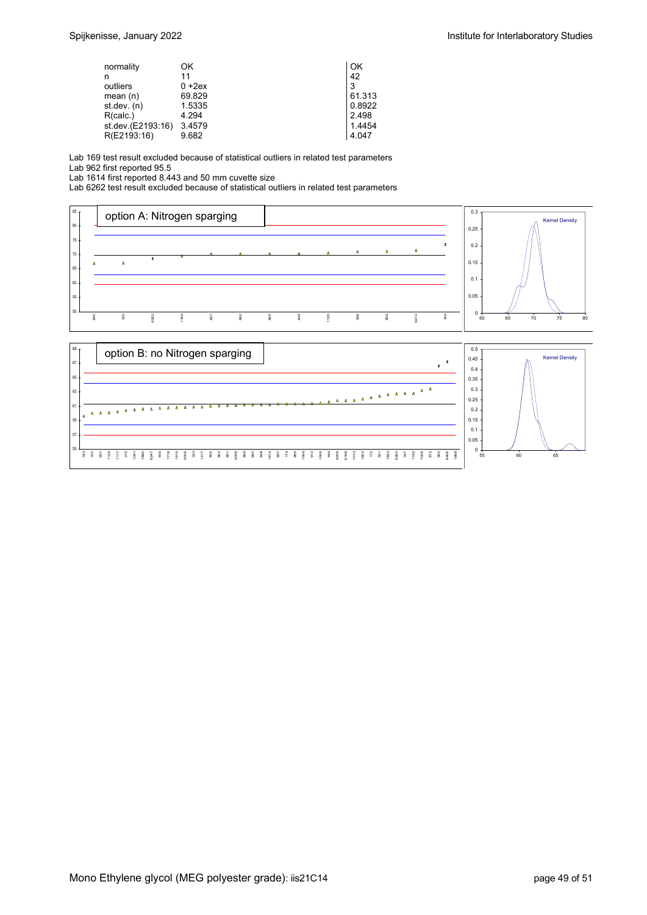| | | |
|---|---|---|
| normality | OK | OK |
| n | 11 | 42 |
| outliers | 0 +2ex | 3 |
| mean (n) | 69.829 | 61.313 |
| st.dev. (n) | 1.5335 | 0.8922 |
| R(calc.) | 4.294 | 2.498 |
| st.dev.(E2193:16) | 3.4579 | 1.4454 |
| R(E2193:16) | 9.682 | 4.047 |

Lab 169 test result excluded because of statistical outliers in related test parameters
Lab 962 first reported 95.5
Lab 1614 first reported 8.443 and 50 mm cuvette size
Lab 6262 test result excluded because of statistical outliers in related test parameters

option A: Nitrogen sparging

option B: no Nitrogen sparging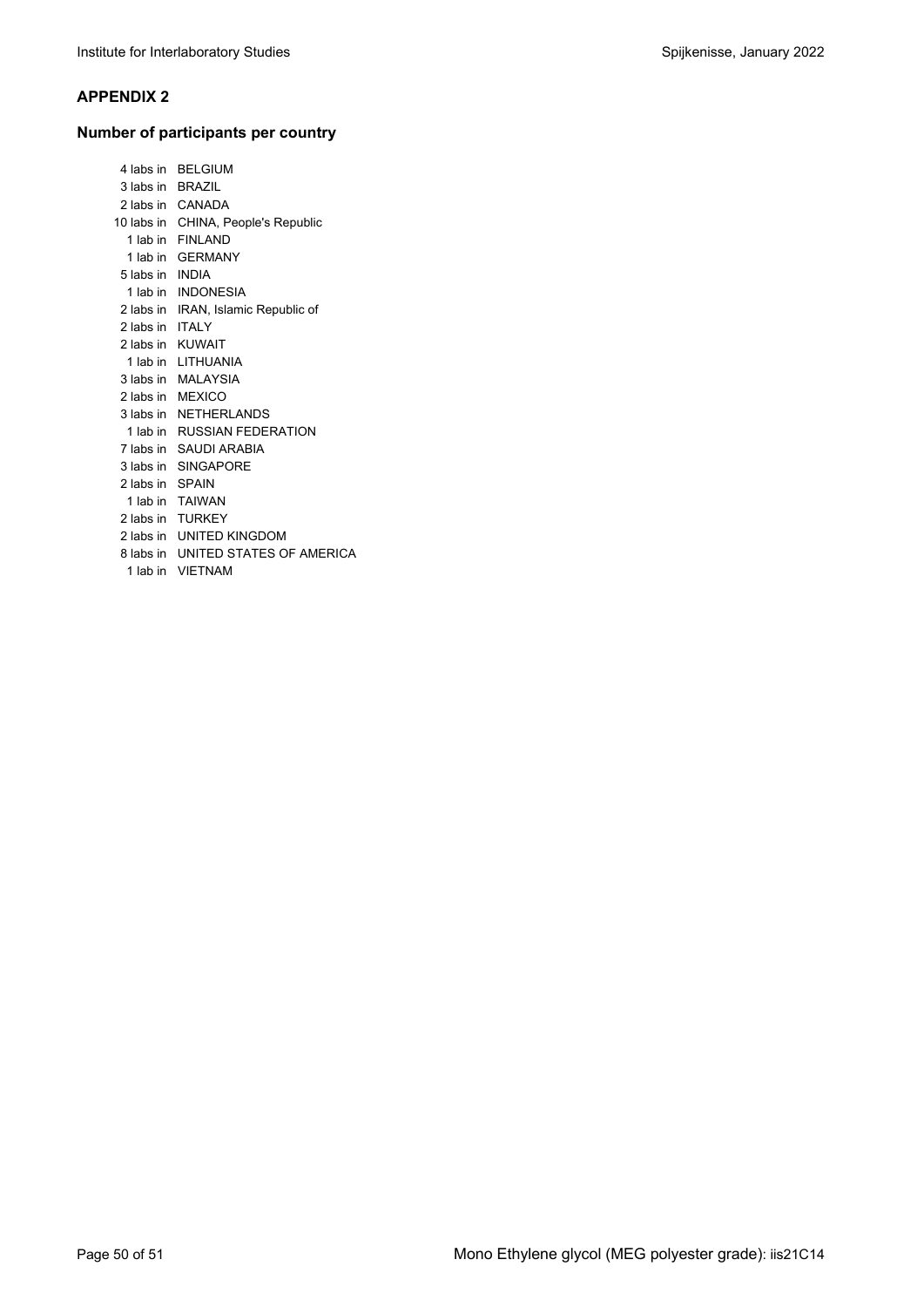## APPENDIX 2

### Number of participants per country

4 labs in BELGIUM
3 labs in BRAZIL
2 labs in CANADA
10 labs in CHINA, People's Republic
1 lab in FINLAND
1 lab in GERMANY
5 labs in INDIA
1 lab in INDONESIA
2 labs in IRAN, Islamic Republic of
2 labs in ITALY
2 labs in KUWAIT
1 lab in LITHUANIA
3 labs in MALAYSIA
2 labs in MEXICO
3 labs in NETHERLANDS
1 lab in RUSSIAN FEDERATION
7 labs in SAUDI ARABIA
3 labs in SINGAPORE
2 labs in SPAIN
1 lab in TAIWAN
2 labs in TURKEY
2 labs in UNITED KINGDOM
8 labs in UNITED STATES OF AMERICA
1 lab in VIETNAM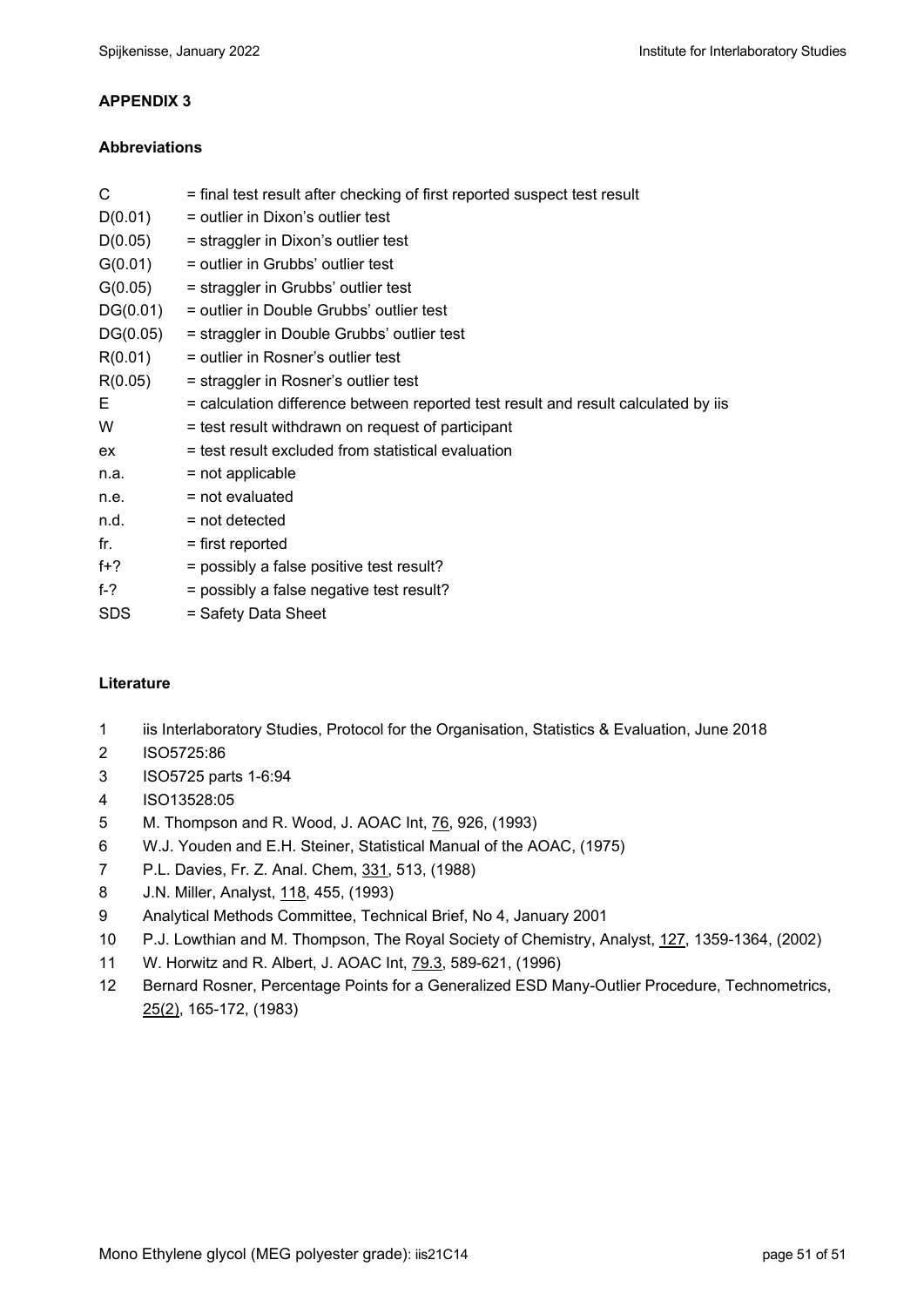**APPENDIX 3**

**Abbreviations**

| | |
|---|---|
| C | = final test result after checking of first reported suspect test result |
| D(0.01) | = outlier in Dixon's outlier test |
| D(0.05) | = straggler in Dixon's outlier test |
| G(0.01) | = outlier in Grubbs' outlier test |
| G(0.05) | = straggler in Grubbs' outlier test |
| DG(0.01) | = outlier in Double Grubbs' outlier test |
| DG(0.05) | = straggler in Double Grubbs' outlier test |
| R(0.01) | = outlier in Rosner's outlier test |
| R(0.05) | = straggler in Rosner's outlier test |
| E | = calculation difference between reported test result and result calculated by iis |
| W | = test result withdrawn on request of participant |
| ex | = test result excluded from statistical evaluation |
| n.a. | = not applicable |
| n.e. | = not evaluated |
| n.d. | = not detected |
| fr. | = first reported |
| f+? | = possibly a false positive test result? |
| f-? | = possibly a false negative test result? |
| SDS | = Safety Data Sheet |

**Literature**

1. iis Interlaboratory Studies, Protocol for the Organisation, Statistics & Evaluation, June 2018
2. ISO5725:86
3. ISO5725 parts 1-6:94
4. ISO13528:05
5. M. Thompson and R. Wood, J. AOAC Int, 76, 926, (1993)
6. W.J. Youden and E.H. Steiner, Statistical Manual of the AOAC, (1975)
7. P.L. Davies, Fr. Z. Anal. Chem, 331, 513, (1988)
8. J.N. Miller, Analyst, 118, 455, (1993)
9. Analytical Methods Committee, Technical Brief, No 4, January 2001
10. P.J. Lowthian and M. Thompson, The Royal Society of Chemistry, Analyst, 127, 1359-1364, (2002)
11. W. Horwitz and R. Albert, J. AOAC Int, 79.3, 589-621, (1996)
12. Bernard Rosner, Percentage Points for a Generalized ESD Many-Outlier Procedure, Technometrics, 25(2), 165-172, (1983)